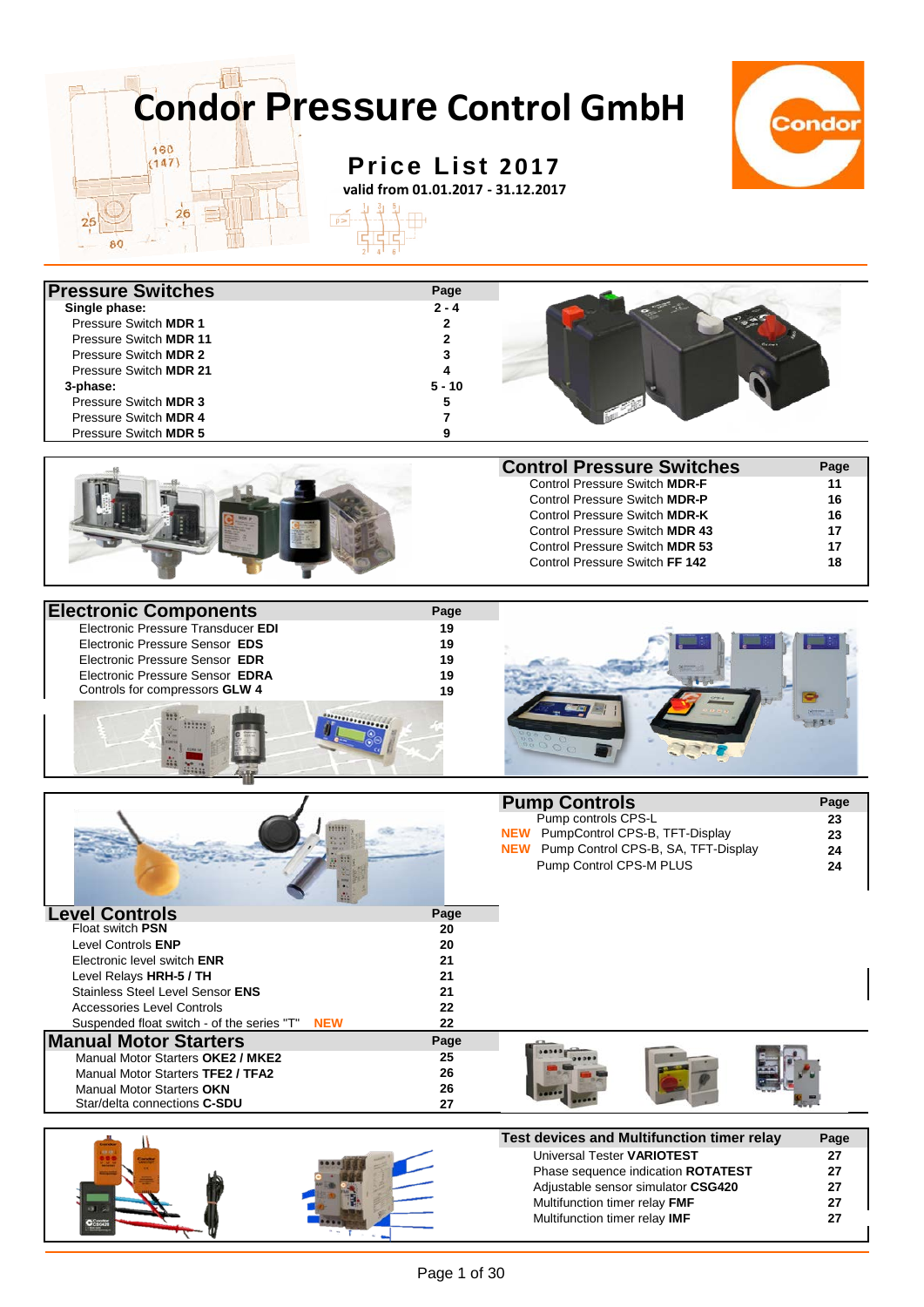# Condor Pressure Control GmbH

## Price List 2017

**valid from 01.01.2017 - 31.12.2017**

| Pressure Switches | Page |
|---|---|
| **Single phase:** | **2 - 4** |
| Pressure Switch **MDR 1** | **2** |
| Pressure Switch **MDR 11** | **2** |
| Pressure Switch **MDR 2** | **3** |
| Pressure Switch **MDR 21** | **4** |
| **3-phase:** | **5 - 10** |
| Pressure Switch **MDR 3** | **5** |
| Pressure Switch **MDR 4** | **7** |
| Pressure Switch **MDR 5** | **9** |

| Control Pressure Switches | Page |
|---|---|
| Control Pressure Switch **MDR-F** | **11** |
| Control Pressure Switch **MDR-P** | **16** |
| Control Pressure Switch **MDR-K** | **16** |
| Control Pressure Switch **MDR 43** | **17** |
| Control Pressure Switch **MDR 53** | **17** |
| Control Pressure Switch **FF 142** | **18** |

| Electronic Components | Page |
|---|---|
| Electronic Pressure Transducer **EDI** | **19** |
| Electronic Pressure Sensor **EDS** | **19** |
| Electronic Pressure Sensor **EDR** | **19** |
| Electronic Pressure Sensor **EDRA** | **19** |
| Controls for compressors **GLW 4** | **19** |

| Pump Controls | Page |
|---|---|
| Pump controls CPS-L | **23** |
| **NEW** PumpControl CPS-B, TFT-Display | **23** |
| **NEW** Pump Control CPS-B, SA, TFT-Display | **24** |
| Pump Control CPS-M PLUS | **24** |

| Level Controls | Page |
|---|---|
| Float switch **PSN** | **20** |
| Level Controls **ENP** | **20** |
| Electronic level switch **ENR** | **21** |
| Level Relays **HRH-5 / TH** | **21** |
| Stainless Steel Level Sensor **ENS** | **21** |
| Accessories Level Controls | **22** |
| Suspended float switch - of the series "T" **NEW** | **22** |

| Manual Motor Starters | Page |
|---|---|
| Manual Motor Starters **OKE2 / MKE2** | **25** |
| Manual Motor Starters **TFE2 / TFA2** | **26** |
| Manual Motor Starters **OKN** | **26** |
| Star/delta connections **C-SDU** | **27** |

| Test devices and Multifunction timer relay | Page |
|---|---|
| Universal Tester **VARIOTEST** | **27** |
| Phase sequence indication **ROTATEST** | **27** |
| Adjustable sensor simulator **CSG420** | **27** |
| Multifunction timer relay **FMF** | **27** |
| Multifunction timer relay **IMF** | **27** |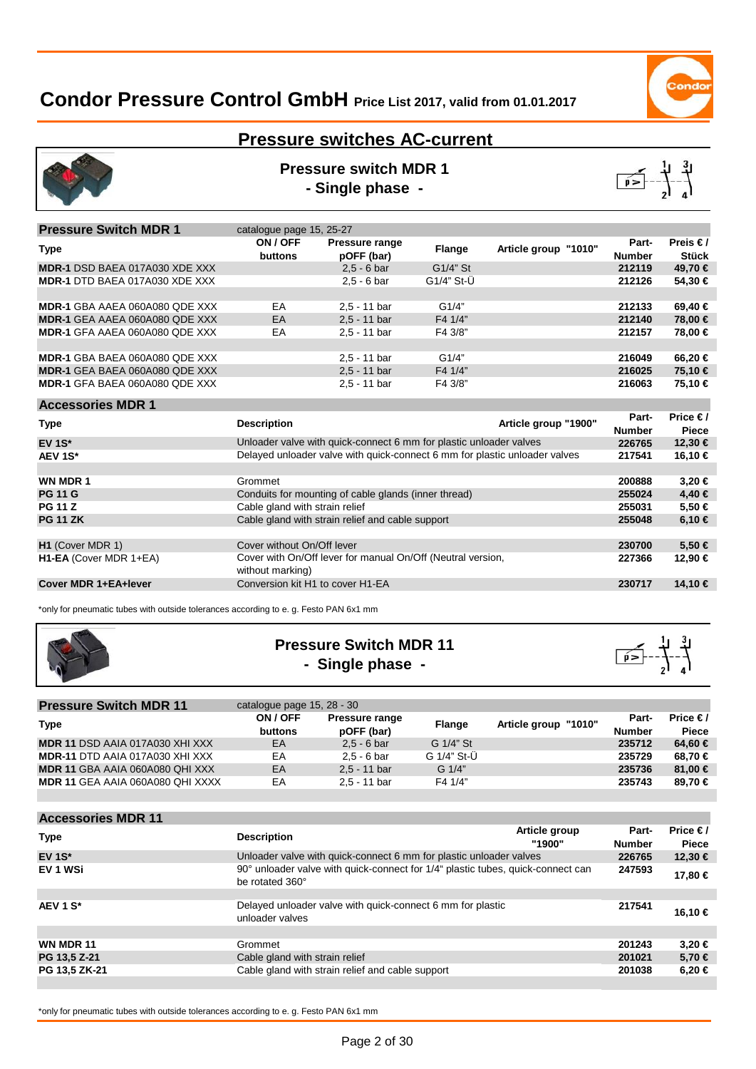# Condor Pressure Control GmbH Price List 2017, valid from 01.01.2017

## Pressure switches AC-current

### Pressure switch MDR 1 - Single phase -

| **Pressure Switch MDR 1** | catalogue page 15, 25-27 | | | | | |
|---|---|---|---|---|---|---|
| **Type** | **ON / OFF buttons** | **Pressure range pOFF (bar)** | **Flange** | **Article group "1010"** | **Part-Number** | **Preis € / Stück** |
| **MDR-1** DSD BAEA 017A030 XDE XXX | | 2,5 - 6 bar | G1/4" St | | **212119** | **49,70 €** |
| **MDR-1** DTD BAEA 017A030 XDE XXX | | 2,5 - 6 bar | G1/4" St-Ü | | **212126** | **54,30 €** |
| | | | | | | |
| **MDR-1** GBA AAEA 060A080 QDE XXX | EA | 2,5 - 11 bar | G1/4" | | **212133** | **69,40 €** |
| **MDR-1** GEA AAEA 060A080 QDE XXX | EA | 2,5 - 11 bar | F4 1/4" | | **212140** | **78,00 €** |
| **MDR-1** GFA AAEA 060A080 QDE XXX | EA | 2,5 - 11 bar | F4 3/8" | | **212157** | **78,00 €** |
| | | | | | | |
| **MDR-1** GBA BAEA 060A080 QDE XXX | | 2,5 - 11 bar | G1/4" | | **216049** | **66,20 €** |
| **MDR-1** GEA BAEA 060A080 QDE XXX | | 2,5 - 11 bar | F4 1/4" | | **216025** | **75,10 €** |
| **MDR-1** GFA BAEA 060A080 QDE XXX | | 2,5 - 11 bar | F4 3/8" | | **216063** | **75,10 €** |

| **Accessories MDR 1** | | | | |
|---|---|---|---|---|
| **Type** | **Description** | **Article group "1900"** | **Part-Number** | **Price € / Piece** |
| **EV 1S*** | Unloader valve with quick-connect 6 mm for plastic unloader valves | | **226765** | **12,30 €** |
| **AEV 1S*** | Delayed unloader valve with quick-connect 6 mm for plastic unloader valves | | **217541** | **16,10 €** |
| | | | | |
| **WN MDR 1** | Grommet | | **200888** | **3,20 €** |
| **PG 11 G** | Conduits for mounting of cable glands (inner thread) | | **255024** | **4,40 €** |
| **PG 11 Z** | Cable gland with strain relief | | **255031** | **5,50 €** |
| **PG 11 ZK** | Cable gland with strain relief and cable support | | **255048** | **6,10 €** |
| | | | | |
| **H1** (Cover MDR 1) | Cover without On/Off lever | | **230700** | **5,50 €** |
| **H1-EA** (Cover MDR 1+EA) | Cover with On/Off lever for manual On/Off (Neutral version, without marking) | | **227366** | **12,90 €** |
| **Cover MDR 1+EA+lever** | Conversion kit H1 to cover H1-EA | | **230717** | **14,10 €** |

*only for pneumatic tubes with outside tolerances according to e. g. Festo PAN 6x1 mm

### Pressure Switch MDR 11 - Single phase -

| **Pressure Switch MDR 11** | catalogue page 15, 28 - 30 | | | | | |
|---|---|---|---|---|---|---|
| **Type** | **ON / OFF buttons** | **Pressure range pOFF (bar)** | **Flange** | **Article group "1010"** | **Part-Number** | **Price € / Piece** |
| **MDR 11** DSD AAIA 017A030 XHI XXX | EA | 2,5 - 6 bar | G 1/4" St | | **235712** | **64,60 €** |
| **MDR-11** DTD AAIA 017A030 XHI XXX | EA | 2,5 - 6 bar | G 1/4" St-Ü | | **235729** | **68,70 €** |
| **MDR 11** GBA AAIA 060A080 QHI XXX | EA | 2,5 - 11 bar | G 1/4" | | **235736** | **81,00 €** |
| **MDR 11** GEA AAIA 060A080 QHI XXXX | EA | 2,5 - 11 bar | F4 1/4" | | **235743** | **89,70 €** |

| **Accessories MDR 11** | | | | |
|---|---|---|---|---|
| **Type** | **Description** | **Article group "1900"** | **Part-Number** | **Price € / Piece** |
| **EV 1S*** | Unloader valve with quick-connect 6 mm for plastic unloader valves | | **226765** | **12,30 €** |
| **EV 1 WSi** | 90° unloader valve with quick-connect for 1/4" plastic tubes, quick-connect can be rotated 360° | | **247593** | **17,80 €** |
| | | | | |
| **AEV 1 S*** | Delayed unloader valve with quick-connect 6 mm for plastic unloader valves | | **217541** | **16,10 €** |
| | | | | |
| **WN MDR 11** | Grommet | | **201243** | **3,20 €** |
| **PG 13,5 Z-21** | Cable gland with strain relief | | **201021** | **5,70 €** |
| **PG 13,5 ZK-21** | Cable gland with strain relief and cable support | | **201038** | **6,20 €** |

*only for pneumatic tubes with outside tolerances according to e. g. Festo PAN 6x1 mm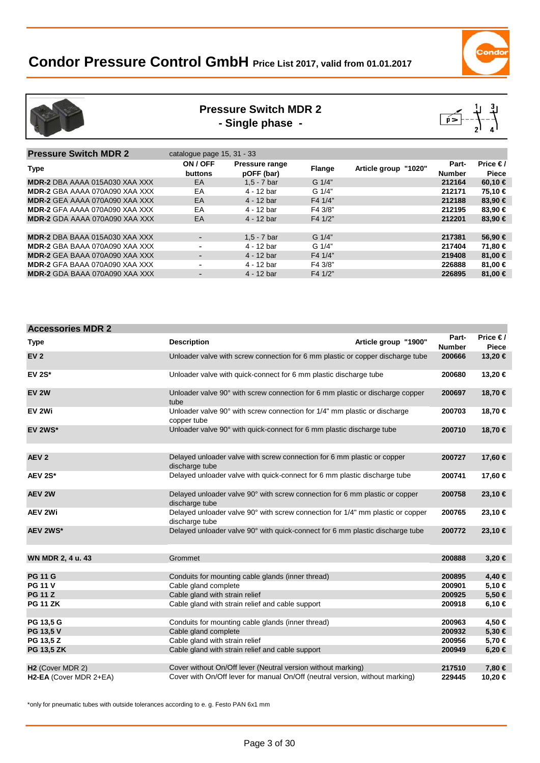# Condor Pressure Control GmbH Price List 2017, valid from 01.01.2017

## Pressure Switch MDR 2 - Single phase -

| Pressure Switch MDR 2 | catalogue page 15, 31 - 33 | | | | | |
|---|---|---|---|---|---|---|
| Type | ON / OFF buttons | Pressure range pOFF (bar) | Flange | Article group "1020" | Part-Number | Price € / Piece |
| **MDR-2** DBA AAAA 015A030 XAA XXX | EA | 1,5 - 7 bar | G 1/4" | | **212164** | **60,10 €** |
| **MDR-2** GBA AAAA 070A090 XAA XXX | EA | 4 - 12 bar | G 1/4" | | **212171** | **75,10 €** |
| **MDR-2** GEA AAAA 070A090 XAA XXX | EA | 4 - 12 bar | F4 1/4" | | **212188** | **83,90 €** |
| **MDR-2** GFA AAAA 070A090 XAA XXX | EA | 4 - 12 bar | F4 3/8" | | **212195** | **83,90 €** |
| **MDR-2** GDA AAAA 070A090 XAA XXX | EA | 4 - 12 bar | F4 1/2" | | **212201** | **83,90 €** |
| | | | | | | |
| **MDR-2** DBA BAAA 015A030 XAA XXX | - | 1,5 - 7 bar | G 1/4" | | **217381** | **56,90 €** |
| **MDR-2** GBA BAAA 070A090 XAA XXX | - | 4 - 12 bar | G 1/4" | | **217404** | **71,80 €** |
| **MDR-2** GEA BAAA 070A090 XAA XXX | - | 4 - 12 bar | F4 1/4" | | **219408** | **81,00 €** |
| **MDR-2** GFA BAAA 070A090 XAA XXX | - | 4 - 12 bar | F4 3/8" | | **226888** | **81,00 €** |
| **MDR-2** GDA BAAA 070A090 XAA XXX | - | 4 - 12 bar | F4 1/2" | | **226895** | **81,00 €** |

## Accessories MDR 2

| Type | Description (Article group "1900") | Part-Number | Price € / Piece |
|---|---|---|---|
| **EV 2** | Unloader valve with screw connection for 6 mm plastic or copper discharge tube | **200666** | **13,20 €** |
| **EV 2S*** | Unloader valve with quick-connect for 6 mm plastic discharge tube | **200680** | **13,20 €** |
| **EV 2W** | Unloader valve 90° with screw connection for 6 mm plastic or discharge copper tube | **200697** | **18,70 €** |
| **EV 2Wi** | Unloader valve 90° with screw connection for 1/4" mm plastic or discharge copper tube | **200703** | **18,70 €** |
| **EV 2WS*** | Unloader valve 90° with quick-connect for 6 mm plastic discharge tube | **200710** | **18,70 €** |
| | | | |
| **AEV 2** | Delayed unloader valve with screw connection for 6 mm plastic or copper discharge tube | **200727** | **17,60 €** |
| **AEV 2S*** | Delayed unloader valve with quick-connect for 6 mm plastic discharge tube | **200741** | **17,60 €** |
| **AEV 2W** | Delayed unloader valve 90° with screw connection for 6 mm plastic or copper discharge tube | **200758** | **23,10 €** |
| **AEV 2Wi** | Delayed unloader valve 90° with screw connection for 1/4" mm plastic or copper discharge tube | **200765** | **23,10 €** |
| **AEV 2WS*** | Delayed unloader valve 90° with quick-connect for 6 mm plastic discharge tube | **200772** | **23,10 €** |
| | | | |
| **WN MDR 2, 4 u. 43** | Grommet | **200888** | **3,20 €** |
| | | | |
| **PG 11 G** | Conduits for mounting cable glands (inner thread) | **200895** | **4,40 €** |
| **PG 11 V** | Cable gland complete | **200901** | **5,10 €** |
| **PG 11 Z** | Cable gland with strain relief | **200925** | **5,50 €** |
| **PG 11 ZK** | Cable gland with strain relief and cable support | **200918** | **6,10 €** |
| | | | |
| **PG 13,5 G** | Conduits for mounting cable glands (inner thread) | **200963** | **4,50 €** |
| **PG 13,5 V** | Cable gland complete | **200932** | **5,30 €** |
| **PG 13,5 Z** | Cable gland with strain relief | **200956** | **5,70 €** |
| **PG 13,5 ZK** | Cable gland with strain relief and cable support | **200949** | **6,20 €** |
| | | | |
| **H2** (Cover MDR 2) | Cover without On/Off lever (Neutral version without marking) | **217510** | **7,80 €** |
| **H2-EA** (Cover MDR 2+EA) | Cover with On/Off lever for manual On/Off (neutral version, without marking) | **229445** | **10,20 €** |

*only for pneumatic tubes with outside tolerances according to e. g. Festo PAN 6x1 mm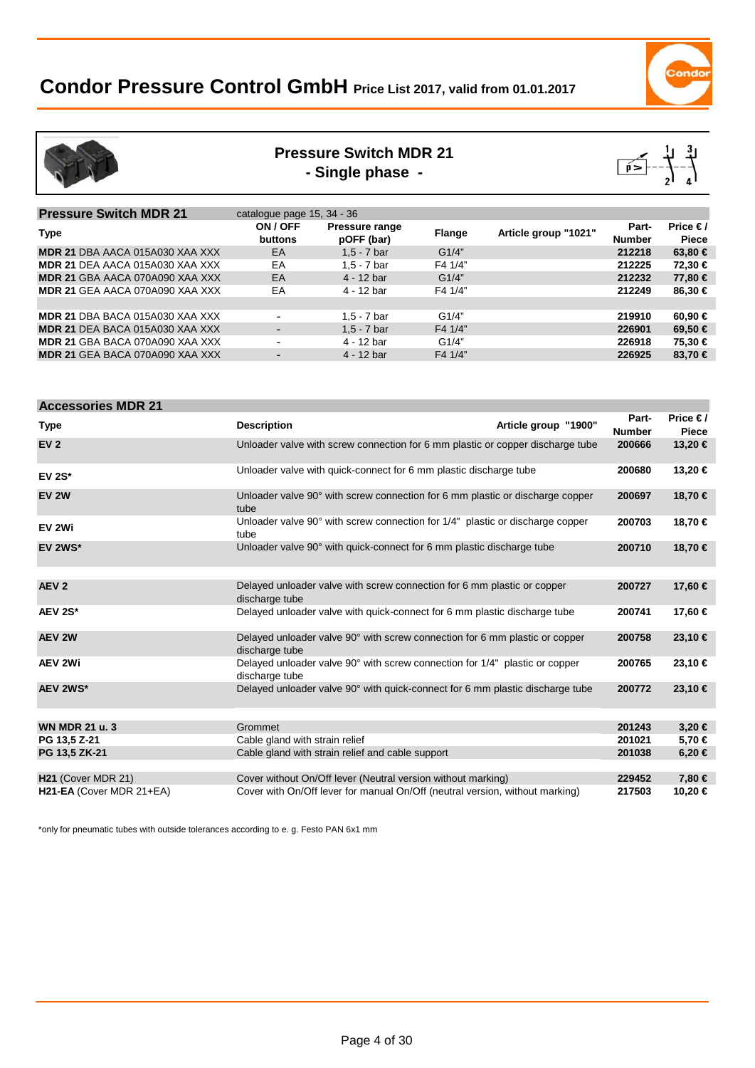# Condor Pressure Control GmbH Price List 2017, valid from 01.01.2017

## Pressure Switch MDR 21
## - Single phase -

| **Pressure Switch MDR 21** | catalogue page 15, 34 - 36 | | | | | |
|---|---|---|---|---|---|---|
| **Type** | **ON / OFF buttons** | **Pressure range pOFF (bar)** | **Flange** | **Article group "1021"** | **Part-Number** | **Price € / Piece** |
| **MDR 21** DBA AACA 015A030 XAA XXX | EA | 1,5 - 7 bar | G1/4" | | **212218** | **63,80 €** |
| **MDR 21** DEA AACA 015A030 XAA XXX | EA | 1,5 - 7 bar | F4 1/4" | | **212225** | **72,30 €** |
| **MDR 21** GBA AACA 070A090 XAA XXX | EA | 4 - 12 bar | G1/4" | | **212232** | **77,80 €** |
| **MDR 21** GEA AACA 070A090 XAA XXX | EA | 4 - 12 bar | F4 1/4" | | **212249** | **86,30 €** |
| | | | | | | |
| **MDR 21** DBA BACA 015A030 XAA XXX | - | 1,5 - 7 bar | G1/4" | | **219910** | **60,90 €** |
| **MDR 21** DEA BACA 015A030 XAA XXX | - | 1,5 - 7 bar | F4 1/4" | | **226901** | **69,50 €** |
| **MDR 21** GBA BACA 070A090 XAA XXX | - | 4 - 12 bar | G1/4" | | **226918** | **75,30 €** |
| **MDR 21** GEA BACA 070A090 XAA XXX | - | 4 - 12 bar | F4 1/4" | | **226925** | **83,70 €** |

| **Accessories MDR 21** | | | | |
|---|---|---|---|---|
| **Type** | **Description** | **Article group "1900"** | **Part-Number** | **Price € / Piece** |
| **EV 2** | Unloader valve with screw connection for 6 mm plastic or copper discharge tube | | **200666** | **13,20 €** |
| **EV 2S*** | Unloader valve with quick-connect for 6 mm plastic discharge tube | | **200680** | **13,20 €** |
| **EV 2W** | Unloader valve 90° with screw connection for 6 mm plastic or discharge copper tube | | **200697** | **18,70 €** |
| **EV 2Wi** | Unloader valve 90° with screw connection for 1/4" plastic or discharge copper tube | | **200703** | **18,70 €** |
| **EV 2WS*** | Unloader valve 90° with quick-connect for 6 mm plastic discharge tube | | **200710** | **18,70 €** |
| | | | | |
| **AEV 2** | Delayed unloader valve with screw connection for 6 mm plastic or copper discharge tube | | **200727** | **17,60 €** |
| **AEV 2S*** | Delayed unloader valve with quick-connect for 6 mm plastic discharge tube | | **200741** | **17,60 €** |
| **AEV 2W** | Delayed unloader valve 90° with screw connection for 6 mm plastic or copper discharge tube | | **200758** | **23,10 €** |
| **AEV 2Wi** | Delayed unloader valve 90° with screw connection for 1/4" plastic or copper discharge tube | | **200765** | **23,10 €** |
| **AEV 2WS*** | Delayed unloader valve 90° with quick-connect for 6 mm plastic discharge tube | | **200772** | **23,10 €** |
| | | | | |
| **WN MDR 21 u. 3** | Grommet | | **201243** | **3,20 €** |
| **PG 13,5 Z-21** | Cable gland with strain relief | | **201021** | **5,70 €** |
| **PG 13,5 ZK-21** | Cable gland with strain relief and cable support | | **201038** | **6,20 €** |
| | | | | |
| **H21** (Cover MDR 21) | Cover without On/Off lever (Neutral version without marking) | | **229452** | **7,80 €** |
| **H21-EA** (Cover MDR 21+EA) | Cover with On/Off lever for manual On/Off (neutral version, without marking) | | **217503** | **10,20 €** |

*only for pneumatic tubes with outside tolerances according to e. g. Festo PAN 6x1 mm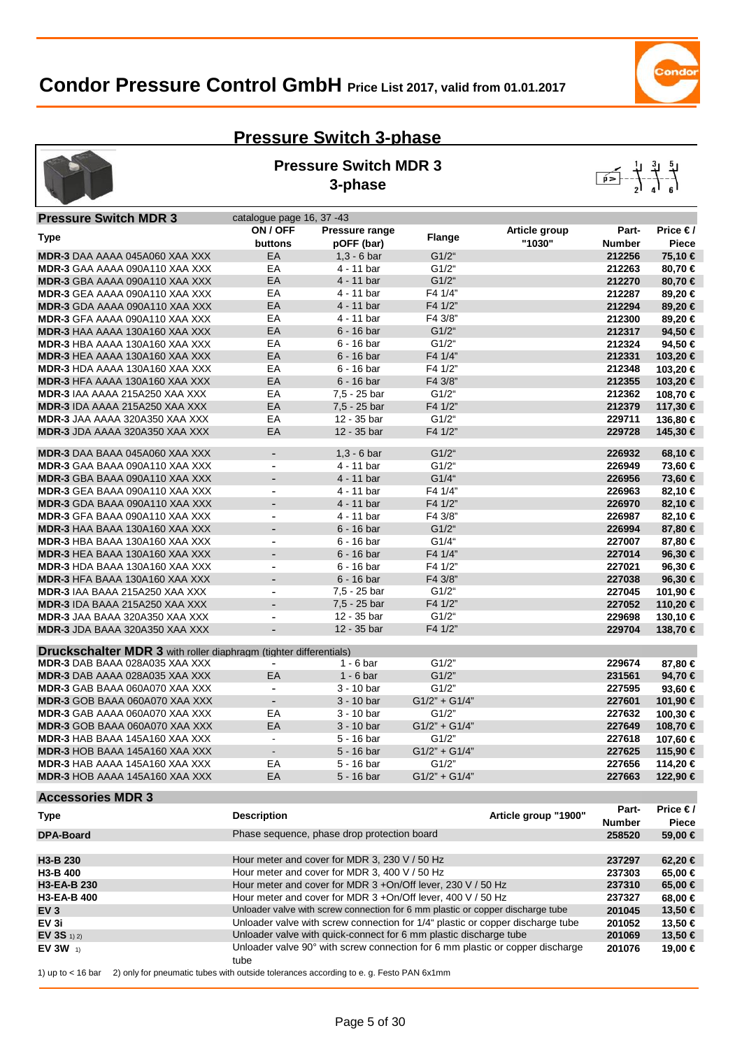# Condor Pressure Control GmbH Price List 2017, valid from 01.01.2017

## Pressure Switch 3-phase

### Pressure Switch MDR 3 3-phase

| Pressure Switch MDR 3 | catalogue page 16, 37 -43 | | | | | |
|---|---|---|---|---|---|---|
| Type | ON / OFF buttons | Pressure range pOFF (bar) | Flange | Article group "1030" | Part-Number | Price € / Piece |
| **MDR-3** DAA AAAA 045A060 XAA XXX | EA | 1,3 - 6 bar | G1/2" | | **212256** | **75,10 €** |
| **MDR-3** GAA AAAA 090A110 XAA XXX | EA | 4 - 11 bar | G1/2" | | **212263** | **80,70 €** |
| **MDR-3** GBA AAAA 090A110 XAA XXX | EA | 4 - 11 bar | G1/2" | | **212270** | **80,70 €** |
| **MDR-3** GEA AAAA 090A110 XAA XXX | EA | 4 - 11 bar | F4 1/4" | | **212287** | **89,20 €** |
| **MDR-3** GDA AAAA 090A110 XAA XXX | EA | 4 - 11 bar | F4 1/2" | | **212294** | **89,20 €** |
| **MDR-3** GFA AAAA 090A110 XAA XXX | EA | 4 - 11 bar | F4 3/8" | | **212300** | **89,20 €** |
| **MDR-3** HAA AAAA 130A160 XAA XXX | EA | 6 - 16 bar | G1/2" | | **212317** | **94,50 €** |
| **MDR-3** HBA AAAA 130A160 XAA XXX | EA | 6 - 16 bar | G1/2" | | **212324** | **94,50 €** |
| **MDR-3** HEA AAAA 130A160 XAA XXX | EA | 6 - 16 bar | F4 1/4" | | **212331** | **103,20 €** |
| **MDR-3** HDA AAAA 130A160 XAA XXX | EA | 6 - 16 bar | F4 1/2" | | **212348** | **103,20 €** |
| **MDR-3** HFA AAAA 130A160 XAA XXX | EA | 6 - 16 bar | F4 3/8" | | **212355** | **103,20 €** |
| **MDR-3** IAA AAAA 215A250 XAA XXX | EA | 7,5 - 25 bar | G1/2" | | **212362** | **108,70 €** |
| **MDR-3** IDA AAAA 215A250 XAA XXX | EA | 7,5 - 25 bar | F4 1/2" | | **212379** | **117,30 €** |
| **MDR-3** JAA AAAA 320A350 XAA XXX | EA | 12 - 35 bar | G1/2" | | **229711** | **136,80 €** |
| **MDR-3** JDA AAAA 320A350 XAA XXX | EA | 12 - 35 bar | F4 1/2" | | **229728** | **145,30 €** |
| **MDR-3** DAA BAAA 045A060 XAA XXX | - | 1,3 - 6 bar | G1/2" | | **226932** | **68,10 €** |
| **MDR-3** GAA BAAA 090A110 XAA XXX | - | 4 - 11 bar | G1/2" | | **226949** | **73,60 €** |
| **MDR-3** GBA BAAA 090A110 XAA XXX | - | 4 - 11 bar | G1/4" | | **226956** | **73,60 €** |
| **MDR-3** GEA BAAA 090A110 XAA XXX | - | 4 - 11 bar | F4 1/4" | | **226963** | **82,10 €** |
| **MDR-3** GDA BAAA 090A110 XAA XXX | - | 4 - 11 bar | F4 1/2" | | **226970** | **82,10 €** |
| **MDR-3** GFA BAAA 090A110 XAA XXX | - | 4 - 11 bar | F4 3/8" | | **226987** | **82,10 €** |
| **MDR-3** HAA BAAA 130A160 XAA XXX | - | 6 - 16 bar | G1/2" | | **226994** | **87,80 €** |
| **MDR-3** HBA BAAA 130A160 XAA XXX | - | 6 - 16 bar | G1/4" | | **227007** | **87,80 €** |
| **MDR-3** HEA BAAA 130A160 XAA XXX | - | 6 - 16 bar | F4 1/4" | | **227014** | **96,30 €** |
| **MDR-3** HDA BAAA 130A160 XAA XXX | - | 6 - 16 bar | F4 1/2" | | **227021** | **96,30 €** |
| **MDR-3** HFA BAAA 130A160 XAA XXX | - | 6 - 16 bar | F4 3/8" | | **227038** | **96,30 €** |
| **MDR-3** IAA BAAA 215A250 XAA XXX | - | 7,5 - 25 bar | G1/2" | | **227045** | **101,90 €** |
| **MDR-3** IDA BAAA 215A250 XAA XXX | - | 7,5 - 25 bar | F4 1/2" | | **227052** | **110,20 €** |
| **MDR-3** JAA BAAA 320A350 XAA XXX | - | 12 - 35 bar | G1/2" | | **229698** | **130,10 €** |
| **MDR-3** JDA BAAA 320A350 XAA XXX | - | 12 - 35 bar | F4 1/2" | | **229704** | **138,70 €** |
| **Druckschalter MDR 3** with roller diaphragm (tighter differentials) | | | | | | |
| **MDR-3** DAB BAAA 028A035 XAA XXX | - | 1 - 6 bar | G1/2" | | **229674** | **87,80 €** |
| **MDR-3** DAB AAAA 028A035 XAA XXX | EA | 1 - 6 bar | G1/2" | | **231561** | **94,70 €** |
| **MDR-3** GAB BAAA 060A070 XAA XXX | - | 3 - 10 bar | G1/2" | | **227595** | **93,60 €** |
| **MDR-3** GOB BAAA 060A070 XAA XXX | - | 3 - 10 bar | G1/2" + G1/4" | | **227601** | **101,90 €** |
| **MDR-3** GAB AAAA 060A070 XAA XXX | EA | 3 - 10 bar | G1/2" | | **227632** | **100,30 €** |
| **MDR-3** GOB BAAA 060A070 XAA XXX | EA | 3 - 10 bar | G1/2" + G1/4" | | **227649** | **108,70 €** |
| **MDR-3** HAB BAAA 145A160 XAA XXX | - | 5 - 16 bar | G1/2" | | **227618** | **107,60 €** |
| **MDR-3** HOB BAAA 145A160 XAA XXX | - | 5 - 16 bar | G1/2" + G1/4" | | **227625** | **115,90 €** |
| **MDR-3** HAB AAAA 145A160 XAA XXX | EA | 5 - 16 bar | G1/2" | | **227656** | **114,20 €** |
| **MDR-3** HOB AAAA 145A160 XAA XXX | EA | 5 - 16 bar | G1/2" + G1/4" | | **227663** | **122,90 €** |

### Accessories MDR 3

| Type | Description | Article group "1900" | Part-Number | Price € / Piece |
|---|---|---|---|---|
| **DPA-Board** | Phase sequence, phase drop protection board | | **258520** | **59,00 €** |
| **H3-B 230** | Hour meter and cover for MDR 3, 230 V / 50 Hz | | **237297** | **62,20 €** |
| **H3-B 400** | Hour meter and cover for MDR 3, 400 V / 50 Hz | | **237303** | **65,00 €** |
| **H3-EA-B 230** | Hour meter and cover for MDR 3 +On/Off lever, 230 V / 50 Hz | | **237310** | **65,00 €** |
| **H3-EA-B 400** | Hour meter and cover for MDR 3 +On/Off lever, 400 V / 50 Hz | | **237327** | **68,00 €** |
| **EV 3** | Unloader valve with screw connection for 6 mm plastic or copper discharge tube | | **201045** | **13,50 €** |
| **EV 3i** | Unloader valve with screw connection for 1/4" plastic or copper discharge tube | | **201052** | **13,50 €** |
| **EV 3S** 1) 2) | Unloader valve with quick-connect for 6 mm plastic discharge tube | | **201069** | **13,50 €** |
| **EV 3W** 1) | Unloader valve 90° with screw connection for 6 mm plastic or copper discharge tube | | **201076** | **19,00 €** |

1) up to < 16 bar 2) only for pneumatic tubes with outside tolerances according to e. g. Festo PAN 6x1mm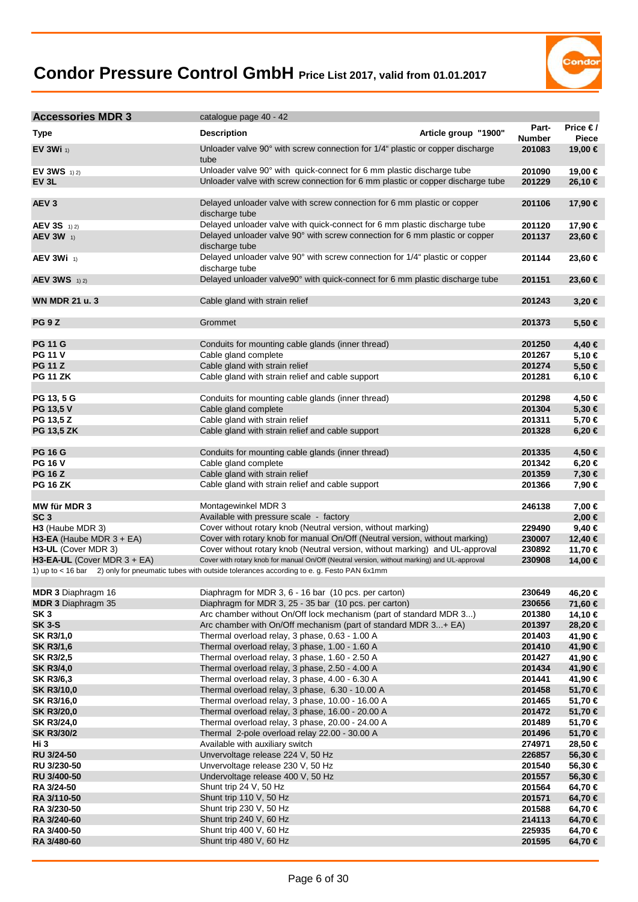# Condor Pressure Control GmbH Price List 2017, valid from 01.01.2017

| Accessories MDR 3 | catalogue page 40 - 42 | | | |
|---|---|---|---|---|
| **Type** | **Description** | **Article group "1900"** | **Part-Number** | **Price € / Piece** |
| **EV 3Wi** 1) | Unloader valve 90° with screw connection for 1/4" plastic or copper discharge tube | | **201083** | **19,00 €** |
| **EV 3WS** 1) 2) | Unloader valve 90° with quick-connect for 6 mm plastic discharge tube | | **201090** | **19,00 €** |
| **EV 3L** | Unloader valve with screw connection for 6 mm plastic or copper discharge tube | | **201229** | **26,10 €** |
| | | | | |
| **AEV 3** | Delayed unloader valve with screw connection for 6 mm plastic or copper discharge tube | | **201106** | **17,90 €** |
| **AEV 3S** 1) 2) | Delayed unloader valve with quick-connect for 6 mm plastic discharge tube | | **201120** | **17,90 €** |
| **AEV 3W** 1) | Delayed unloader valve 90° with screw connection for 6 mm plastic or copper discharge tube | | **201137** | **23,60 €** |
| **AEV 3Wi** 1) | Delayed unloader valve 90° with screw connection for 1/4" plastic or copper discharge tube | | **201144** | **23,60 €** |
| **AEV 3WS** 1) 2) | Delayed unloader valve90° with quick-connect for 6 mm plastic discharge tube | | **201151** | **23,60 €** |
| | | | | |
| **WN MDR 21 u. 3** | Cable gland with strain relief | | **201243** | **3,20 €** |
| | | | | |
| **PG 9 Z** | Grommet | | **201373** | **5,50 €** |
| | | | | |
| **PG 11 G** | Conduits for mounting cable glands (inner thread) | | **201250** | **4,40 €** |
| **PG 11 V** | Cable gland complete | | **201267** | **5,10 €** |
| **PG 11 Z** | Cable gland with strain relief | | **201274** | **5,50 €** |
| **PG 11 ZK** | Cable gland with strain relief and cable support | | **201281** | **6,10 €** |
| | | | | |
| **PG 13, 5 G** | Conduits for mounting cable glands (inner thread) | | **201298** | **4,50 €** |
| **PG 13,5 V** | Cable gland complete | | **201304** | **5,30 €** |
| **PG 13,5 Z** | Cable gland with strain relief | | **201311** | **5,70 €** |
| **PG 13,5 ZK** | Cable gland with strain relief and cable support | | **201328** | **6,20 €** |
| | | | | |
| **PG 16 G** | Conduits for mounting cable glands (inner thread) | | **201335** | **4,50 €** |
| **PG 16 V** | Cable gland complete | | **201342** | **6,20 €** |
| **PG 16 Z** | Cable gland with strain relief | | **201359** | **7,30 €** |
| **PG 16 ZK** | Cable gland with strain relief and cable support | | **201366** | **7,90 €** |
| | | | | |
| **MW für MDR 3** | Montagewinkel MDR 3 | | **246138** | **7,00 €** |
| **SC 3** | Available with pressure scale - factory | | | **2,00 €** |
| **H3** (Haube MDR 3) | Cover without rotary knob (Neutral version, without marking) | | **229490** | **9,40 €** |
| **H3-EA** (Haube MDR 3 + EA) | Cover with rotary knob for manual On/Off (Neutral version, without marking) | | **230007** | **12,40 €** |
| **H3-UL** (Cover MDR 3) | Cover without rotary knob (Neutral version, without marking) and UL-approval | | **230892** | **11,70 €** |
| **H3-EA-UL** (Cover MDR 3 + EA) | Cover with rotary knob for manual On/Off (Neutral version, without marking) and UL-approval | | **230908** | **14,00 €** |

1) up to < 16 bar 2) only for pneumatic tubes with outside tolerances according to e. g. Festo PAN 6x1mm

| Type | Description | Part-Number | Price € / Piece |
|---|---|---|---|
| **MDR 3** Diaphragm 16 | Diaphragm for MDR 3, 6 - 16 bar (10 pcs. per carton) | **230649** | **46,20 €** |
| **MDR 3** Diaphragm 35 | Diaphragm for MDR 3, 25 - 35 bar (10 pcs. per carton) | **230656** | **71,60 €** |
| **SK 3** | Arc chamber without On/Off lock mechanism (part of standard MDR 3...) | **201380** | **14,10 €** |
| **SK 3-S** | Arc chamber with On/Off mechanism (part of standard MDR 3...+ EA) | **201397** | **28,20 €** |
| **SK R3/1,0** | Thermal overload relay, 3 phase, 0.63 - 1.00 A | **201403** | **41,90 €** |
| **SK R3/1,6** | Thermal overload relay, 3 phase, 1.00 - 1.60 A | **201410** | **41,90 €** |
| **SK R3/2,5** | Thermal overload relay, 3 phase, 1.60 - 2.50 A | **201427** | **41,90 €** |
| **SK R3/4,0** | Thermal overload relay, 3 phase, 2.50 - 4.00 A | **201434** | **41,90 €** |
| **SK R3/6,3** | Thermal overload relay, 3 phase, 4.00 - 6.30 A | **201441** | **41,90 €** |
| **SK R3/10,0** | Thermal overload relay, 3 phase, 6.30 - 10.00 A | **201458** | **51,70 €** |
| **SK R3/16,0** | Thermal overload relay, 3 phase, 10.00 - 16.00 A | **201465** | **51,70 €** |
| **SK R3/20,0** | Thermal overload relay, 3 phase, 16.00 - 20.00 A | **201472** | **51,70 €** |
| **SK R3/24,0** | Thermal overload relay, 3 phase, 20.00 - 24.00 A | **201489** | **51,70 €** |
| **SK R3/30/2** | Thermal 2-pole overload relay 22.00 - 30.00 A | **201496** | **51,70 €** |
| **Hi 3** | Available with auxiliary switch | **274971** | **28,50 €** |
| **RU 3/24-50** | Unvervoltage release 224 V, 50 Hz | **226857** | **56,30 €** |
| **RU 3/230-50** | Unvervoltage release 230 V, 50 Hz | **201540** | **56,30 €** |
| **RU 3/400-50** | Undervoltage release 400 V, 50 Hz | **201557** | **56,30 €** |
| **RA 3/24-50** | Shunt trip 24 V, 50 Hz | **201564** | **64,70 €** |
| **RA 3/110-50** | Shunt trip 110 V, 50 Hz | **201571** | **64,70 €** |
| **RA 3/230-50** | Shunt trip 230 V, 50 Hz | **201588** | **64,70 €** |
| **RA 3/240-60** | Shunt trip 240 V, 60 Hz | **214113** | **64,70 €** |
| **RA 3/400-50** | Shunt trip 400 V, 60 Hz | **225935** | **64,70 €** |
| **RA 3/480-60** | Shunt trip 480 V, 60 Hz | **201595** | **64,70 €** |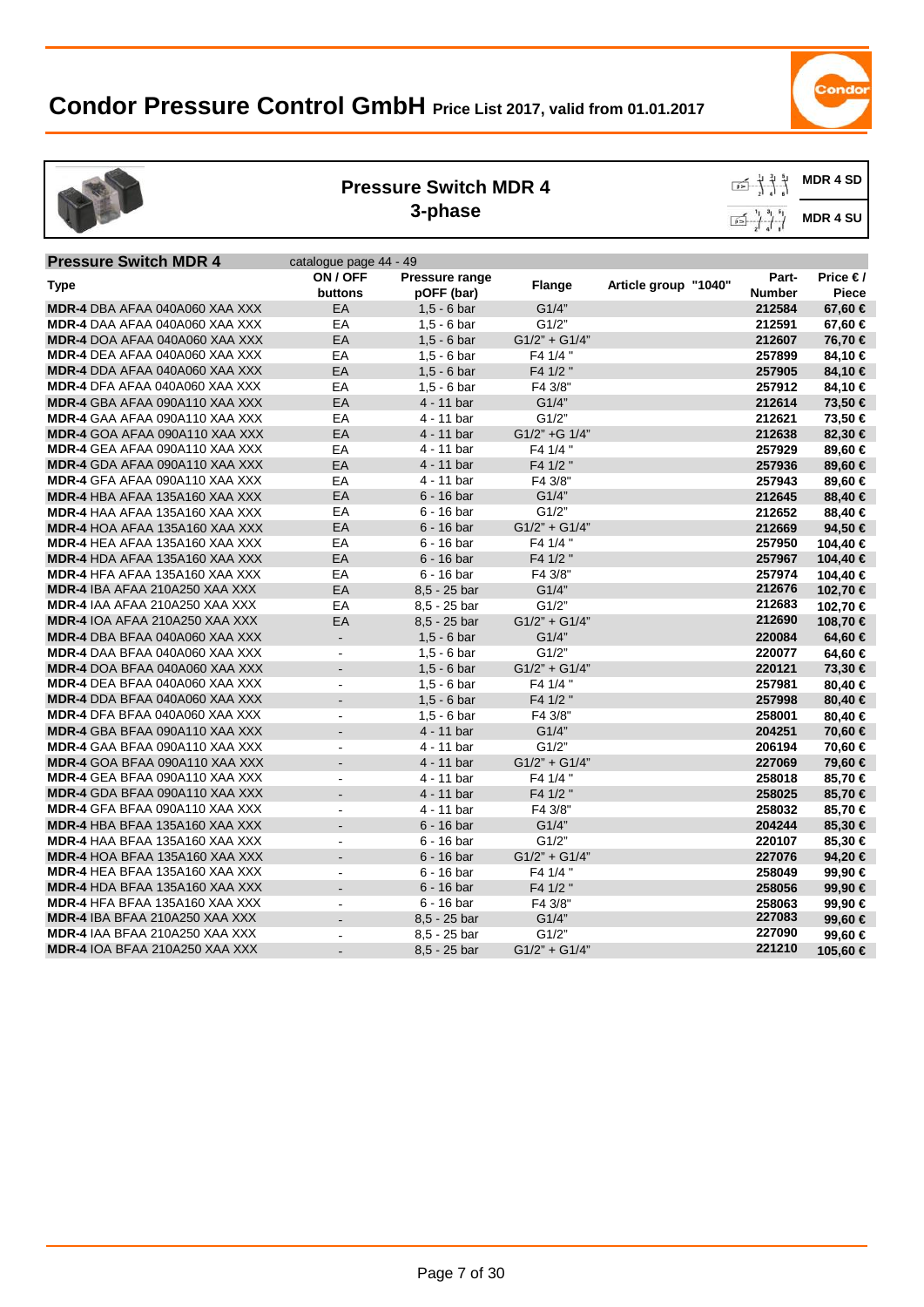# Condor Pressure Control GmbH Price List 2017, valid from 01.01.2017

## Pressure Switch MDR 4 3-phase

MDR 4 SD

MDR 4 SU

| Pressure Switch MDR 4 | catalogue page 44 - 49 | | | | | |
|---|---|---|---|---|---|---|
| Type | ON / OFF buttons | Pressure range pOFF (bar) | Flange | Article group "1040" | Part-Number | Price € / Piece |
| **MDR-4** DBA AFAA 040A060 XAA XXX | EA | 1,5 - 6 bar | G1/4" | | 212584 | 67,60 € |
| **MDR-4** DAA AFAA 040A060 XAA XXX | EA | 1,5 - 6 bar | G1/2" | | 212591 | 67,60 € |
| **MDR-4** DOA AFAA 040A060 XAA XXX | EA | 1,5 - 6 bar | G1/2" + G1/4" | | 212607 | 76,70 € |
| **MDR-4** DEA AFAA 040A060 XAA XXX | EA | 1,5 - 6 bar | F4 1/4 " | | 257899 | 84,10 € |
| **MDR-4** DDA AFAA 040A060 XAA XXX | EA | 1,5 - 6 bar | F4 1/2 " | | 257905 | 84,10 € |
| **MDR-4** DFA AFAA 040A060 XAA XXX | EA | 1,5 - 6 bar | F4 3/8" | | 257912 | 84,10 € |
| **MDR-4** GBA AFAA 090A110 XAA XXX | EA | 4 - 11 bar | G1/4" | | 212614 | 73,50 € |
| **MDR-4** GAA AFAA 090A110 XAA XXX | EA | 4 - 11 bar | G1/2" | | 212621 | 73,50 € |
| **MDR-4** GOA AFAA 090A110 XAA XXX | EA | 4 - 11 bar | G1/2" +G 1/4" | | 212638 | 82,30 € |
| **MDR-4** GEA AFAA 090A110 XAA XXX | EA | 4 - 11 bar | F4 1/4 " | | 257929 | 89,60 € |
| **MDR-4** GDA AFAA 090A110 XAA XXX | EA | 4 - 11 bar | F4 1/2 " | | 257936 | 89,60 € |
| **MDR-4** GFA AFAA 090A110 XAA XXX | EA | 4 - 11 bar | F4 3/8" | | 257943 | 89,60 € |
| **MDR-4** HBA AFAA 135A160 XAA XXX | EA | 6 - 16 bar | G1/4" | | 212645 | 88,40 € |
| **MDR-4** HAA AFAA 135A160 XAA XXX | EA | 6 - 16 bar | G1/2" | | 212652 | 88,40 € |
| **MDR-4** HOA AFAA 135A160 XAA XXX | EA | 6 - 16 bar | G1/2" + G1/4" | | 212669 | 94,50 € |
| **MDR-4** HEA AFAA 135A160 XAA XXX | EA | 6 - 16 bar | F4 1/4 " | | 257950 | 104,40 € |
| **MDR-4** HDA AFAA 135A160 XAA XXX | EA | 6 - 16 bar | F4 1/2 " | | 257967 | 104,40 € |
| **MDR-4** HFA AFAA 135A160 XAA XXX | EA | 6 - 16 bar | F4 3/8" | | 257974 | 104,40 € |
| **MDR-4** IBA AFAA 210A250 XAA XXX | EA | 8,5 - 25 bar | G1/4" | | 212676 | 102,70 € |
| **MDR-4** IAA AFAA 210A250 XAA XXX | EA | 8,5 - 25 bar | G1/2" | | 212683 | 102,70 € |
| **MDR-4** IOA AFAA 210A250 XAA XXX | EA | 8,5 - 25 bar | G1/2" + G1/4" | | 212690 | 108,70 € |
| **MDR-4** DBA BFAA 040A060 XAA XXX | - | 1,5 - 6 bar | G1/4" | | 220084 | 64,60 € |
| **MDR-4** DAA BFAA 040A060 XAA XXX | - | 1,5 - 6 bar | G1/2" | | 220077 | 64,60 € |
| **MDR-4** DOA BFAA 040A060 XAA XXX | - | 1,5 - 6 bar | G1/2" + G1/4" | | 220121 | 73,30 € |
| **MDR-4** DEA BFAA 040A060 XAA XXX | - | 1,5 - 6 bar | F4 1/4 " | | 257981 | 80,40 € |
| **MDR-4** DDA BFAA 040A060 XAA XXX | - | 1,5 - 6 bar | F4 1/2 " | | 257998 | 80,40 € |
| **MDR-4** DFA BFAA 040A060 XAA XXX | - | 1,5 - 6 bar | F4 3/8" | | 258001 | 80,40 € |
| **MDR-4** GBA BFAA 090A110 XAA XXX | - | 4 - 11 bar | G1/4" | | 204251 | 70,60 € |
| **MDR-4** GAA BFAA 090A110 XAA XXX | - | 4 - 11 bar | G1/2" | | 206194 | 70,60 € |
| **MDR-4** GOA BFAA 090A110 XAA XXX | - | 4 - 11 bar | G1/2" + G1/4" | | 227069 | 79,60 € |
| **MDR-4** GEA BFAA 090A110 XAA XXX | - | 4 - 11 bar | F4 1/4 " | | 258018 | 85,70 € |
| **MDR-4** GDA BFAA 090A110 XAA XXX | - | 4 - 11 bar | F4 1/2 " | | 258025 | 85,70 € |
| **MDR-4** GFA BFAA 090A110 XAA XXX | - | 4 - 11 bar | F4 3/8" | | 258032 | 85,70 € |
| **MDR-4** HBA BFAA 135A160 XAA XXX | - | 6 - 16 bar | G1/4" | | 204244 | 85,30 € |
| **MDR-4** HAA BFAA 135A160 XAA XXX | - | 6 - 16 bar | G1/2" | | 220107 | 85,30 € |
| **MDR-4** HOA BFAA 135A160 XAA XXX | - | 6 - 16 bar | G1/2" + G1/4" | | 227076 | 94,20 € |
| **MDR-4** HEA BFAA 135A160 XAA XXX | - | 6 - 16 bar | F4 1/4 " | | 258049 | 99,90 € |
| **MDR-4** HDA BFAA 135A160 XAA XXX | - | 6 - 16 bar | F4 1/2 " | | 258056 | 99,90 € |
| **MDR-4** HFA BFAA 135A160 XAA XXX | - | 6 - 16 bar | F4 3/8" | | 258063 | 99,90 € |
| **MDR-4** IBA BFAA 210A250 XAA XXX | - | 8,5 - 25 bar | G1/4" | | 227083 | 99,60 € |
| **MDR-4** IAA BFAA 210A250 XAA XXX | - | 8,5 - 25 bar | G1/2" | | 227090 | 99,60 € |
| **MDR-4** IOA BFAA 210A250 XAA XXX | - | 8,5 - 25 bar | G1/2" + G1/4" | | 221210 | 105,60 € |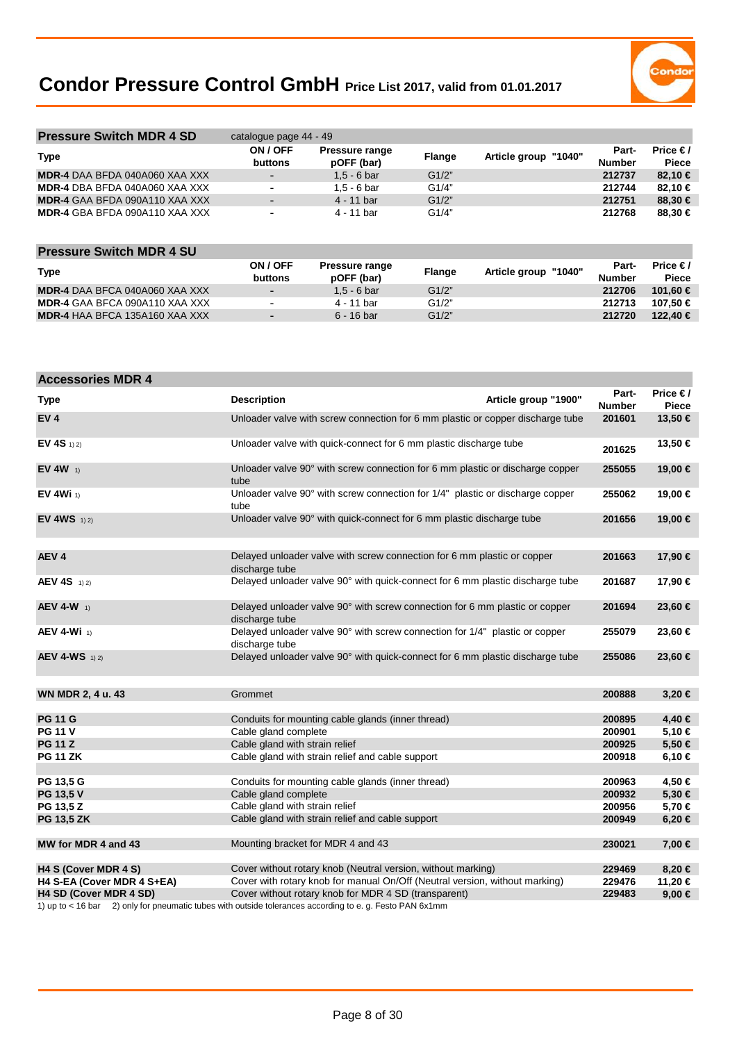# Condor Pressure Control GmbH Price List 2017, valid from 01.01.2017

| Pressure Switch MDR 4 SD | catalogue page 44 - 49 | | | | | |
|---|---|---|---|---|---|---|
| **Type** | **ON / OFF buttons** | **Pressure range pOFF (bar)** | **Flange** | **Article group "1040"** | **Part-Number** | **Price € / Piece** |
| **MDR-4** DAA BFDA 040A060 XAA XXX | - | 1,5 - 6 bar | G1/2" | | **212737** | **82,10 €** |
| **MDR-4** DBA BFDA 040A060 XAA XXX | - | 1,5 - 6 bar | G1/4" | | **212744** | **82,10 €** |
| **MDR-4** GAA BFDA 090A110 XAA XXX | - | 4 - 11 bar | G1/2" | | **212751** | **88,30 €** |
| **MDR-4** GBA BFDA 090A110 XAA XXX | - | 4 - 11 bar | G1/4" | | **212768** | **88,30 €** |

| Pressure Switch MDR 4 SU | | | | | | |
|---|---|---|---|---|---|---|
| **Type** | **ON / OFF buttons** | **Pressure range pOFF (bar)** | **Flange** | **Article group "1040"** | **Part-Number** | **Price € / Piece** |
| **MDR-4** DAA BFCA 040A060 XAA XXX | - | 1,5 - 6 bar | G1/2" | | **212706** | **101,60 €** |
| **MDR-4** GAA BFCA 090A110 XAA XXX | - | 4 - 11 bar | G1/2" | | **212713** | **107,50 €** |
| **MDR-4** HAA BFCA 135A160 XAA XXX | - | 6 - 16 bar | G1/2" | | **212720** | **122,40 €** |

| Accessories MDR 4 | | | |
|---|---|---|---|
| **Type** | **Description** / **Article group "1900"** | **Part-Number** | **Price € / Piece** |
| **EV 4** | Unloader valve with screw connection for 6 mm plastic or copper discharge tube | **201601** | **13,50 €** |
| **EV 4S** 1) 2) | Unloader valve with quick-connect for 6 mm plastic discharge tube | **201625** | **13,50 €** |
| **EV 4W** 1) | Unloader valve 90° with screw connection for 6 mm plastic or discharge copper tube | **255055** | **19,00 €** |
| **EV 4Wi** 1) | Unloader valve 90° with screw connection for 1/4" plastic or discharge copper tube | **255062** | **19,00 €** |
| **EV 4WS** 1) 2) | Unloader valve 90° with quick-connect for 6 mm plastic discharge tube | **201656** | **19,00 €** |
| **AEV 4** | Delayed unloader valve with screw connection for 6 mm plastic or copper discharge tube | **201663** | **17,90 €** |
| **AEV 4S** 1) 2) | Delayed unloader valve 90° with quick-connect for 6 mm plastic discharge tube | **201687** | **17,90 €** |
| **AEV 4-W** 1) | Delayed unloader valve 90° with screw connection for 6 mm plastic or copper discharge tube | **201694** | **23,60 €** |
| **AEV 4-Wi** 1) | Delayed unloader valve 90° with screw connection for 1/4" plastic or copper discharge tube | **255079** | **23,60 €** |
| **AEV 4-WS** 1) 2) | Delayed unloader valve 90° with quick-connect for 6 mm plastic discharge tube | **255086** | **23,60 €** |
| **WN MDR 2, 4 u. 43** | Grommet | **200888** | **3,20 €** |
| **PG 11 G** | Conduits for mounting cable glands (inner thread) | **200895** | **4,40 €** |
| **PG 11 V** | Cable gland complete | **200901** | **5,10 €** |
| **PG 11 Z** | Cable gland with strain relief | **200925** | **5,50 €** |
| **PG 11 ZK** | Cable gland with strain relief and cable support | **200918** | **6,10 €** |
| **PG 13,5 G** | Conduits for mounting cable glands (inner thread) | **200963** | **4,50 €** |
| **PG 13,5 V** | Cable gland complete | **200932** | **5,30 €** |
| **PG 13,5 Z** | Cable gland with strain relief | **200956** | **5,70 €** |
| **PG 13,5 ZK** | Cable gland with strain relief and cable support | **200949** | **6,20 €** |
| **MW for MDR 4 and 43** | Mounting bracket for MDR 4 and 43 | **230021** | **7,00 €** |
| **H4 S (Cover MDR 4 S)** | Cover without rotary knob (Neutral version, without marking) | **229469** | **8,20 €** |
| **H4 S-EA (Cover MDR 4 S+EA)** | Cover with rotary knob for manual On/Off (Neutral version, without marking) | **229476** | **11,20 €** |
| **H4 SD (Cover MDR 4 SD)** | Cover without rotary knob for MDR 4 SD (transparent) | **229483** | **9,00 €** |

1) up to < 16 bar 2) only for pneumatic tubes with outside tolerances according to e. g. Festo PAN 6x1mm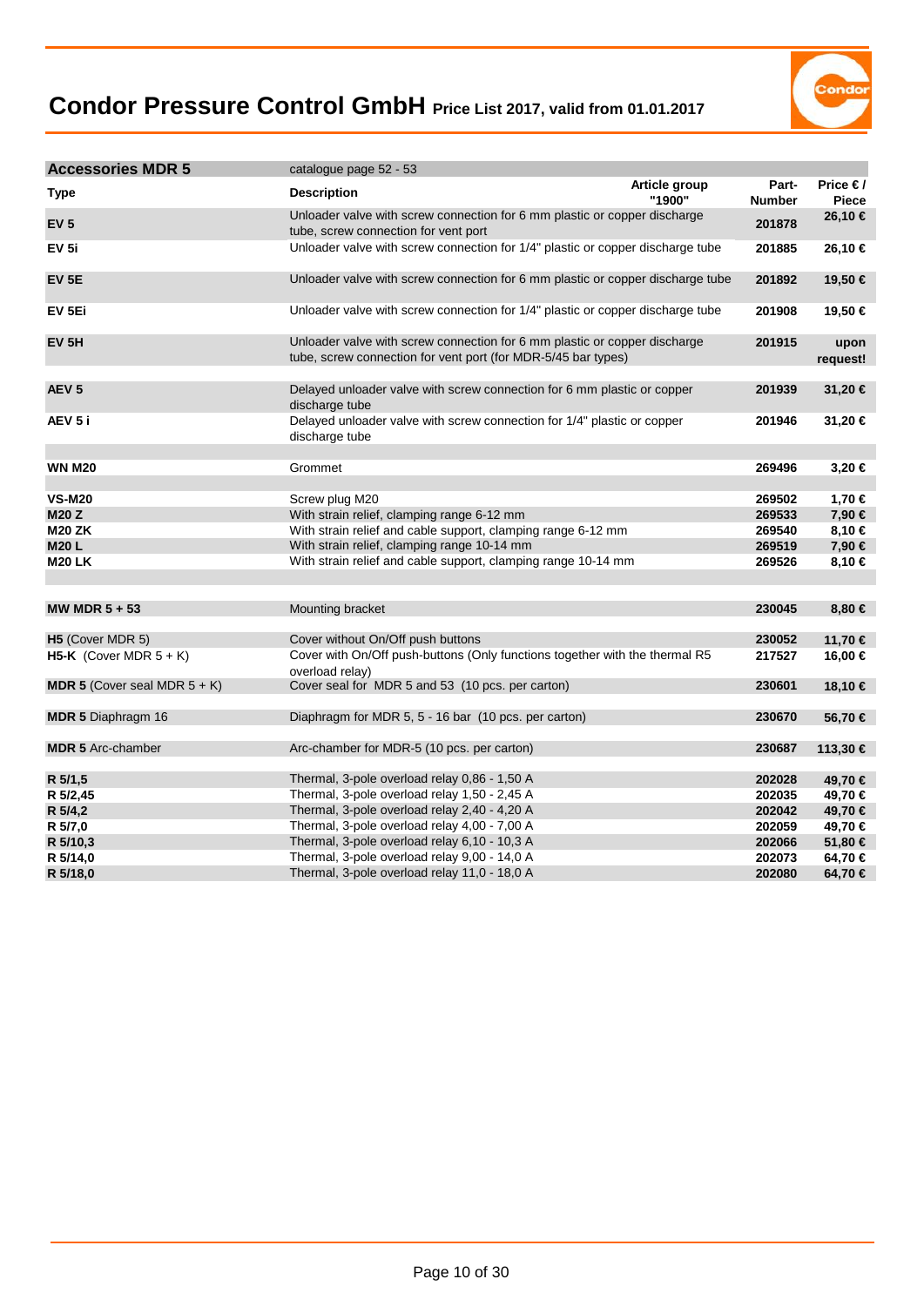# Condor Pressure Control GmbH Price List 2017, valid from 01.01.2017

| Accessories MDR 5 | catalogue page 52 - 53 | | | |
|---|---|---|---|---|
| **Type** | **Description** | **Article group "1900"** | **Part-Number** | **Price € / Piece** |
| **EV 5** | Unloader valve with screw connection for 6 mm plastic or copper discharge tube, screw connection for vent port | | **201878** | **26,10 €** |
| **EV 5i** | Unloader valve with screw connection for 1/4" plastic or copper discharge tube | | **201885** | **26,10 €** |
| **EV 5E** | Unloader valve with screw connection for 6 mm plastic or copper discharge tube | | **201892** | **19,50 €** |
| **EV 5Ei** | Unloader valve with screw connection for 1/4" plastic or copper discharge tube | | **201908** | **19,50 €** |
| **EV 5H** | Unloader valve with screw connection for 6 mm plastic or copper discharge tube, screw connection for vent port (for MDR-5/45 bar types) | | **201915** | **upon request!** |
| **AEV 5** | Delayed unloader valve with screw connection for 6 mm plastic or copper discharge tube | | **201939** | **31,20 €** |
| **AEV 5 i** | Delayed unloader valve with screw connection for 1/4" plastic or copper discharge tube | | **201946** | **31,20 €** |
| **WN M20** | Grommet | | **269496** | **3,20 €** |
| **VS-M20** | Screw plug M20 | | **269502** | **1,70 €** |
| **M20 Z** | With strain relief, clamping range 6-12 mm | | **269533** | **7,90 €** |
| **M20 ZK** | With strain relief and cable support, clamping range 6-12 mm | | **269540** | **8,10 €** |
| **M20 L** | With strain relief, clamping range 10-14 mm | | **269519** | **7,90 €** |
| **M20 LK** | With strain relief and cable support, clamping range 10-14 mm | | **269526** | **8,10 €** |
| **MW MDR 5 + 53** | Mounting bracket | | **230045** | **8,80 €** |
| **H5** (Cover MDR 5) | Cover without On/Off push buttons | | **230052** | **11,70 €** |
| **H5-K** (Cover MDR 5 + K) | Cover with On/Off push-buttons (Only functions together with the thermal R5 overload relay) | | **217527** | **16,00 €** |
| **MDR 5** (Cover seal MDR 5 + K) | Cover seal for MDR 5 and 53 (10 pcs. per carton) | | **230601** | **18,10 €** |
| **MDR 5** Diaphragm 16 | Diaphragm for MDR 5, 5 - 16 bar (10 pcs. per carton) | | **230670** | **56,70 €** |
| **MDR 5** Arc-chamber | Arc-chamber for MDR-5 (10 pcs. per carton) | | **230687** | **113,30 €** |
| **R 5/1,5** | Thermal, 3-pole overload relay 0,86 - 1,50 A | | **202028** | **49,70 €** |
| **R 5/2,45** | Thermal, 3-pole overload relay 1,50 - 2,45 A | | **202035** | **49,70 €** |
| **R 5/4,2** | Thermal, 3-pole overload relay 2,40 - 4,20 A | | **202042** | **49,70 €** |
| **R 5/7,0** | Thermal, 3-pole overload relay 4,00 - 7,00 A | | **202059** | **49,70 €** |
| **R 5/10,3** | Thermal, 3-pole overload relay 6,10 - 10,3 A | | **202066** | **51,80 €** |
| **R 5/14,0** | Thermal, 3-pole overload relay 9,00 - 14,0 A | | **202073** | **64,70 €** |
| **R 5/18,0** | Thermal, 3-pole overload relay 11,0 - 18,0 A | | **202080** | **64,70 €** |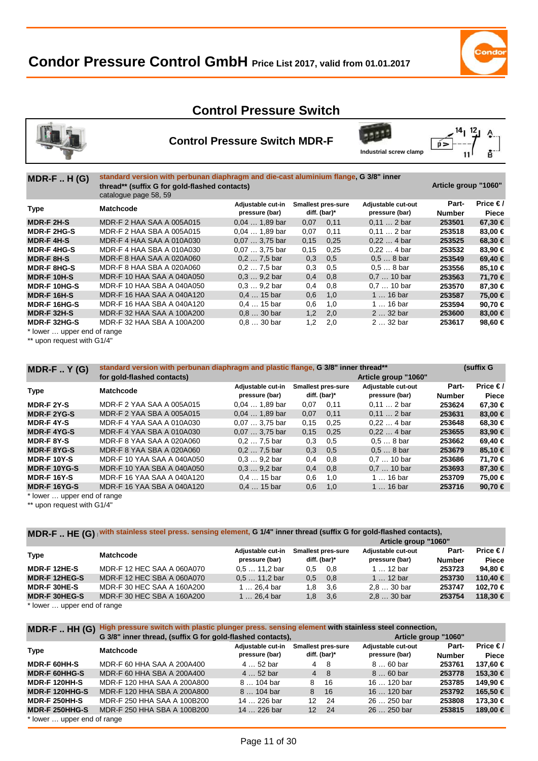# Condor Pressure Control GmbH Price List 2017, valid from 01.01.2017

## Control Pressure Switch

### Control Pressure Switch MDR-F

Industrial screw clamp

**MDR-F .. H (G)** standard version with perbunan diaphragm and die-cast aluminium flange, G 3/8" inner thread** (suffix G for gold-flashed contacts)
catalogue page 58, 59

Article group "1060"

| Type | Matchcode | Adjustable cut-in pressure (bar) | Smallest pres-sure diff. (bar)* | | Adjustable cut-out pressure (bar) | Part-Number | Price € / Piece |
|---|---|---|---|---|---|---|---|
| **MDR-F 2H-S** | MDR-F 2 HAA SAA A 005A015 | 0,04 … 1,89 bar | 0,07 | 0,11 | 0,11 … 2 bar | **253501** | **67,30 €** |
| **MDR-F 2HG-S** | MDR-F 2 HAA SBA A 005A015 | 0,04 … 1,89 bar | 0,07 | 0,11 | 0,11 … 2 bar | **253518** | **83,00 €** |
| **MDR-F 4H-S** | MDR-F 4 HAA SAA A 010A030 | 0,07 … 3,75 bar | 0,15 | 0,25 | 0,22 … 4 bar | **253525** | **68,30 €** |
| **MDR-F 4HG-S** | MDR-F 4 HAA SBA A 010A030 | 0,07 … 3,75 bar | 0,15 | 0,25 | 0,22 … 4 bar | **253532** | **83,90 €** |
| **MDR-F 8H-S** | MDR-F 8 HAA SAA A 020A060 | 0,2 … 7,5 bar | 0,3 | 0,5 | 0,5 … 8 bar | **253549** | **69,40 €** |
| **MDR-F 8HG-S** | MDR-F 8 HAA SBA A 020A060 | 0,2 … 7,5 bar | 0,3 | 0,5 | 0,5 … 8 bar | **253556** | **85,10 €** |
| **MDR-F 10H-S** | MDR-F 10 HAA SAA A 040A050 | 0,3 … 9,2 bar | 0,4 | 0,8 | 0,7 … 10 bar | **253563** | **71,70 €** |
| **MDR-F 10HG-S** | MDR-F 10 HAA SBA A 040A050 | 0,3 … 9,2 bar | 0,4 | 0,8 | 0,7 … 10 bar | **253570** | **87,30 €** |
| **MDR-F 16H-S** | MDR-F 16 HAA SAA A 040A120 | 0,4 … 15 bar | 0,6 | 1,0 | 1 … 16 bar | **253587** | **75,00 €** |
| **MDR-F 16HG-S** | MDR-F 16 HAA SBA A 040A120 | 0,4 … 15 bar | 0,6 | 1,0 | 1 … 16 bar | **253594** | **90,70 €** |
| **MDR-F 32H-S** | MDR-F 32 HAA SAA A 100A200 | 0,8 … 30 bar | 1,2 | 2,0 | 2 … 32 bar | **253600** | **83,00 €** |
| **MDR-F 32HG-S** | MDR-F 32 HAA SBA A 100A200 | 0,8 … 30 bar | 1,2 | 2,0 | 2 … 32 bar | **253617** | **98,60 €** |

\* lower … upper end of range
\** upon request with G1/4"

**MDR-F .. Y (G)** standard version with perbunan diaphragm and plastic flange, G 3/8" inner thread** (suffix G for gold-flashed contacts)

Article group "1060"

| Type | Matchcode | Adjustable cut-in pressure (bar) | Smallest pres-sure diff. (bar)* | | Adjustable cut-out pressure (bar) | Part-Number | Price € / Piece |
|---|---|---|---|---|---|---|---|
| **MDR-F 2Y-S** | MDR-F 2 YAA SAA A 005A015 | 0,04 … 1,89 bar | 0,07 | 0,11 | 0,11 … 2 bar | **253624** | **67,30 €** |
| **MDR-F 2YG-S** | MDR-F 2 YAA SBA A 005A015 | 0,04 … 1,89 bar | 0,07 | 0,11 | 0,11 … 2 bar | **253631** | **83,00 €** |
| **MDR-F 4Y-S** | MDR-F 4 YAA SAA A 010A030 | 0,07 … 3,75 bar | 0,15 | 0,25 | 0,22 … 4 bar | **253648** | **68,30 €** |
| **MDR-F 4YG-S** | MDR-F 4 YAA SBA A 010A030 | 0,07 … 3,75 bar | 0,15 | 0,25 | 0,22 … 4 bar | **253655** | **83,90 €** |
| **MDR-F 8Y-S** | MDR-F 8 YAA SAA A 020A060 | 0,2 … 7,5 bar | 0,3 | 0,5 | 0,5 … 8 bar | **253662** | **69,40 €** |
| **MDR-F 8YG-S** | MDR-F 8 YAA SBA A 020A060 | 0,2 … 7,5 bar | 0,3 | 0,5 | 0,5 … 8 bar | **253679** | **85,10 €** |
| **MDR-F 10Y-S** | MDR-F 10 YAA SAA A 040A050 | 0,3 … 9,2 bar | 0,4 | 0,8 | 0,7 … 10 bar | **253686** | **71,70 €** |
| **MDR-F 10YG-S** | MDR-F 10 YAA SBA A 040A050 | 0,3 … 9,2 bar | 0,4 | 0,8 | 0,7 … 10 bar | **253693** | **87,30 €** |
| **MDR-F 16Y-S** | MDR-F 16 YAA SAA A 040A120 | 0,4 … 15 bar | 0,6 | 1,0 | 1 … 16 bar | **253709** | **75,00 €** |
| **MDR-F 16YG-S** | MDR-F 16 YAA SBA A 040A120 | 0,4 … 15 bar | 0,6 | 1,0 | 1 … 16 bar | **253716** | **90,70 €** |

\* lower … upper end of range
\** upon request with G1/4"

**MDR-F .. HE (G)** with stainless steel press. sensing element, G 1/4" inner thread (suffix G for gold-flashed contacts),

Article group "1060"

| Type | Matchcode | Adjustable cut-in pressure (bar) | Smallest pres-sure diff. (bar)* | | Adjustable cut-out pressure (bar) | Part-Number | Price € / Piece |
|---|---|---|---|---|---|---|---|
| **MDR-F 12HE-S** | MDR-F 12 HEC SAA A 060A070 | 0,5 … 11,2 bar | 0,5 | 0,8 | 1 … 12 bar | **253723** | **94,80 €** |
| **MDR-F 12HEG-S** | MDR-F 12 HEC SBA A 060A070 | 0,5 … 11,2 bar | 0,5 | 0,8 | 1 … 12 bar | **253730** | **110,40 €** |
| **MDR-F 30HE-S** | MDR-F 30 HEC SAA A 160A200 | 1 … 26,4 bar | 1,8 | 3,6 | 2,8 … 30 bar | **253747** | **102,70 €** |
| **MDR-F 30HEG-S** | MDR-F 30 HEC SBA A 160A200 | 1 … 26,4 bar | 1,8 | 3,6 | 2,8 … 30 bar | **253754** | **118,30 €** |

\* lower … upper end of range

**MDR-F .. HH (G)** High pressure switch with plastic plunger press. sensing element with stainless steel connection, G 3/8" inner thread, (suffix G for gold-flashed contacts),

Article group "1060"

| Type | Matchcode | Adjustable cut-in pressure (bar) | Smallest pres-sure diff. (bar)* | | Adjustable cut-out pressure (bar) | Part-Number | Price € / Piece |
|---|---|---|---|---|---|---|---|
| **MDR-F 60HH-S** | MDR-F 60 HHA SAA A 200A400 | 4 … 52 bar | 4 | 8 | 8 … 60 bar | **253761** | **137,60 €** |
| **MDR-F 60HHG-S** | MDR-F 60 HHA SBA A 200A400 | 4 … 52 bar | 4 | 8 | 8 … 60 bar | **253778** | **153,30 €** |
| **MDR-F 120HH-S** | MDR-F 120 HHA SAA A 200A800 | 8 … 104 bar | 8 | 16 | 16 … 120 bar | **253785** | **149,90 €** |
| **MDR-F 120HHG-S** | MDR-F 120 HHA SBA A 200A800 | 8 … 104 bar | 8 | 16 | 16 … 120 bar | **253792** | **165,50 €** |
| **MDR-F 250HH-S** | MDR-F 250 HHA SAA A 100B200 | 14 … 226 bar | 12 | 24 | 26 … 250 bar | **253808** | **173,30 €** |
| **MDR-F 250HHG-S** | MDR-F 250 HHA SBA A 100B200 | 14 … 226 bar | 12 | 24 | 26 … 250 bar | **253815** | **189,00 €** |

\* lower … upper end of range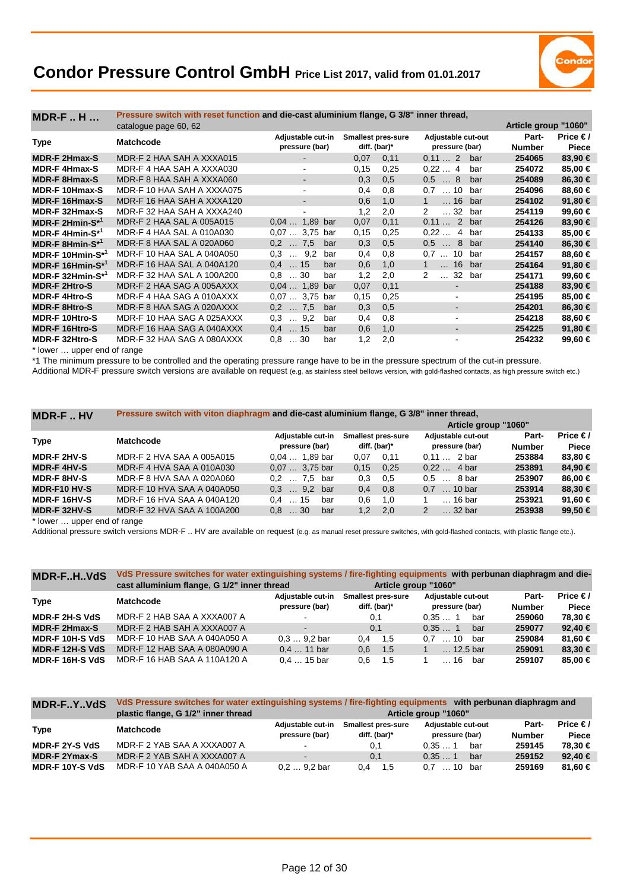# Condor Pressure Control GmbH Price List 2017, valid from 01.01.2017

## MDR-F .. H …

**Pressure switch with reset function and die-cast aluminium flange, G 3/8" inner thread,**
catalogue page 60, 62

Article group "1060"

| Type | Matchcode | Adjustable cut-in pressure (bar) | Smallest pres-sure diff. (bar)* | Adjustable cut-out pressure (bar) | Part-Number | Price € / Piece |
|---|---|---|---|---|---|---|
| MDR-F 2Hmax-S | MDR-F 2 HAA SAH A XXXA015 | - | 0,07 0,11 | 0,11 … 2 bar | 254065 | 83,90 € |
| MDR-F 4Hmax-S | MDR-F 4 HAA SAH A XXXA030 | - | 0,15 0,25 | 0,22 … 4 bar | 254072 | 85,00 € |
| MDR-F 8Hmax-S | MDR-F 8 HAA SAH A XXXA060 | - | 0,3 0,5 | 0,5 … 8 bar | 254089 | 86,30 € |
| MDR-F 10Hmax-S | MDR-F 10 HAA SAH A XXXA075 | - | 0,4 0,8 | 0,7 … 10 bar | 254096 | 88,60 € |
| MDR-F 16Hmax-S | MDR-F 16 HAA SAH A XXXA120 | - | 0,6 1,0 | 1 … 16 bar | 254102 | 91,80 € |
| MDR-F 32Hmax-S | MDR-F 32 HAA SAH A XXXA240 | - | 1,2 2,0 | 2 … 32 bar | 254119 | 99,60 € |
| MDR-F 2Hmin-S*[1] | MDR-F 2 HAA SAL A 005A015 | 0,04 … 1,89 bar | 0,07 0,11 | 0,11 … 2 bar | 254126 | 83,90 € |
| MDR-F 4Hmin-S*[1] | MDR-F 4 HAA SAL A 010A030 | 0,07 … 3,75 bar | 0,15 0,25 | 0,22 … 4 bar | 254133 | 85,00 € |
| MDR-F 8Hmin-S*[1] | MDR-F 8 HAA SAL A 020A060 | 0,2 … 7,5 bar | 0,3 0,5 | 0,5 … 8 bar | 254140 | 86,30 € |
| MDR-F 10Hmin-S*[1] | MDR-F 10 HAA SAL A 040A050 | 0,3 … 9,2 bar | 0,4 0,8 | 0,7 … 10 bar | 254157 | 88,60 € |
| MDR-F 16Hmin-S*[1] | MDR-F 16 HAA SAL A 040A120 | 0,4 … 15 bar | 0,6 1,0 | 1 … 16 bar | 254164 | 91,80 € |
| MDR-F 32Hmin-S*[1] | MDR-F 32 HAA SAL A 100A200 | 0,8 … 30 bar | 1,2 2,0 | 2 … 32 bar | 254171 | 99,60 € |
| MDR-F 2Htro-S | MDR-F 2 HAA SAG A 005AXXX | 0,04 … 1,89 bar | 0,07 0,11 | - | 254188 | 83,90 € |
| MDR-F 4Htro-S | MDR-F 4 HAA SAG A 010AXXX | 0,07 … 3,75 bar | 0,15 0,25 | - | 254195 | 85,00 € |
| MDR-F 8Htro-S | MDR-F 8 HAA SAG A 020AXXX | 0,2 … 7,5 bar | 0,3 0,5 | - | 254201 | 86,30 € |
| MDR-F 10Htro-S | MDR-F 10 HAA SAG A 025AXXX | 0,3 … 9,2 bar | 0,4 0,8 | - | 254218 | 88,60 € |
| MDR-F 16Htro-S | MDR-F 16 HAA SAG A 040AXXX | 0,4 … 15 bar | 0,6 1,0 | - | 254225 | 91,80 € |
| MDR-F 32Htro-S | MDR-F 32 HAA SAG A 080AXXX | 0,8 … 30 bar | 1,2 2,0 | - | 254232 | 99,60 € |

\* lower … upper end of range

*1 The minimum pressure to be controlled and the operating pressure range have to be in the pressure spectrum of the cut-in pressure.
Additional MDR-F pressure switch versions are available on request (e.g. as stainless steel bellows version, with gold-flashed contacts, as high pressure switch etc.)

## MDR-F .. HV

**Pressure switch with viton diaphragm and die-cast aluminium flange, G 3/8" inner thread,**

Article group "1060"

| Type | Matchcode | Adjustable cut-in pressure (bar) | Smallest pres-sure diff. (bar)* | Adjustable cut-out pressure (bar) | Part-Number | Price € / Piece |
|---|---|---|---|---|---|---|
| MDR-F 2HV-S | MDR-F 2 HVA SAA A 005A015 | 0,04 … 1,89 bar | 0,07 0,11 | 0,11 … 2 bar | 253884 | 83,80 € |
| MDR-F 4HV-S | MDR-F 4 HVA SAA A 010A030 | 0,07 … 3,75 bar | 0,15 0,25 | 0,22 … 4 bar | 253891 | 84,90 € |
| MDR-F 8HV-S | MDR-F 8 HVA SAA A 020A060 | 0,2 … 7,5 bar | 0,3 0,5 | 0,5 … 8 bar | 253907 | 86,00 € |
| MDR-F10 HV-S | MDR-F 10 HVA SAA A 040A050 | 0,3 … 9,2 bar | 0,4 0,8 | 0,7 … 10 bar | 253914 | 88,30 € |
| MDR-F 16HV-S | MDR-F 16 HVA SAA A 040A120 | 0,4 … 15 bar | 0,6 1,0 | 1 … 16 bar | 253921 | 91,60 € |
| MDR-F 32HV-S | MDR-F 32 HVA SAA A 100A200 | 0,8 … 30 bar | 1,2 2,0 | 2 … 32 bar | 253938 | 99,50 € |

\* lower … upper end of range

Additional pressure switch versions MDR-F .. HV are available on request (e.g. as manual reset pressure switches, with gold-flashed contacts, with plastic flange etc.).

## MDR-F..H..VdS

**VdS Pressure switches for water extinguishing systems / fire-fighting equipments with perbunan diaphragm and die-cast alluminium flange, G 1/2" inner thread**

Article group "1060"

| Type | Matchcode | Adjustable cut-in pressure (bar) | Smallest pres-sure diff. (bar)* | Adjustable cut-out pressure (bar) | Part-Number | Price € / Piece |
|---|---|---|---|---|---|---|
| MDR-F 2H-S VdS | MDR-F 2 HAB SAA A XXXA007 A | - | 0,1 | 0,35 … 1 bar | 259060 | 78,30 € |
| MDR-F 2Hmax-S | MDR-F 2 HAB SAH A XXXA007 A | - | 0,1 | 0,35 … 1 bar | 259077 | 92,40 € |
| MDR-F 10H-S VdS | MDR-F 10 HAB SAA A 040A050 A | 0,3 … 9,2 bar | 0,4 1,5 | 0,7 … 10 bar | 259084 | 81,60 € |
| MDR-F 12H-S VdS | MDR-F 12 HAB SAA A 080A090 A | 0,4 … 11 bar | 0,6 1,5 | 1 … 12,5 bar | 259091 | 83,30 € |
| MDR-F 16H-S VdS | MDR-F 16 HAB SAA A 110A120 A | 0,4 … 15 bar | 0,6 1,5 | 1 … 16 bar | 259107 | 85,00 € |

## MDR-F..Y..VdS

**VdS Pressure switches for water extinguishing systems / fire-fighting equipments with perbunan diaphragm and plastic flange, G 1/2" inner thread**

Article group "1060"

| Type | Matchcode | Adjustable cut-in pressure (bar) | Smallest pres-sure diff. (bar)* | Adjustable cut-out pressure (bar) | Part-Number | Price € / Piece |
|---|---|---|---|---|---|---|
| MDR-F 2Y-S VdS | MDR-F 2 YAB SAA A XXXA007 A | - | 0,1 | 0,35 … 1 bar | 259145 | 78,30 € |
| MDR-F 2Ymax-S | MDR-F 2 YAB SAH A XXXA007 A | - | 0,1 | 0,35 … 1 bar | 259152 | 92,40 € |
| MDR-F 10Y-S VdS | MDR-F 10 YAB SAA A 040A050 A | 0,2 … 9,2 bar | 0,4 1,5 | 0,7 … 10 bar | 259169 | 81,60 € |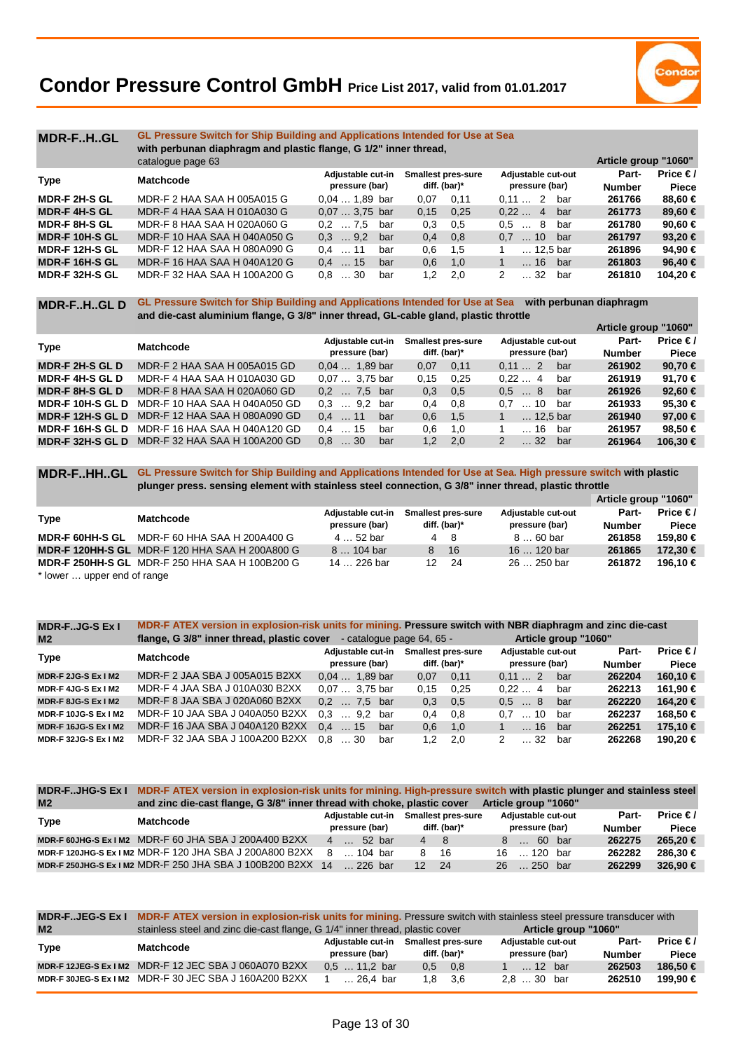# Condor Pressure Control GmbH Price List 2017, valid from 01.01.2017

## MDR-F..H..GL

**GL Pressure Switch for Ship Building and Applications Intended for Use at Sea**
**with perbunan diaphragm and plastic flange, G 1/2" inner thread,**
catalogue page 63

Article group "1060"

| Type | Matchcode | Adjustable cut-in pressure (bar) | Smallest pres-sure diff. (bar)* | | Adjustable cut-out pressure (bar) | Part-Number | Price € / Piece |
|---|---|---|---|---|---|---|---|
| MDR-F 2H-S GL | MDR-F 2 HAA SAA H 005A015 G | 0,04 … 1,89 bar | 0,07 | 0,11 | 0,11 … 2 bar | 261766 | 88,60 € |
| MDR-F 4H-S GL | MDR-F 4 HAA SAA H 010A030 G | 0,07 … 3,75 bar | 0,15 | 0,25 | 0,22 … 4 bar | 261773 | 89,60 € |
| MDR-F 8H-S GL | MDR-F 8 HAA SAA H 020A060 G | 0,2 … 7,5 bar | 0,3 | 0,5 | 0,5 … 8 bar | 261780 | 90,60 € |
| MDR-F 10H-S GL | MDR-F 10 HAA SAA H 040A050 G | 0,3 … 9,2 bar | 0,4 | 0,8 | 0,7 … 10 bar | 261797 | 93,20 € |
| MDR-F 12H-S GL | MDR-F 12 HAA SAA H 080A090 G | 0,4 … 11 bar | 0,6 | 1,5 | 1 … 12,5 bar | 261896 | 94,90 € |
| MDR-F 16H-S GL | MDR-F 16 HAA SAA H 040A120 G | 0,4 … 15 bar | 0,6 | 1,0 | 1 … 16 bar | 261803 | 96,40 € |
| MDR-F 32H-S GL | MDR-F 32 HAA SAA H 100A200 G | 0,8 … 30 bar | 1,2 | 2,0 | 2 … 32 bar | 261810 | 104,20 € |

## MDR-F..H..GL D

**GL Pressure Switch for Ship Building and Applications Intended for Use at Sea with perbunan diaphragm and die-cast aluminium flange, G 3/8" inner thread, GL-cable gland, plastic throttle**

Article group "1060"

| Type | Matchcode | Adjustable cut-in pressure (bar) | Smallest pres-sure diff. (bar)* | | Adjustable cut-out pressure (bar) | Part-Number | Price € / Piece |
|---|---|---|---|---|---|---|---|
| MDR-F 2H-S GL D | MDR-F 2 HAA SAA H 005A015 GD | 0,04 … 1,89 bar | 0,07 | 0,11 | 0,11 … 2 bar | 261902 | 90,70 € |
| MDR-F 4H-S GL D | MDR-F 4 HAA SAA H 010A030 GD | 0,07 … 3,75 bar | 0,15 | 0,25 | 0,22 … 4 bar | 261919 | 91,70 € |
| MDR-F 8H-S GL D | MDR-F 8 HAA SAA H 020A060 GD | 0,2 … 7,5 bar | 0,3 | 0,5 | 0,5 … 8 bar | 261926 | 92,60 € |
| MDR-F 10H-S GL D | MDR-F 10 HAA SAA H 040A050 GD | 0,3 … 9,2 bar | 0,4 | 0,8 | 0,7 … 10 bar | 261933 | 95,30 € |
| MDR-F 12H-S GL D | MDR-F 12 HAA SAA H 080A090 GD | 0,4 … 11 bar | 0,6 | 1,5 | 1 … 12,5 bar | 261940 | 97,00 € |
| MDR-F 16H-S GL D | MDR-F 16 HAA SAA H 040A120 GD | 0,4 … 15 bar | 0,6 | 1,0 | 1 … 16 bar | 261957 | 98,50 € |
| MDR-F 32H-S GL D | MDR-F 32 HAA SAA H 100A200 GD | 0,8 … 30 bar | 1,2 | 2,0 | 2 … 32 bar | 261964 | 106,30 € |

## MDR-F..HH..GL

**GL Pressure Switch for Ship Building and Applications Intended for Use at Sea. High pressure switch with plastic plunger press. sensing element with stainless steel connection, G 3/8" inner thread, plastic throttle**

Article group "1060"

| Type | Matchcode | Adjustable cut-in pressure (bar) | Smallest pres-sure diff. (bar)* | | Adjustable cut-out pressure (bar) | Part-Number | Price € / Piece |
|---|---|---|---|---|---|---|---|
| MDR-F 60HH-S GL | MDR-F 60 HHA SAA H 200A400 G | 4 … 52 bar | 4 | 8 | 8 … 60 bar | 261858 | 159,80 € |
| MDR-F 120HH-S GL | MDR-F 120 HHA SAA H 200A800 G | 8 … 104 bar | 8 | 16 | 16 … 120 bar | 261865 | 172,30 € |
| MDR-F 250HH-S GL | MDR-F 250 HHA SAA H 100B200 G | 14 … 226 bar | 12 | 24 | 26 … 250 bar | 261872 | 196,10 € |

\* lower … upper end of range

## MDR-F..JG-S Ex I M2

**MDR-F ATEX version in explosion-risk units for mining. Pressure switch with NBR diaphragm and zinc die-cast flange, G 3/8" inner thread, plastic cover** - catalogue page 64, 65 -

Article group "1060"

| Type | Matchcode | Adjustable cut-in pressure (bar) | Smallest pres-sure diff. (bar)* | | Adjustable cut-out pressure (bar) | Part-Number | Price € / Piece |
|---|---|---|---|---|---|---|---|
| MDR-F 2JG-S Ex I M2 | MDR-F 2 JAA SBA J 005A015 B2XX | 0,04 … 1,89 bar | 0,07 | 0,11 | 0,11 … 2 bar | 262204 | 160,10 € |
| MDR-F 4JG-S Ex I M2 | MDR-F 4 JAA SBA J 010A030 B2XX | 0,07 … 3,75 bar | 0,15 | 0,25 | 0,22 … 4 bar | 262213 | 161,90 € |
| MDR-F 8JG-S Ex I M2 | MDR-F 8 JAA SBA J 020A060 B2XX | 0,2 … 7,5 bar | 0,3 | 0,5 | 0,5 … 8 bar | 262220 | 164,20 € |
| MDR-F 10JG-S Ex I M2 | MDR-F 10 JAA SBA J 040A050 B2XX | 0,3 … 9,2 bar | 0,4 | 0,8 | 0,7 … 10 bar | 262237 | 168,50 € |
| MDR-F 16JG-S Ex I M2 | MDR-F 16 JAA SBA J 040A120 B2XX | 0,4 … 15 bar | 0,6 | 1,0 | 1 … 16 bar | 262251 | 175,10 € |
| MDR-F 32JG-S Ex I M2 | MDR-F 32 JAA SBA J 100A200 B2XX | 0,8 … 30 bar | 1,2 | 2,0 | 2 … 32 bar | 262268 | 190,20 € |

## MDR-F..JHG-S Ex I M2

**MDR-F ATEX version in explosion-risk units for mining. High-pressure switch with plastic plunger and stainless steel and zinc die-cast flange, G 3/8" inner thread with choke, plastic cover**

Article group "1060"

| Type | Matchcode | Adjustable cut-in pressure (bar) | Smallest pres-sure diff. (bar)* | | Adjustable cut-out pressure (bar) | Part-Number | Price € / Piece |
|---|---|---|---|---|---|---|---|
| MDR-F 60JHG-S Ex I M2 | MDR-F 60 JHA SBA J 200A400 B2XX | 4 … 52 bar | 4 | 8 | 8 … 60 bar | 262275 | 265,20 € |
| MDR-F 120JHG-S Ex I M2 | MDR-F 120 JHA SBA J 200A800 B2XX | 8 … 104 bar | 8 | 16 | 16 … 120 bar | 262282 | 286,30 € |
| MDR-F 250JHG-S Ex I M2 | MDR-F 250 JHA SBA J 100B200 B2XX | 14 … 226 bar | 12 | 24 | 26 … 250 bar | 262299 | 326,90 € |

## MDR-F..JEG-S Ex I M2

**MDR-F ATEX version in explosion-risk units for mining.** Pressure switch with stainless steel pressure transducer with stainless steel and zinc die-cast flange, G 1/4" inner thread, plastic cover

Article group "1060"

| Type | Matchcode | Adjustable cut-in pressure (bar) | Smallest pres-sure diff. (bar)* | | Adjustable cut-out pressure (bar) | Part-Number | Price € / Piece |
|---|---|---|---|---|---|---|---|
| MDR-F 12JEG-S Ex I M2 | MDR-F 12 JEC SBA J 060A070 B2XX | 0,5 … 11,2 bar | 0,5 | 0,8 | 1 … 12 bar | 262503 | 186,50 € |
| MDR-F 30JEG-S Ex I M2 | MDR-F 30 JEC SBA J 160A200 B2XX | 1 … 26,4 bar | 1,8 | 3,6 | 2,8 … 30 bar | 262510 | 199,90 € |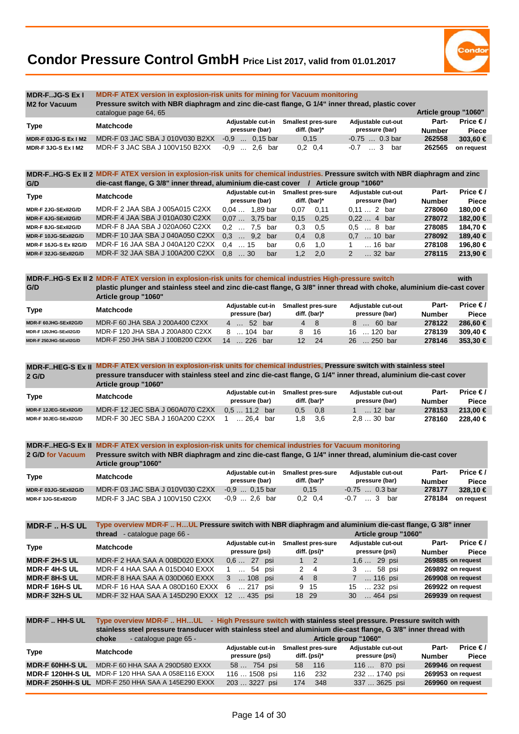# Condor Pressure Control GmbH Price List 2017, valid from 01.01.2017

## MDR-F..JG-S Ex I M2 for Vacuum

**MDR-F ATEX version in explosion-risk units for mining for Vacuum monitoring**
**Pressure switch with NBR diaphragm and zinc die-cast flange, G 1/4" inner thread, plastic cover**
catalogue page 64, 65 — **Article group "1060"**

| Type | Matchcode | Adjustable cut-in pressure (bar) | Smallest pres-sure diff. (bar)* | Adjustable cut-out pressure (bar) | Part-Number | Price € / Piece |
|---|---|---|---|---|---|---|
| MDR-F 03JG-S Ex I M2 | MDR-F 03 JAC SBA J 010V030 B2XX | -0,9 … 0,15 bar | 0,15 | -0.75 … 0.3 bar | 262558 | 303,60 € |
| MDR-F 3JG-S Ex I M2 | MDR-F 3 JAC SBA J 100V150 B2XX | -0,9 … 2,6 bar | 0,2 0,4 | -0.7 … 3 bar | 262565 | on request |

## MDR-F..HG-S Ex II 2 G/D

**MDR-F ATEX version in explosion-risk units for chemical industries. Pressure switch with NBR diaphragm and zinc die-cast flange, G 3/8" inner thread, aluminium die-cast cover / Article group "1060"**

| Type | Matchcode | Adjustable cut-in pressure (bar) | Smallest pres-sure diff. (bar)* | Adjustable cut-out pressure (bar) | Part-Number | Price € / Piece |
|---|---|---|---|---|---|---|
| MDR-F 2JG-SExII2G/D | MDR-F 2 JAA SBA J 005A015 C2XX | 0,04 … 1,89 bar | 0,07 0,11 | 0,11 … 2 bar | 278060 | 180,00 € |
| MDR-F 4JG-SExII2G/D | MDR-F 4 JAA SBA J 010A030 C2XX | 0,07 … 3,75 bar | 0,15 0,25 | 0,22 … 4 bar | 278072 | 182,00 € |
| MDR-F 8JG-SExII2G/D | MDR-F 8 JAA SBA J 020A060 C2XX | 0,2 … 7,5 bar | 0,3 0,5 | 0,5 … 8 bar | 278085 | 184,70 € |
| MDR-F 10JG-SExII2G/D | MDR-F 10 JAA SBA J 040A050 C2XX | 0,3 … 9,2 bar | 0,4 0,8 | 0,7 … 10 bar | 278092 | 189,40 € |
| MDR-F 16JG-S Ex II2G/D | MDR-F 16 JAA SBA J 040A120 C2XX | 0,4 … 15 bar | 0,6 1,0 | 1 … 16 bar | 278108 | 196,80 € |
| MDR-F 32JG-SExII2G/D | MDR-F 32 JAA SBA J 100A200 C2XX | 0,8 … 30 bar | 1,2 2,0 | 2 … 32 bar | 278115 | 213,90 € |

## MDR-F..HG-S Ex II 2 G/D

**MDR-F ATEX version in explosion-risk units for chemical industries High-pressure switch with plastic plunger and stainless steel and zinc die-cast flange, G 3/8" inner thread with choke, aluminium die-cast cover**
**Article group "1060"**

| Type | Matchcode | Adjustable cut-in pressure (bar) | Smallest pres-sure diff. (bar)* | Adjustable cut-out pressure (bar) | Part-Number | Price € / Piece |
|---|---|---|---|---|---|---|
| MDR-F 60JHG-SExII2G/D | MDR-F 60 JHA SBA J 200A400 C2XX | 4 … 52 bar | 4 8 | 8 … 60 bar | 278122 | 286,60 € |
| MDR-F 120JHG-SExII2G/D | MDR-F 120 JHA SBA J 200A800 C2XX | 8 … 104 bar | 8 16 | 16 … 120 bar | 278139 | 309,40 € |
| MDR-F 250JHG-SExII2G/D | MDR-F 250 JHA SBA J 100B200 C2XX | 14 … 226 bar | 12 24 | 26 … 250 bar | 278146 | 353,30 € |

## MDR-F..HEG-S Ex II 2 G/D

**MDR-F ATEX version in explosion-risk units for chemical industries, Pressure switch with stainless steel pressure transducer with stainless steel and zinc die-cast flange, G 1/4" inner thread, aluminium die-cast cover**
**Article group "1060"**

| Type | Matchcode | Adjustable cut-in pressure (bar) | Smallest pres-sure diff. (bar)* | Adjustable cut-out pressure (bar) | Part-Number | Price € / Piece |
|---|---|---|---|---|---|---|
| MDR-F 12JEG-SExII2G/D | MDR-F 12 JEC SBA J 060A070 C2XX | 0,5 … 11,2 bar | 0,5 0,8 | 1 … 12 bar | 278153 | 213,00 € |
| MDR-F 30JEG-SExII2G/D | MDR-F 30 JEC SBA J 160A200 C2XX | 1 … 26,4 bar | 1,8 3,6 | 2,8 … 30 bar | 278160 | 228,40 € |

## MDR-F..HEG-S Ex II 2 G/D for Vacuum

**MDR-F ATEX version in explosion-risk units for chemical industries for Vacuum monitoring**
**Pressure switch with NBR diaphragm and zinc die-cast flange, G 1/4" inner thread, aluminium die-cast cover**
**Article group"1060"**

| Type | Matchcode | Adjustable cut-in pressure (bar) | Smallest pres-sure diff. (bar)* | Adjustable cut-out pressure (bar) | Part-Number | Price € / Piece |
|---|---|---|---|---|---|---|
| MDR-F 03JG-SExII2G/D | MDR-F 03 JAC SBA J 010V030 C2XX | -0,9 … 0,15 bar | 0,15 | -0.75 … 0.3 bar | 278177 | 328,10 € |
| MDR-F 3JG-SExII2G/D | MDR-F 3 JAC SBA J 100V150 C2XX | -0,9 … 2,6 bar | 0,2 0,4 | -0.7 … 3 bar | 278184 | on request |

## MDR-F .. H-S UL

**Type overview MDR-F .. H…UL Pressure switch with NBR diaphragm and aluminium die-cast flange, G 3/8" inner thread** - catalogue page 66 - **Article group "1060"**

| Type | Matchcode | Adjustable cut-in pressure (psi) | Smallest pres-sure diff. (psi)* | Adjustable cut-out pressure (psi) | Part-Number | Price € / Piece |
|---|---|---|---|---|---|---|
| MDR-F 2H-S UL | MDR-F 2 HAA SAA A 008D020 EXXX | 0,6 … 27 psi | 1 2 | 1,6 … 29 psi | 269885 | on request |
| MDR-F 4H-S UL | MDR-F 4 HAA SAA A 015D040 EXXX | 1 … 54 psi | 2 4 | 3 … 58 psi | 269892 | on request |
| MDR-F 8H-S UL | MDR-F 8 HAA SAA A 030D060 EXXX | 3 … 108 psi | 4 8 | 7 … 116 psi | 269908 | on request |
| MDR-F 16H-S UL | MDR-F 16 HAA SAA A 080D160 EXXX | 6 … 217 psi | 9 15 | 15 … 232 psi | 269922 | on request |
| MDR-F 32H-S UL | MDR-F 32 HAA SAA A 145D290 EXXX | 12 … 435 psi | 18 29 | 30 … 464 psi | 269939 | on request |

## MDR-F .. HH-S UL

**Type overview MDR-F .. HH…UL - High Pressure switch with stainless steel pressure. Pressure switch with stainless steel pressure transducer with stainless steel and aluminium die-cast flange, G 3/8" inner thread with choke** - catalogue page 65 - **Article group "1060"**

| Type | Matchcode | Adjustable cut-in pressure (psi) | Smallest pres-sure diff. (psi)* | Adjustable cut-out pressure (psi) | Part-Number | Price € / Piece |
|---|---|---|---|---|---|---|
| MDR-F 60HH-S UL | MDR-F 60 HHA SAA A 290D580 EXXX | 58 … 754 psi | 58 116 | 116 … 870 psi | 269946 | on request |
| MDR-F 120HH-S UL | MDR-F 120 HHA SAA A 058E116 EXXX | 116 … 1508 psi | 116 232 | 232 … 1740 psi | 269953 | on request |
| MDR-F 250HH-S UL | MDR-F 250 HHA SAA A 145E290 EXXX | 203 … 3227 psi | 174 348 | 337 … 3625 psi | 269960 | on request |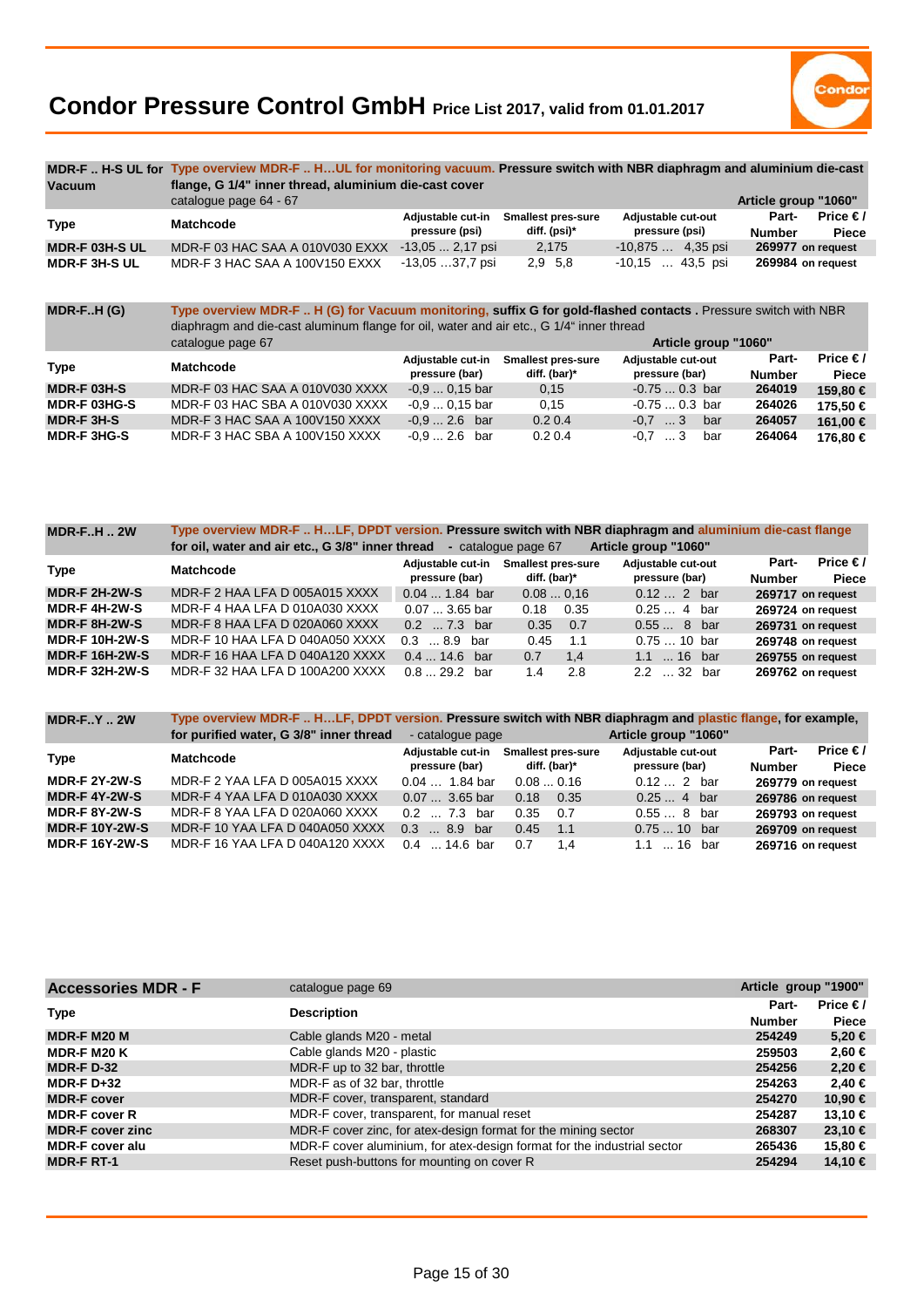# Condor Pressure Control GmbH Price List 2017, valid from 01.01.2017

**MDR-F .. H-S UL for Vacuum** — **Type overview MDR-F .. H…UL for monitoring vacuum. Pressure switch with NBR diaphragm and aluminium die-cast flange, G 1/4" inner thread, aluminium die-cast cover**

catalogue page 64 - 67 — **Article group "1060"**

| Type | Matchcode | Adjustable cut-in pressure (psi) | Smallest pres-sure diff. (psi)* | Adjustable cut-out pressure (psi) | Part-Number | Price € / Piece |
|---|---|---|---|---|---|---|
| **MDR-F 03H-S UL** | MDR-F 03 HAC SAA A 010V030 EXXX | -13,05 ... 2,17 psi | 2,175 | -10,875 … 4,35 psi | **269977** | **on request** |
| **MDR-F 3H-S UL** | MDR-F 3 HAC SAA A 100V150 EXXX | -13,05 …37,7 psi | 2,9 5,8 | -10,15 … 43,5 psi | **269984** | **on request** |

**MDR-F..H (G)** — **Type overview MDR-F .. H (G) for Vacuum monitoring, suffix G for gold-flashed contacts .** Pressure switch with NBR diaphragm and die-cast aluminum flange for oil, water and air etc., G 1/4" inner thread

catalogue page 67 — **Article group "1060"**

| Type | Matchcode | Adjustable cut-in pressure (bar) | Smallest pres-sure diff. (bar)* | Adjustable cut-out pressure (bar) | Part-Number | Price € / Piece |
|---|---|---|---|---|---|---|
| **MDR-F 03H-S** | MDR-F 03 HAC SAA A 010V030 XXXX | -0,9 ... 0,15 bar | 0,15 | -0.75 ... 0.3 bar | **264019** | **159,80 €** |
| **MDR-F 03HG-S** | MDR-F 03 HAC SBA A 010V030 XXXX | -0,9 ... 0,15 bar | 0,15 | -0.75 ... 0.3 bar | **264026** | **175,50 €** |
| **MDR-F 3H-S** | MDR-F 3 HAC SAA A 100V150 XXXX | -0,9 ... 2.6 bar | 0.2 0.4 | -0,7 ... 3 bar | **264057** | **161,00 €** |
| **MDR-F 3HG-S** | MDR-F 3 HAC SBA A 100V150 XXXX | -0,9 ... 2.6 bar | 0.2 0.4 | -0,7 ... 3 bar | **264064** | **176,80 €** |

**MDR-F..H .. 2W** — **Type overview MDR-F .. H…LF, DPDT version. Pressure switch with NBR diaphragm and aluminium die-cast flange for oil, water and air etc., G 3/8" inner thread** - catalogue page 67 — **Article group "1060"**

| Type | Matchcode | Adjustable cut-in pressure (bar) | Smallest pres-sure diff. (bar)* | Adjustable cut-out pressure (bar) | Part-Number | Price € / Piece |
|---|---|---|---|---|---|---|
| **MDR-F 2H-2W-S** | MDR-F 2 HAA LFA D 005A015 XXXX | 0.04 ... 1.84 bar | 0.08 ... 0,16 | 0.12 ... 2 bar | **269717** | **on request** |
| **MDR-F 4H-2W-S** | MDR-F 4 HAA LFA D 010A030 XXXX | 0.07 ... 3.65 bar | 0.18 0.35 | 0.25 ... 4 bar | **269724** | **on request** |
| **MDR-F 8H-2W-S** | MDR-F 8 HAA LFA D 020A060 XXXX | 0.2 ... 7.3 bar | 0.35 0.7 | 0.55 ... 8 bar | **269731** | **on request** |
| **MDR-F 10H-2W-S** | MDR-F 10 HAA LFA D 040A050 XXXX | 0.3 ... 8.9 bar | 0.45 1.1 | 0.75 ... 10 bar | **269748** | **on request** |
| **MDR-F 16H-2W-S** | MDR-F 16 HAA LFA D 040A120 XXXX | 0.4 ... 14.6 bar | 0.7 1,4 | 1.1 ... 16 bar | **269755** | **on request** |
| **MDR-F 32H-2W-S** | MDR-F 32 HAA LFA D 100A200 XXXX | 0.8 ... 29.2 bar | 1.4 2.8 | 2.2 ... 32 bar | **269762** | **on request** |

**MDR-F..Y .. 2W** — **Type overview MDR-F .. H…LF, DPDT version. Pressure switch with NBR diaphragm and plastic flange, for example, for purified water, G 3/8" inner thread** - catalogue page — **Article group "1060"**

| Type | Matchcode | Adjustable cut-in pressure (bar) | Smallest pres-sure diff. (bar)* | Adjustable cut-out pressure (bar) | Part-Number | Price € / Piece |
|---|---|---|---|---|---|---|
| **MDR-F 2Y-2W-S** | MDR-F 2 YAA LFA D 005A015 XXXX | 0.04 … 1.84 bar | 0.08 ... 0.16 | 0.12 ... 2 bar | **269779** | **on request** |
| **MDR-F 4Y-2W-S** | MDR-F 4 YAA LFA D 010A030 XXXX | 0.07 ... 3.65 bar | 0.18 0.35 | 0.25 ... 4 bar | **269786** | **on request** |
| **MDR-F 8Y-2W-S** | MDR-F 8 YAA LFA D 020A060 XXXX | 0.2 ... 7.3 bar | 0.35 0.7 | 0.55 ... 8 bar | **269793** | **on request** |
| **MDR-F 10Y-2W-S** | MDR-F 10 YAA LFA D 040A050 XXXX | 0.3 ... 8.9 bar | 0.45 1.1 | 0.75 ... 10 bar | **269709** | **on request** |
| **MDR-F 16Y-2W-S** | MDR-F 16 YAA LFA D 040A120 XXXX | 0.4 ... 14.6 bar | 0.7 1,4 | 1.1 ... 16 bar | **269716** | **on request** |

**Accessories MDR - F** — catalogue page 69 — **Article group "1900"**

| Type | Description | Part-Number | Price € / Piece |
|---|---|---|---|
| **MDR-F M20 M** | Cable glands M20 - metal | **254249** | **5,20 €** |
| **MDR-F M20 K** | Cable glands M20 - plastic | **259503** | **2,60 €** |
| **MDR-F D-32** | MDR-F up to 32 bar, throttle | **254256** | **2,20 €** |
| **MDR-F D+32** | MDR-F as of 32 bar, throttle | **254263** | **2,40 €** |
| **MDR-F cover** | MDR-F cover, transparent, standard | **254270** | **10,90 €** |
| **MDR-F cover R** | MDR-F cover, transparent, for manual reset | **254287** | **13,10 €** |
| **MDR-F cover zinc** | MDR-F cover zinc, for atex-design format for the mining sector | **268307** | **23,10 €** |
| **MDR-F cover alu** | MDR-F cover aluminium, for atex-design format for the industrial sector | **265436** | **15,80 €** |
| **MDR-F RT-1** | Reset push-buttons for mounting on cover R | **254294** | **14,10 €** |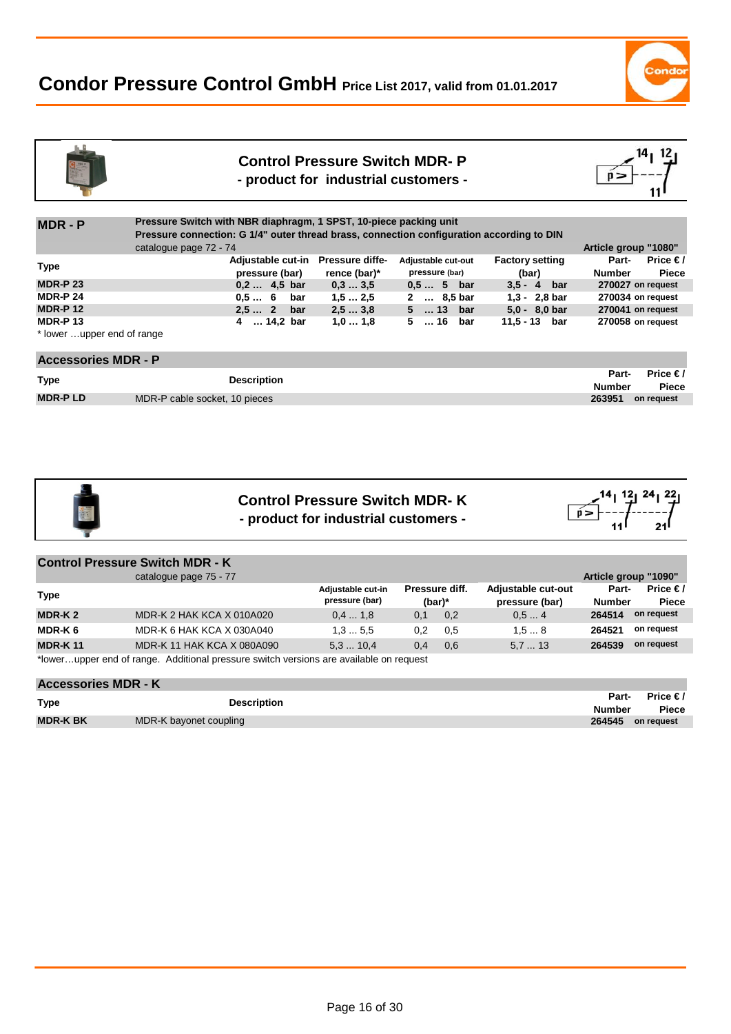# Condor Pressure Control GmbH Price List 2017, valid from 01.01.2017

## Control Pressure Switch MDR- P
### - product for industrial customers -

| MDR - P | Pressure Switch with NBR diaphragm, 1 SPST, 10-piece packing unit<br>Pressure connection: G 1/4" outer thread brass, connection configuration according to DIN<br>catalogue page 72 - 74 | | | | Article group "1080" | |
|---|---|---|---|---|---|---|
| **Type** | **Adjustable cut-in pressure (bar)** | **Pressure difference (bar)*** | **Adjustable cut-out pressure (bar)** | **Factory setting (bar)** | **Part-Number** | **Price € / Piece** |
| **MDR-P 23** | 0,2 … 4,5 bar | 0,3 … 3,5 | 0,5 … 5 bar | 3,5 - 4 bar | 270027 | on request |
| **MDR-P 24** | 0,5 … 6 bar | 1,5 … 2,5 | 2 … 8,5 bar | 1,3 - 2,8 bar | 270034 | on request |
| **MDR-P 12** | 2,5 … 2 bar | 2,5 … 3,8 | 5 … 13 bar | 5,0 - 8,0 bar | 270041 | on request |
| **MDR-P 13** | 4 … 14,2 bar | 1,0 … 1,8 | 5 … 16 bar | 11,5 - 13 bar | 270058 | on request |

* lower …upper end of range

### Accessories MDR - P

| Type | Description | Part-Number | Price € / Piece |
|---|---|---|---|
| **MDR-P LD** | MDR-P cable socket, 10 pieces | 263951 | on request |

## Control Pressure Switch MDR- K
### - product for industrial customers -

| Control Pressure Switch MDR - K | catalogue page 75 - 77 | | | | Article group "1090" | |
|---|---|---|---|---|---|---|
| **Type** | | **Adjustable cut-in pressure (bar)** | **Pressure diff. (bar)*** | **Adjustable cut-out pressure (bar)** | **Part-Number** | **Price € / Piece** |
| **MDR-K 2** | MDR-K 2 HAK KCA X 010A020 | 0,4 … 1,8 | 0,1 0,2 | 0,5 … 4 | 264514 | on request |
| **MDR-K 6** | MDR-K 6 HAK KCA X 030A040 | 1,3 … 5,5 | 0,2 0,5 | 1,5 … 8 | 264521 | on request |
| **MDR-K 11** | MDR-K 11 HAK KCA X 080A090 | 5,3 … 10,4 | 0,4 0,6 | 5,7 … 13 | 264539 | on request |

*lower…upper end of range. Additional pressure switch versions are available on request

### Accessories MDR - K

| Type | Description | Part-Number | Price € / Piece |
|---|---|---|---|
| **MDR-K BK** | MDR-K bayonet coupling | 264545 | on request |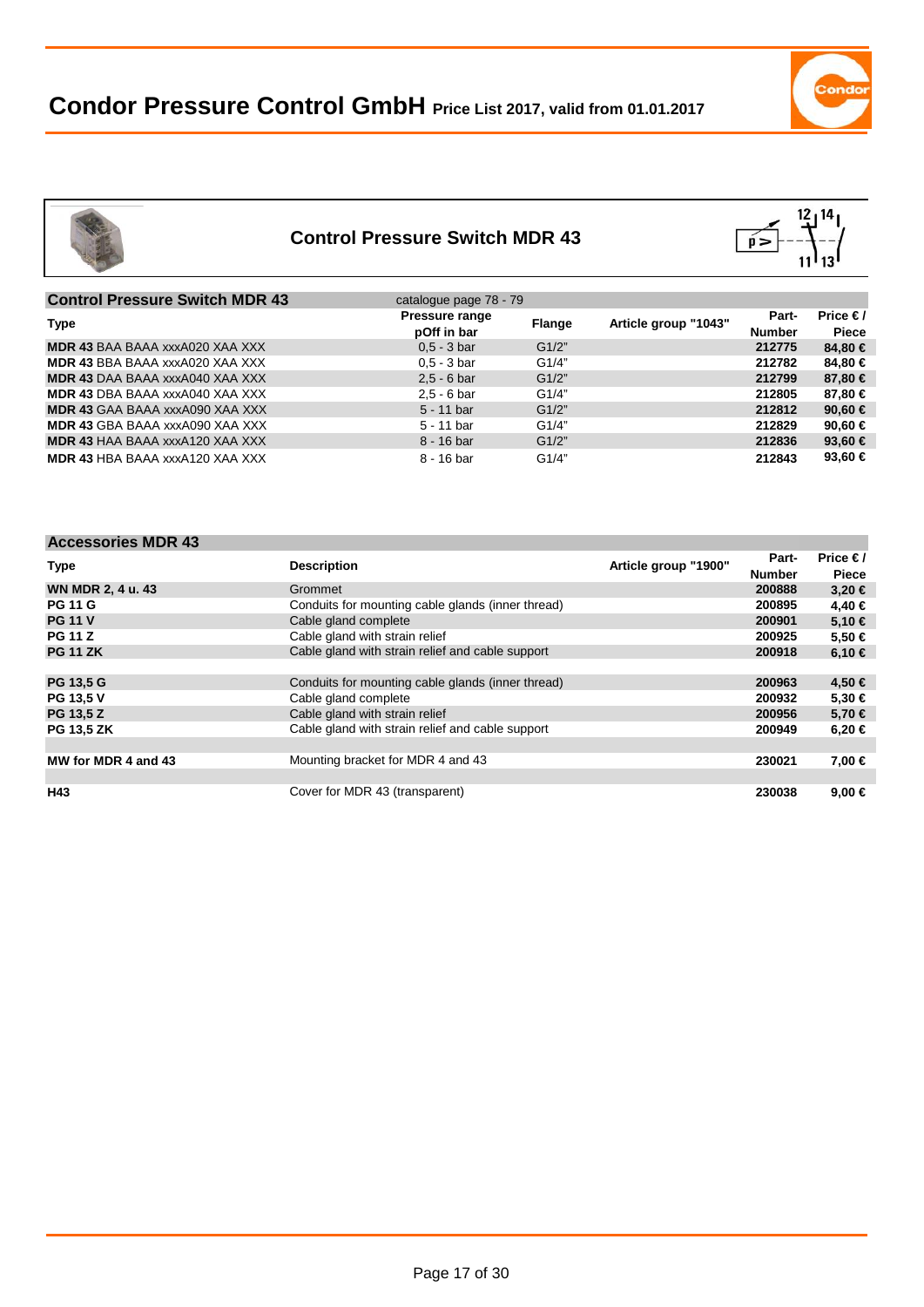# Condor Pressure Control GmbH Price List 2017, valid from 01.01.2017

## Control Pressure Switch MDR 43

| Control Pressure Switch MDR 43 | catalogue page 78 - 79 | | | | |
|---|---|---|---|---|---|
| **Type** | **Pressure range pOff in bar** | **Flange** | **Article group "1043"** | **Part-Number** | **Price € / Piece** |
| **MDR 43** BAA BAAA xxxA020 XAA XXX | 0,5 - 3 bar | G1/2" | | **212775** | **84,80 €** |
| **MDR 43** BBA BAAA xxxA020 XAA XXX | 0,5 - 3 bar | G1/4" | | **212782** | **84,80 €** |
| **MDR 43** DAA BAAA xxxA040 XAA XXX | 2,5 - 6 bar | G1/2" | | **212799** | **87,80 €** |
| **MDR 43** DBA BAAA xxxA040 XAA XXX | 2,5 - 6 bar | G1/4" | | **212805** | **87,80 €** |
| **MDR 43** GAA BAAA xxxA090 XAA XXX | 5 - 11 bar | G1/2" | | **212812** | **90,60 €** |
| **MDR 43** GBA BAAA xxxA090 XAA XXX | 5 - 11 bar | G1/4" | | **212829** | **90,60 €** |
| **MDR 43** HAA BAAA xxxA120 XAA XXX | 8 - 16 bar | G1/2" | | **212836** | **93,60 €** |
| **MDR 43** HBA BAAA xxxA120 XAA XXX | 8 - 16 bar | G1/4" | | **212843** | **93,60 €** |

| Accessories MDR 43 | | | | |
|---|---|---|---|---|
| **Type** | **Description** | **Article group "1900"** | **Part-Number** | **Price € / Piece** |
| **WN MDR 2, 4 u. 43** | Grommet | | **200888** | **3,20 €** |
| **PG 11 G** | Conduits for mounting cable glands (inner thread) | | **200895** | **4,40 €** |
| **PG 11 V** | Cable gland complete | | **200901** | **5,10 €** |
| **PG 11 Z** | Cable gland with strain relief | | **200925** | **5,50 €** |
| **PG 11 ZK** | Cable gland with strain relief and cable support | | **200918** | **6,10 €** |
| | | | | |
| **PG 13,5 G** | Conduits for mounting cable glands (inner thread) | | **200963** | **4,50 €** |
| **PG 13,5 V** | Cable gland complete | | **200932** | **5,30 €** |
| **PG 13,5 Z** | Cable gland with strain relief | | **200956** | **5,70 €** |
| **PG 13,5 ZK** | Cable gland with strain relief and cable support | | **200949** | **6,20 €** |
| | | | | |
| **MW for MDR 4 and 43** | Mounting bracket for MDR 4 and 43 | | **230021** | **7,00 €** |
| | | | | |
| **H43** | Cover for MDR 43 (transparent) | | **230038** | **9,00 €** |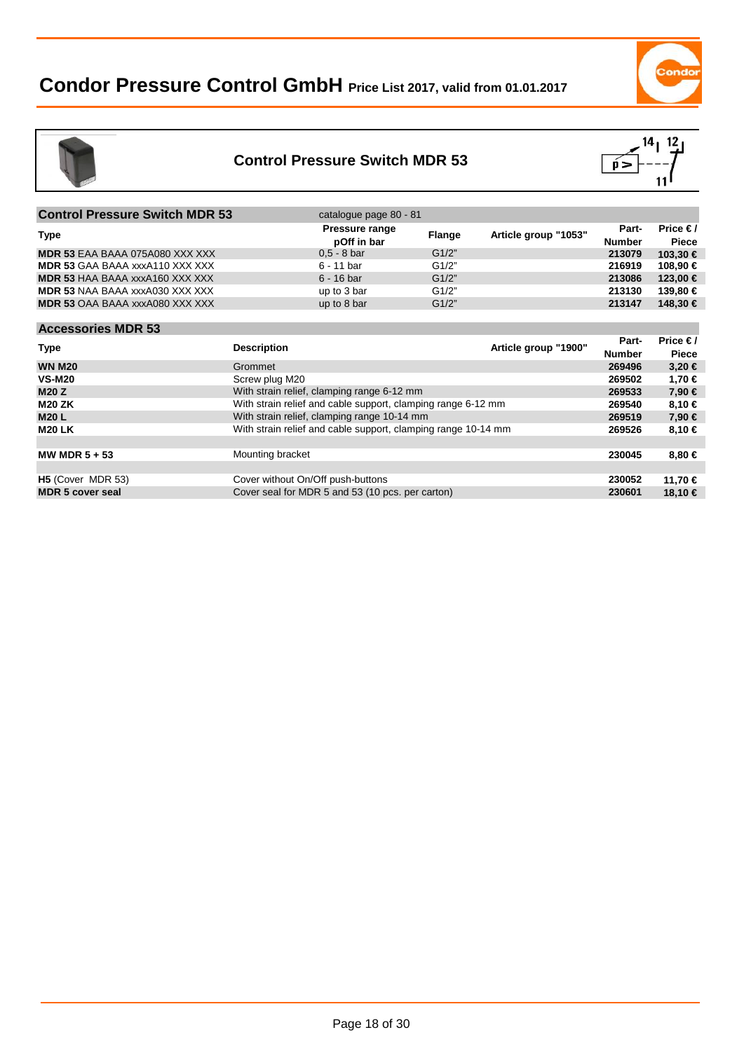# Condor Pressure Control GmbH Price List 2017, valid from 01.01.2017

## Control Pressure Switch MDR 53

| Control Pressure Switch MDR 53 | catalogue page 80 - 81 | | | | |
|---|---|---|---|---|---|
| **Type** | **Pressure range pOff in bar** | **Flange** | **Article group "1053"** | **Part-Number** | **Price € / Piece** |
| **MDR 53** EAA BAAA 075A080 XXX XXX | 0,5 - 8 bar | G1/2" | | **213079** | **103,30 €** |
| **MDR 53** GAA BAAA xxxA110 XXX XXX | 6 - 11 bar | G1/2" | | **216919** | **108,90 €** |
| **MDR 53** HAA BAAA xxxA160 XXX XXX | 6 - 16 bar | G1/2" | | **213086** | **123,00 €** |
| **MDR 53** NAA BAAA xxxA030 XXX XXX | up to 3 bar | G1/2" | | **213130** | **139,80 €** |
| **MDR 53** OAA BAAA xxxA080 XXX XXX | up to 8 bar | G1/2" | | **213147** | **148,30 €** |

### Accessories MDR 53

| Type | Description | Article group "1900" | Part-Number | Price € / Piece |
|---|---|---|---|---|
| **WN M20** | Grommet | | **269496** | **3,20 €** |
| **VS-M20** | Screw plug M20 | | **269502** | **1,70 €** |
| **M20 Z** | With strain relief, clamping range 6-12 mm | | **269533** | **7,90 €** |
| **M20 ZK** | With strain relief and cable support, clamping range 6-12 mm | | **269540** | **8,10 €** |
| **M20 L** | With strain relief, clamping range 10-14 mm | | **269519** | **7,90 €** |
| **M20 LK** | With strain relief and cable support, clamping range 10-14 mm | | **269526** | **8,10 €** |
| | | | | |
| **MW MDR 5 + 53** | Mounting bracket | | **230045** | **8,80 €** |
| | | | | |
| **H5** (Cover MDR 53) | Cover without On/Off push-buttons | | **230052** | **11,70 €** |
| **MDR 5 cover seal** | Cover seal for MDR 5 and 53 (10 pcs. per carton) | | **230601** | **18,10 €** |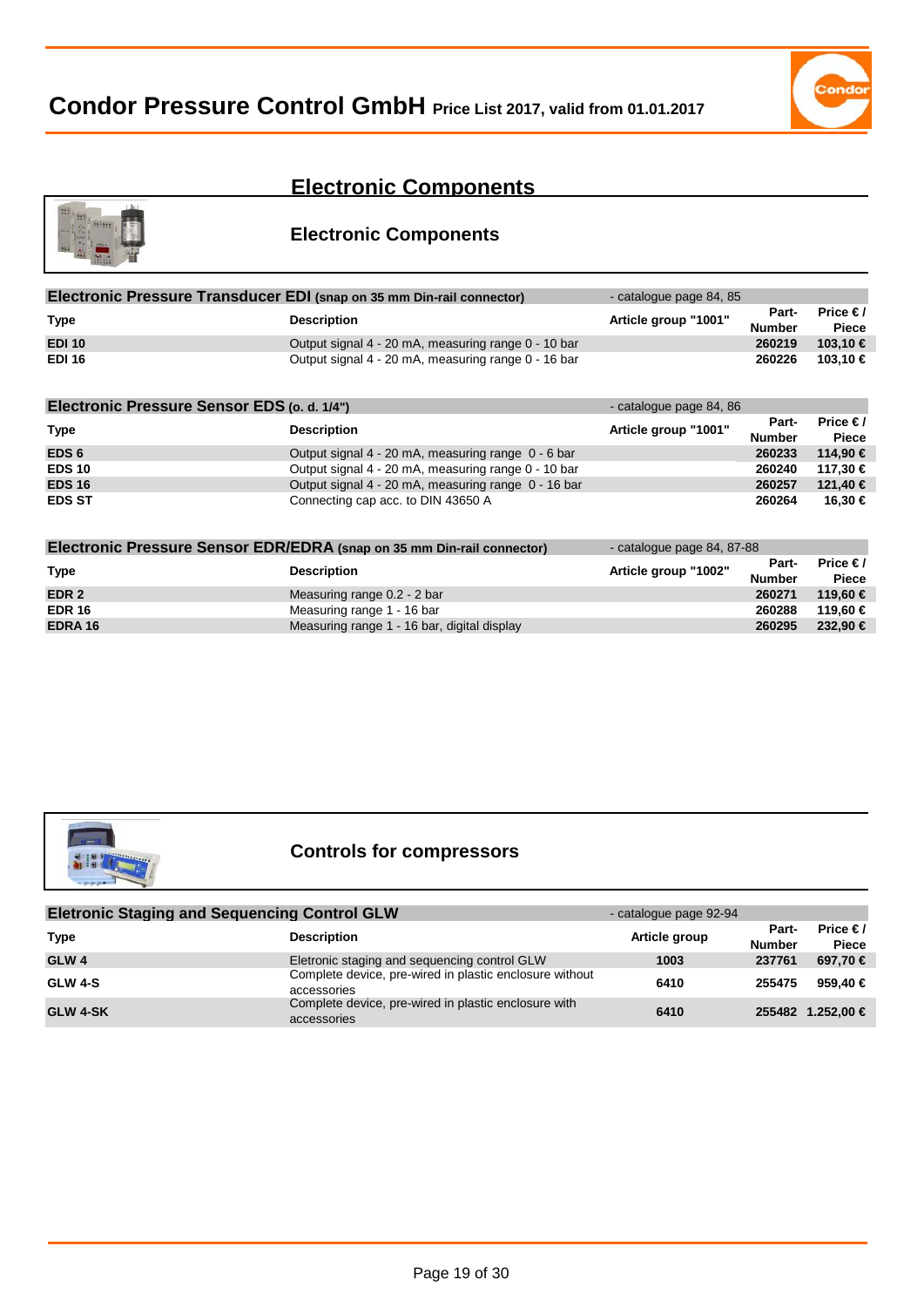## Electronic Components

### Electronic Components

| Electronic Pressure Transducer EDI (snap on 35 mm Din-rail connector) | | - catalogue page 84, 85 | | |
|---|---|---|---|---|
| **Type** | **Description** | **Article group "1001"** | **Part-Number** | **Price € / Piece** |
| **EDI 10** | Output signal 4 - 20 mA, measuring range 0 - 10 bar | | **260219** | **103,10 €** |
| **EDI 16** | Output signal 4 - 20 mA, measuring range 0 - 16 bar | | **260226** | **103,10 €** |

| Electronic Pressure Sensor EDS (o. d. 1/4") | | - catalogue page 84, 86 | | |
|---|---|---|---|---|
| **Type** | **Description** | **Article group "1001"** | **Part-Number** | **Price € / Piece** |
| **EDS 6** | Output signal 4 - 20 mA, measuring range 0 - 6 bar | | **260233** | **114,90 €** |
| **EDS 10** | Output signal 4 - 20 mA, measuring range 0 - 10 bar | | **260240** | **117,30 €** |
| **EDS 16** | Output signal 4 - 20 mA, measuring range 0 - 16 bar | | **260257** | **121,40 €** |
| **EDS ST** | Connecting cap acc. to DIN 43650 A | | **260264** | **16,30 €** |

| Electronic Pressure Sensor EDR/EDRA (snap on 35 mm Din-rail connector) | | - catalogue page 84, 87-88 | | |
|---|---|---|---|---|
| **Type** | **Description** | **Article group "1002"** | **Part-Number** | **Price € / Piece** |
| **EDR 2** | Measuring range 0.2 - 2 bar | | **260271** | **119,60 €** |
| **EDR 16** | Measuring range 1 - 16 bar | | **260288** | **119,60 €** |
| **EDRA 16** | Measuring range 1 - 16 bar, digital display | | **260295** | **232,90 €** |

### Controls for compressors

| Eletronic Staging and Sequencing Control GLW | | - catalogue page 92-94 | | |
|---|---|---|---|---|
| **Type** | **Description** | **Article group** | **Part-Number** | **Price € / Piece** |
| **GLW 4** | Eletronic staging and sequencing control GLW | **1003** | **237761** | **697,70 €** |
| **GLW 4-S** | Complete device, pre-wired in plastic enclosure without accessories | **6410** | **255475** | **959,40 €** |
| **GLW 4-SK** | Complete device, pre-wired in plastic enclosure with accessories | **6410** | **255482** | **1.252,00 €** |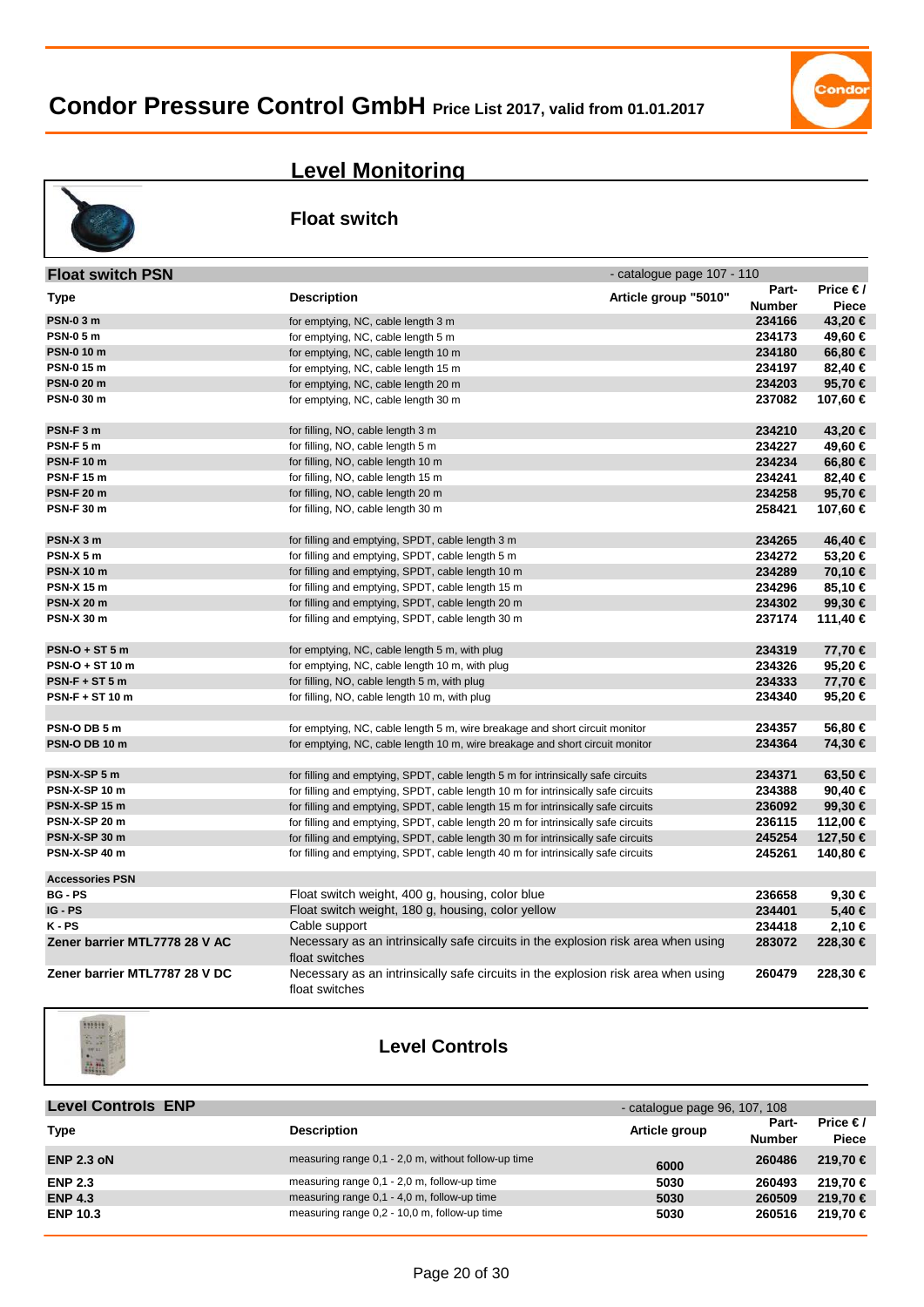# Condor Pressure Control GmbH Price List 2017, valid from 01.01.2017

## Level Monitoring

### Float switch

| Float switch PSN | | - catalogue page 107 - 110 | | |
|---|---|---|---|---|
| **Type** | **Description** | **Article group "5010"** | **Part-Number** | **Price € / Piece** |
| **PSN-0 3 m** | for emptying, NC, cable length 3 m | | **234166** | **43,20 €** |
| **PSN-0 5 m** | for emptying, NC, cable length 5 m | | **234173** | **49,60 €** |
| **PSN-0 10 m** | for emptying, NC, cable length 10 m | | **234180** | **66,80 €** |
| **PSN-0 15 m** | for emptying, NC, cable length 15 m | | **234197** | **82,40 €** |
| **PSN-0 20 m** | for emptying, NC, cable length 20 m | | **234203** | **95,70 €** |
| **PSN-0 30 m** | for emptying, NC, cable length 30 m | | **237082** | **107,60 €** |
| | | | | |
| **PSN-F 3 m** | for filling, NO, cable length 3 m | | **234210** | **43,20 €** |
| **PSN-F 5 m** | for filling, NO, cable length 5 m | | **234227** | **49,60 €** |
| **PSN-F 10 m** | for filling, NO, cable length 10 m | | **234234** | **66,80 €** |
| **PSN-F 15 m** | for filling, NO, cable length 15 m | | **234241** | **82,40 €** |
| **PSN-F 20 m** | for filling, NO, cable length 20 m | | **234258** | **95,70 €** |
| **PSN-F 30 m** | for filling, NO, cable length 30 m | | **258421** | **107,60 €** |
| | | | | |
| **PSN-X 3 m** | for filling and emptying, SPDT, cable length 3 m | | **234265** | **46,40 €** |
| **PSN-X 5 m** | for filling and emptying, SPDT, cable length 5 m | | **234272** | **53,20 €** |
| **PSN-X 10 m** | for filling and emptying, SPDT, cable length 10 m | | **234289** | **70,10 €** |
| **PSN-X 15 m** | for filling and emptying, SPDT, cable length 15 m | | **234296** | **85,10 €** |
| **PSN-X 20 m** | for filling and emptying, SPDT, cable length 20 m | | **234302** | **99,30 €** |
| **PSN-X 30 m** | for filling and emptying, SPDT, cable length 30 m | | **237174** | **111,40 €** |
| | | | | |
| **PSN-O + ST 5 m** | for emptying, NC, cable length 5 m, with plug | | **234319** | **77,70 €** |
| **PSN-O + ST 10 m** | for emptying, NC, cable length 10 m, with plug | | **234326** | **95,20 €** |
| **PSN-F + ST 5 m** | for filling, NO, cable length 5 m, with plug | | **234333** | **77,70 €** |
| **PSN-F + ST 10 m** | for filling, NO, cable length 10 m, with plug | | **234340** | **95,20 €** |
| | | | | |
| **PSN-O DB 5 m** | for emptying, NC, cable length 5 m, wire breakage and short circuit monitor | | **234357** | **56,80 €** |
| **PSN-O DB 10 m** | for emptying, NC, cable length 10 m, wire breakage and short circuit monitor | | **234364** | **74,30 €** |
| | | | | |
| **PSN-X-SP 5 m** | for filling and emptying, SPDT, cable length 5 m for intrinsically safe circuits | | **234371** | **63,50 €** |
| **PSN-X-SP 10 m** | for filling and emptying, SPDT, cable length 10 m for intrinsically safe circuits | | **234388** | **90,40 €** |
| **PSN-X-SP 15 m** | for filling and emptying, SPDT, cable length 15 m for intrinsically safe circuits | | **236092** | **99,30 €** |
| **PSN-X-SP 20 m** | for filling and emptying, SPDT, cable length 20 m for intrinsically safe circuits | | **236115** | **112,00 €** |
| **PSN-X-SP 30 m** | for filling and emptying, SPDT, cable length 30 m for intrinsically safe circuits | | **245254** | **127,50 €** |
| **PSN-X-SP 40 m** | for filling and emptying, SPDT, cable length 40 m for intrinsically safe circuits | | **245261** | **140,80 €** |
| **Accessories PSN** | | | | |
| **BG - PS** | Float switch weight, 400 g, housing, color blue | | **236658** | **9,30 €** |
| **IG - PS** | Float switch weight, 180 g, housing, color yellow | | **234401** | **5,40 €** |
| **K - PS** | Cable support | | **234418** | **2,10 €** |
| **Zener barrier MTL7778 28 V AC** | Necessary as an intrinsically safe circuits in the explosion risk area when using float switches | | **283072** | **228,30 €** |
| **Zener barrier MTL7787 28 V DC** | Necessary as an intrinsically safe circuits in the explosion risk area when using float switches | | **260479** | **228,30 €** |

### Level Controls

| Level Controls ENP | | - catalogue page 96, 107, 108 | | |
|---|---|---|---|---|
| **Type** | **Description** | **Article group** | **Part-Number** | **Price € / Piece** |
| **ENP 2.3 oN** | measuring range 0,1 - 2,0 m, without follow-up time | **6000** | **260486** | **219,70 €** |
| **ENP 2.3** | measuring range 0,1 - 2,0 m, follow-up time | **5030** | **260493** | **219,70 €** |
| **ENP 4.3** | measuring range 0,1 - 4,0 m, follow-up time | **5030** | **260509** | **219,70 €** |
| **ENP 10.3** | measuring range 0,2 - 10,0 m, follow-up time | **5030** | **260516** | **219,70 €** |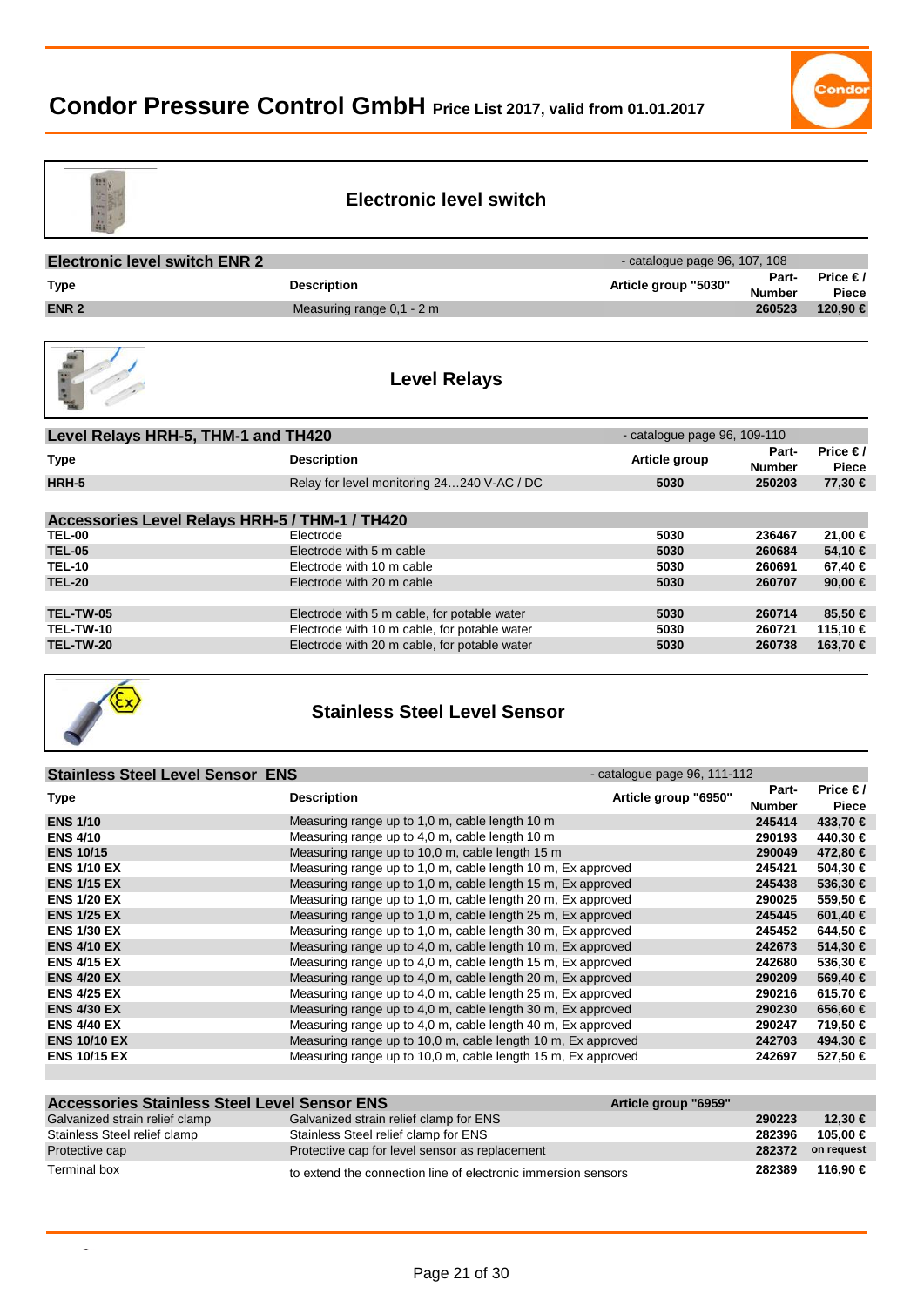# Electronic level switch

## Electronic level switch ENR 2

- catalogue page 96, 107, 108

| Type | Description | Article group "5030" | Part-Number | Price € / Piece |
|---|---|---|---|---|
| ENR 2 | Measuring range 0,1 - 2 m | | 260523 | 120,90 € |

# Level Relays

## Level Relays HRH-5, THM-1 and TH420

- catalogue page 96, 109-110

| Type | Description | Article group | Part-Number | Price € / Piece |
|---|---|---|---|---|
| HRH-5 | Relay for level monitoring 24…240 V-AC / DC | 5030 | 250203 | 77,30 € |

## Accessories Level Relays HRH-5 / THM-1 / TH420

| Type | Description | Article group | Part-Number | Price € / Piece |
|---|---|---|---|---|
| TEL-00 | Electrode | 5030 | 236467 | 21,00 € |
| TEL-05 | Electrode with 5 m cable | 5030 | 260684 | 54,10 € |
| TEL-10 | Electrode with 10 m cable | 5030 | 260691 | 67,40 € |
| TEL-20 | Electrode with 20 m cable | 5030 | 260707 | 90,00 € |
| TEL-TW-05 | Electrode with 5 m cable, for potable water | 5030 | 260714 | 85,50 € |
| TEL-TW-10 | Electrode with 10 m cable, for potable water | 5030 | 260721 | 115,10 € |
| TEL-TW-20 | Electrode with 20 m cable, for potable water | 5030 | 260738 | 163,70 € |

# Stainless Steel Level Sensor

## Stainless Steel Level Sensor ENS

- catalogue page 96, 111-112

| Type | Description | Article group "6950" | Part-Number | Price € / Piece |
|---|---|---|---|---|
| ENS 1/10 | Measuring range up to 1,0 m, cable length 10 m | | 245414 | 433,70 € |
| ENS 4/10 | Measuring range up to 4,0 m, cable length 10 m | | 290193 | 440,30 € |
| ENS 10/15 | Measuring range up to 10,0 m, cable length 15 m | | 290049 | 472,80 € |
| ENS 1/10 EX | Measuring range up to 1,0 m, cable length 10 m, Ex approved | | 245421 | 504,30 € |
| ENS 1/15 EX | Measuring range up to 1,0 m, cable length 15 m, Ex approved | | 245438 | 536,30 € |
| ENS 1/20 EX | Measuring range up to 1,0 m, cable length 20 m, Ex approved | | 290025 | 559,50 € |
| ENS 1/25 EX | Measuring range up to 1,0 m, cable length 25 m, Ex approved | | 245445 | 601,40 € |
| ENS 1/30 EX | Measuring range up to 1,0 m, cable length 30 m, Ex approved | | 245452 | 644,50 € |
| ENS 4/10 EX | Measuring range up to 4,0 m, cable length 10 m, Ex approved | | 242673 | 514,30 € |
| ENS 4/15 EX | Measuring range up to 4,0 m, cable length 15 m, Ex approved | | 242680 | 536,30 € |
| ENS 4/20 EX | Measuring range up to 4,0 m, cable length 20 m, Ex approved | | 290209 | 569,40 € |
| ENS 4/25 EX | Measuring range up to 4,0 m, cable length 25 m, Ex approved | | 290216 | 615,70 € |
| ENS 4/30 EX | Measuring range up to 4,0 m, cable length 30 m, Ex approved | | 290230 | 656,60 € |
| ENS 4/40 EX | Measuring range up to 4,0 m, cable length 40 m, Ex approved | | 290247 | 719,50 € |
| ENS 10/10 EX | Measuring range up to 10,0 m, cable length 10 m, Ex approved | | 242703 | 494,30 € |
| ENS 10/15 EX | Measuring range up to 10,0 m, cable length 15 m, Ex approved | | 242697 | 527,50 € |

## Accessories Stainless Steel Level Sensor ENS

| Type | Description | Article group "6959" | Part-Number | Price € / Piece |
|---|---|---|---|---|
| Galvanized strain relief clamp | Galvanized strain relief clamp for ENS | | 290223 | 12,30 € |
| Stainless Steel relief clamp | Stainless Steel relief clamp for ENS | | 282396 | 105,00 € |
| Protective cap | Protective cap for level sensor as replacement | | 282372 | on request |
| Terminal box | to extend the connection line of electronic immersion sensors | | 282389 | 116,90 € |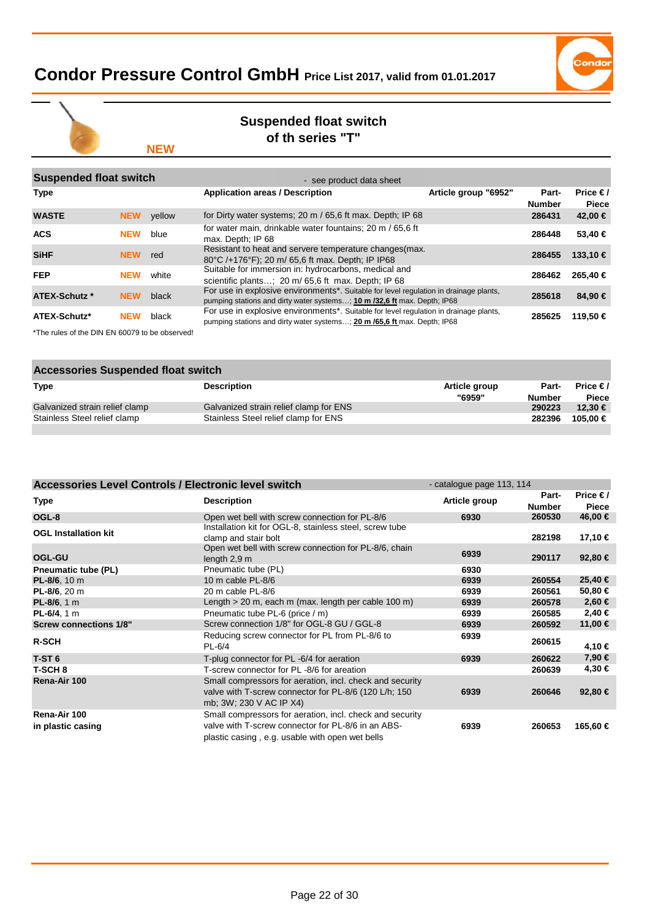# Condor Pressure Control GmbH Price List 2017, valid from 01.01.2017

## Suspended float switch of th series "T"

**NEW**

| Suspended float switch | | | - see product data sheet | | | |
|---|---|---|---|---|---|---|
| **Type** | | | **Application areas / Description** | **Article group "6952"** | **Part-Number** | **Price € / Piece** |
| **WASTE** | **NEW** | yellow | for Dirty water systems; 20 m / 65,6 ft max. Depth; IP 68 | | **286431** | **42,00 €** |
| **ACS** | **NEW** | blue | for water main, drinkable water fountains; 20 m / 65,6 ft max. Depth; IP 68 | | **286448** | **53,40 €** |
| **SiHF** | **NEW** | red | Resistant to heat and servere temperature changes(max. 80°C /+176°F); 20 m/ 65,6 ft max. Depth; IP IP68 | | **286455** | **133,10 €** |
| **FEP** | **NEW** | white | Suitable for immersion in: hydrocarbons, medical and scientific plants…; 20 m/ 65,6 ft max. Depth; IP 68 | | **286462** | **265,40 €** |
| **ATEX-Schutz *** | **NEW** | black | For use in explosive environments*. Suitable for level regulation in drainage plants, pumping stations and dirty water systems…; **10 m /32,6 ft** max. Depth; IP68 | | **285618** | **84,90 €** |
| **ATEX-Schutz*** | **NEW** | black | For use in explosive environments*. Suitable for level regulation in drainage plants, pumping stations and dirty water systems…; **20 m /65,6 ft** max. Depth; IP68 | | **285625** | **119,50 €** |

*The rules of the DIN EN 60079 to be observed!

| Accessories Suspended float switch | | | | |
|---|---|---|---|---|
| **Type** | **Description** | **Article group "6959"** | **Part-Number** | **Price € / Piece** |
| Galvanized strain relief clamp | Galvanized strain relief clamp for ENS | | **290223** | **12,30 €** |
| Stainless Steel relief clamp | Stainless Steel relief clamp for ENS | | **282396** | **105,00 €** |

| Accessories Level Controls / Electronic level switch | | - catalogue page 113, 114 | | |
|---|---|---|---|---|
| **Type** | **Description** | **Article group** | **Part-Number** | **Price € / Piece** |
| **OGL-8** | Open wet bell with screw connection for PL-8/6 | **6930** | **260530** | **46,00 €** |
| **OGL Installation kit** | Installation kit for OGL-8, stainless steel, screw tube clamp and stair bolt | | **282198** | **17,10 €** |
| **OGL-GU** | Open wet bell with screw connection for PL-8/6, chain length 2,9 m | **6939** | **290117** | **92,80 €** |
| **Pneumatic tube (PL)** | Pneumatic tube (PL) | **6930** | | |
| **PL-8/6**, 10 m | 10 m cable PL-8/6 | **6939** | **260554** | **25,40 €** |
| **PL-8/6**, 20 m | 20 m cable PL-8/6 | **6939** | **260561** | **50,80 €** |
| **PL-8/6**, 1 m | Length > 20 m, each m (max. length per cable 100 m) | **6939** | **260578** | **2,60 €** |
| **PL-6/4**, 1 m | Pneumatic tube PL-6 (price / m) | **6939** | **260585** | **2,40 €** |
| **Screw connections 1/8"** | Screw connection 1/8" for OGL-8 GU / GGL-8 | **6939** | **260592** | **11,00 €** |
| **R-SCH** | Reducing screw connector for PL from PL-8/6 to PL-6/4 | **6939** | **260615** | **4,10 €** |
| **T-ST 6** | T-plug connector for PL -6/4 for aeration | **6939** | **260622** | **7,90 €** |
| **T-SCH 8** | T-screw connector for PL -8/6 for areation | | **260639** | **4,30 €** |
| **Rena-Air 100** | Small compressors for aeration, incl. check and security valve with T-screw connector for PL-8/6 (120 L/h; 150 mb; 3W; 230 V AC IP X4) | **6939** | **260646** | **92,80 €** |
| **Rena-Air 100 in plastic casing** | Small compressors for aeration, incl. check and security valve with T-screw connector for PL-8/6 in an ABS-plastic casing , e.g. usable with open wet bells | **6939** | **260653** | **165,60 €** |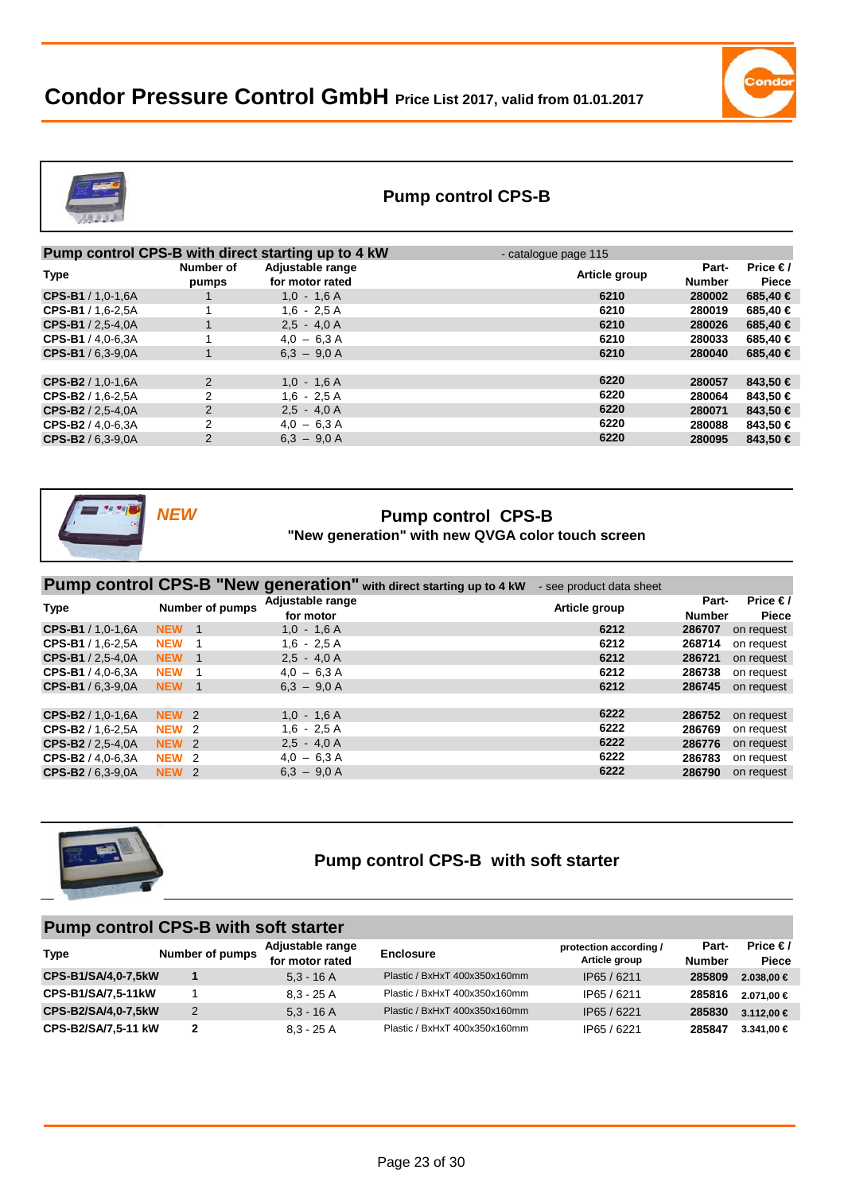# Condor Pressure Control GmbH Price List 2017, valid from 01.01.2017

## Pump control CPS-B

| Pump control CPS-B with direct starting up to 4 kW | | | - catalogue page 115 | | |
|---|---|---|---|---|---|
| **Type** | **Number of pumps** | **Adjustable range for motor rated** | **Article group** | **Part-Number** | **Price € / Piece** |
| **CPS-B1** / 1,0-1,6A | 1 | 1,0 - 1,6 A | **6210** | **280002** | **685,40 €** |
| **CPS-B1** / 1,6-2,5A | 1 | 1,6 - 2,5 A | **6210** | **280019** | **685,40 €** |
| **CPS-B1** / 2,5-4,0A | 1 | 2,5 - 4,0 A | **6210** | **280026** | **685,40 €** |
| **CPS-B1** / 4,0-6,3A | 1 | 4,0 – 6,3 A | **6210** | **280033** | **685,40 €** |
| **CPS-B1** / 6,3-9,0A | 1 | 6,3 – 9,0 A | **6210** | **280040** | **685,40 €** |
| | | | | | |
| **CPS-B2** / 1,0-1,6A | 2 | 1,0 - 1,6 A | **6220** | **280057** | **843,50 €** |
| **CPS-B2** / 1,6-2,5A | 2 | 1,6 - 2,5 A | **6220** | **280064** | **843,50 €** |
| **CPS-B2** / 2,5-4,0A | 2 | 2,5 - 4,0 A | **6220** | **280071** | **843,50 €** |
| **CPS-B2** / 4,0-6,3A | 2 | 4,0 – 6,3 A | **6220** | **280088** | **843,50 €** |
| **CPS-B2** / 6,3-9,0A | 2 | 6,3 – 9,0 A | **6220** | **280095** | **843,50 €** |

***NEW***

## Pump control CPS-B

**"New generation" with new QVGA color touch screen**

| Pump control CPS-B "New generation" with direct starting up to 4 kW | | | - see product data sheet | | |
|---|---|---|---|---|---|
| **Type** | **Number of pumps** | **Adjustable range for motor** | **Article group** | **Part-Number** | **Price € / Piece** |
| **CPS-B1** / 1,0-1,6A | **NEW** 1 | 1,0 - 1,6 A | **6212** | **286707** | on request |
| **CPS-B1** / 1,6-2,5A | **NEW** 1 | 1,6 - 2,5 A | **6212** | **268714** | on request |
| **CPS-B1** / 2,5-4,0A | **NEW** 1 | 2,5 - 4,0 A | **6212** | **286721** | on request |
| **CPS-B1** / 4,0-6,3A | **NEW** 1 | 4,0 – 6,3 A | **6212** | **286738** | on request |
| **CPS-B1** / 6,3-9,0A | **NEW** 1 | 6,3 – 9,0 A | **6212** | **286745** | on request |
| | | | | | |
| **CPS-B2** / 1,0-1,6A | **NEW** 2 | 1,0 - 1,6 A | **6222** | **286752** | on request |
| **CPS-B2** / 1,6-2,5A | **NEW** 2 | 1,6 - 2,5 A | **6222** | **286769** | on request |
| **CPS-B2** / 2,5-4,0A | **NEW** 2 | 2,5 - 4,0 A | **6222** | **286776** | on request |
| **CPS-B2** / 4,0-6,3A | **NEW** 2 | 4,0 – 6,3 A | **6222** | **286783** | on request |
| **CPS-B2** / 6,3-9,0A | **NEW** 2 | 6,3 – 9,0 A | **6222** | **286790** | on request |

## Pump control CPS-B with soft starter

| Pump control CPS-B with soft starter | | | | | | |
|---|---|---|---|---|---|---|
| **Type** | **Number of pumps** | **Adjustable range for motor rated** | **Enclosure** | **protection according / Article group** | **Part-Number** | **Price € / Piece** |
| **CPS-B1/SA/4,0-7,5kW** | **1** | 5,3 - 16 A | Plastic / BxHxT 400x350x160mm | IP65 / 6211 | **285809** | **2.038,00 €** |
| **CPS-B1/SA/7,5-11kW** | 1 | 8,3 - 25 A | Plastic / BxHxT 400x350x160mm | IP65 / 6211 | **285816** | **2.071,00 €** |
| **CPS-B2/SA/4,0-7,5kW** | 2 | 5,3 - 16 A | Plastic / BxHxT 400x350x160mm | IP65 / 6221 | **285830** | **3.112,00 €** |
| **CPS-B2/SA/7,5-11 kW** | **2** | 8,3 - 25 A | Plastic / BxHxT 400x350x160mm | IP65 / 6221 | **285847** | **3.341,00 €** |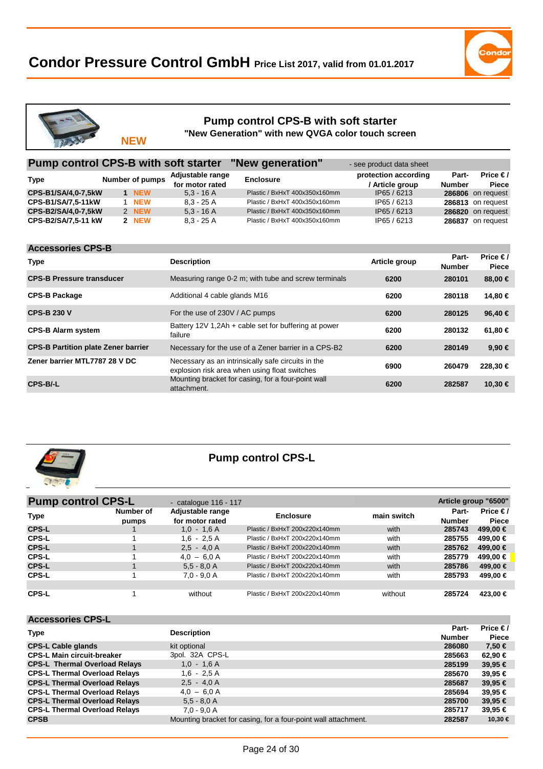# Condor Pressure Control GmbH Price List 2017, valid from 01.01.2017

NEW

## Pump control CPS-B with soft starter

**"New Generation" with new QVGA color touch screen**

### Pump control CPS-B with soft starter "New generation"

- see product data sheet

| Type | Number of pumps | Adjustable range for motor rated | Enclosure | protection according / Article group | Part-Number | Price € / Piece |
|---|---|---|---|---|---|---|
| CPS-B1/SA/4,0-7,5kW | 1 NEW | 5,3 - 16 A | Plastic / BxHxT 400x350x160mm | IP65 / 6213 | 286806 | on request |
| CPS-B1/SA/7,5-11kW | 1 NEW | 8,3 - 25 A | Plastic / BxHxT 400x350x160mm | IP65 / 6213 | 286813 | on request |
| CPS-B2/SA/4,0-7,5kW | 2 NEW | 5,3 - 16 A | Plastic / BxHxT 400x350x160mm | IP65 / 6213 | 286820 | on request |
| CPS-B2/SA/7,5-11 kW | 2 NEW | 8,3 - 25 A | Plastic / BxHxT 400x350x160mm | IP65 / 6213 | 286837 | on request |

### Accessories CPS-B

| Type | Description | Article group | Part-Number | Price € / Piece |
|---|---|---|---|---|
| CPS-B Pressure transducer | Measuring range 0-2 m; with tube and screw terminals | 6200 | 280101 | 88,00 € |
| CPS-B Package | Additional 4 cable glands M16 | 6200 | 280118 | 14,80 € |
| CPS-B 230 V | For the use of 230V / AC pumps | 6200 | 280125 | 96,40 € |
| CPS-B Alarm system | Battery 12V 1,2Ah + cable set for buffering at power failure | 6200 | 280132 | 61,80 € |
| CPS-B Partition plate Zener barrier | Necessary for the use of a Zener barrier in a CPS-B2 | 6200 | 280149 | 9,90 € |
| Zener barrier MTL7787 28 V DC | Necessary as an intrinsically safe circuits in the explosion risk area when using float switches | 6900 | 260479 | 228,30 € |
| CPS-B/-L | Mounting bracket for casing, for a four-point wall attachment. | 6200 | 282587 | 10,30 € |

## Pump control CPS-L

### Pump control CPS-L

- catalogue 116 - 117 — Article group "6500"

| Type | Number of pumps | Adjustable range for motor rated | Enclosure | main switch | Part-Number | Price € / Piece |
|---|---|---|---|---|---|---|
| CPS-L | 1 | 1,0 - 1,6 A | Plastic / BxHxT 200x220x140mm | with | 285743 | 499,00 € |
| CPS-L | 1 | 1,6 - 2,5 A | Plastic / BxHxT 200x220x140mm | with | 285755 | 499,00 € |
| CPS-L | 1 | 2,5 - 4,0 A | Plastic / BxHxT 200x220x140mm | with | 285762 | 499,00 € |
| CPS-L | 1 | 4,0 – 6,0 A | Plastic / BxHxT 200x220x140mm | with | 285779 | 499,00 € |
| CPS-L | 1 | 5,5 - 8,0 A | Plastic / BxHxT 200x220x140mm | with | 285786 | 499,00 € |
| CPS-L | 1 | 7,0 - 9,0 A | Plastic / BxHxT 200x220x140mm | with | 285793 | 499,00 € |
| CPS-L | 1 | without | Plastic / BxHxT 200x220x140mm | without | 285724 | 423,00 € |

### Accessories CPS-L

| Type | Description | Part-Number | Price € / Piece |
|---|---|---|---|
| CPS-L Cable glands | kit optional | 286080 | 7,50 € |
| CPS-L Main circuit-breaker | 3pol. 32A CPS-L | 285663 | 62,90 € |
| CPS-L Thermal Overload Relays | 1,0 - 1,6 A | 285199 | 39,95 € |
| CPS-L Thermal Overload Relays | 1,6 - 2,5 A | 285670 | 39,95 € |
| CPS-L Thermal Overload Relays | 2,5 - 4,0 A | 285687 | 39,95 € |
| CPS-L Thermal Overload Relays | 4,0 – 6,0 A | 285694 | 39,95 € |
| CPS-L Thermal Overload Relays | 5,5 - 8,0 A | 285700 | 39,95 € |
| CPS-L Thermal Overload Relays | 7,0 - 9,0 A | 285717 | 39,95 € |
| CPSB | Mounting bracket for casing, for a four-point wall attachment. | 282587 | 10,30 € |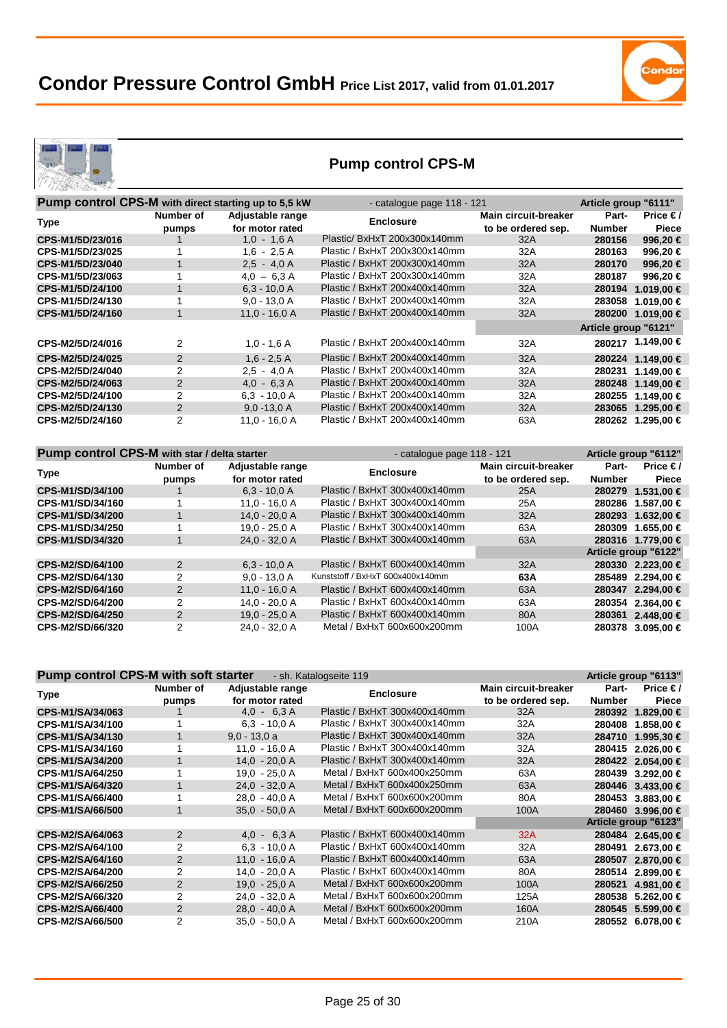# Condor Pressure Control GmbH Price List 2017, valid from 01.01.2017

## Pump control CPS-M

| Pump control CPS-M with direct starting up to 5,5 kW | | | - catalogue page 118 - 121 | | Article group "6111" | |
|---|---|---|---|---|---|---|
| **Type** | **Number of pumps** | **Adjustable range for motor rated** | **Enclosure** | **Main circuit-breaker to be ordered sep.** | **Part-Number** | **Price € / Piece** |
| CPS-M1/5D/23/016 | 1 | 1,0 - 1,6 A | Plastic/ BxHxT 200x300x140mm | 32A | 280156 | 996,20 € |
| CPS-M1/5D/23/025 | 1 | 1,6 - 2,5 A | Plastic / BxHxT 200x300x140mm | 32A | 280163 | 996,20 € |
| CPS-M1/5D/23/040 | 1 | 2,5 - 4,0 A | Plastic / BxHxT 200x300x140mm | 32A | 280170 | 996,20 € |
| CPS-M1/5D/23/063 | 1 | 4,0 – 6,3 A | Plastic / BxHxT 200x300x140mm | 32A | 280187 | 996,20 € |
| CPS-M1/5D/24/100 | 1 | 6,3 - 10,0 A | Plastic / BxHxT 200x400x140mm | 32A | 280194 | 1.019,00 € |
| CPS-M1/5D/24/130 | 1 | 9,0 - 13,0 A | Plastic / BxHxT 200x400x140mm | 32A | 283058 | 1.019,00 € |
| CPS-M1/5D/24/160 | 1 | 11,0 - 16,0 A | Plastic / BxHxT 200x400x140mm | 32A | 280200 | 1.019,00 € |
| | | | | | Article group "6121" | |
| CPS-M2/5D/24/016 | 2 | 1,0 - 1,6 A | Plastic / BxHxT 200x400x140mm | 32A | 280217 | 1.149,00 € |
| CPS-M2/5D/24/025 | 2 | 1,6 - 2,5 A | Plastic / BxHxT 200x400x140mm | 32A | 280224 | 1.149,00 € |
| CPS-M2/5D/24/040 | 2 | 2,5 - 4,0 A | Plastic / BxHxT 200x400x140mm | 32A | 280231 | 1.149,00 € |
| CPS-M2/5D/24/063 | 2 | 4,0 - 6,3 A | Plastic / BxHxT 200x400x140mm | 32A | 280248 | 1.149,00 € |
| CPS-M2/5D/24/100 | 2 | 6,3 - 10,0 A | Plastic / BxHxT 200x400x140mm | 32A | 280255 | 1.149,00 € |
| CPS-M2/5D/24/130 | 2 | 9,0 -13,0 A | Plastic / BxHxT 200x400x140mm | 32A | 283065 | 1.295,00 € |
| CPS-M2/5D/24/160 | 2 | 11,0 - 16,0 A | Plastic / BxHxT 200x400x140mm | 63A | 280262 | 1.295,00 € |

| Pump control CPS-M with star / delta starter | | | - catalogue page 118 - 121 | | Article group "6112" | |
|---|---|---|---|---|---|---|
| **Type** | **Number of pumps** | **Adjustable range for motor rated** | **Enclosure** | **Main circuit-breaker to be ordered sep.** | **Part-Number** | **Price € / Piece** |
| CPS-M1/SD/34/100 | 1 | 6,3 - 10,0 A | Plastic / BxHxT 300x400x140mm | 25A | 280279 | 1.531,00 € |
| CPS-M1/SD/34/160 | 1 | 11,0 - 16,0 A | Plastic / BxHxT 300x400x140mm | 25A | 280286 | 1.587,00 € |
| CPS-M1/SD/34/200 | 1 | 14,0 - 20,0 A | Plastic / BxHxT 300x400x140mm | 32A | 280293 | 1.632,00 € |
| CPS-M1/SD/34/250 | 1 | 19,0 - 25,0 A | Plastic / BxHxT 300x400x140mm | 63A | 280309 | 1.655,00 € |
| CPS-M1/SD/34/320 | 1 | 24,0 - 32,0 A | Plastic / BxHxT 300x400x140mm | 63A | 280316 | 1.779,00 € |
| | | | | | Article group "6122" | |
| CPS-M2/SD/64/100 | 2 | 6,3 - 10,0 A | Plastic / BxHxT 600x400x140mm | 32A | 280330 | 2.223,00 € |
| CPS-M2/SD/64/130 | 2 | 9,0 - 13,0 A | Kunststoff / BxHxT 600x400x140mm | 63A | 285489 | 2.294,00 € |
| CPS-M2/SD/64/160 | 2 | 11,0 - 16,0 A | Plastic / BxHxT 600x400x140mm | 63A | 280347 | 2.294,00 € |
| CPS-M2/SD/64/200 | 2 | 14,0 - 20,0 A | Plastic / BxHxT 600x400x140mm | 63A | 280354 | 2.364,00 € |
| CPS-M2/SD/64/250 | 2 | 19,0 - 25,0 A | Plastic / BxHxT 600x400x140mm | 80A | 280361 | 2.448,00 € |
| CPS-M2/SD/66/320 | 2 | 24,0 - 32,0 A | Metal / BxHxT 600x600x200mm | 100A | 280378 | 3.095,00 € |

| Pump control CPS-M with soft starter | | - sh. Katalogseite 119 | | | Article group "6113" | |
|---|---|---|---|---|---|---|
| **Type** | **Number of pumps** | **Adjustable range for motor rated** | **Enclosure** | **Main circuit-breaker to be ordered sep.** | **Part-Number** | **Price € / Piece** |
| CPS-M1/SA/34/063 | 1 | 4,0 - 6,3 A | Plastic / BxHxT 300x400x140mm | 32A | 280392 | 1.829,00 € |
| CPS-M1/SA/34/100 | 1 | 6,3 - 10,0 A | Plastic / BxHxT 300x400x140mm | 32A | 280408 | 1.858,00 € |
| CPS-M1/SA/34/130 | 1 | 9,0 - 13,0 a | Plastic / BxHxT 300x400x140mm | 32A | 284710 | 1.995,30 € |
| CPS-M1/SA/34/160 | 1 | 11,0 - 16,0 A | Plastic / BxHxT 300x400x140mm | 32A | 280415 | 2.026,00 € |
| CPS-M1/SA/34/200 | 1 | 14,0 - 20,0 A | Plastic / BxHxT 300x400x140mm | 32A | 280422 | 2.054,00 € |
| CPS-M1/SA/64/250 | 1 | 19,0 - 25,0 A | Metal / BxHxT 600x400x250mm | 63A | 280439 | 3.292,00 € |
| CPS-M1/SA/64/320 | 1 | 24,0 - 32,0 A | Metal / BxHxT 600x400x250mm | 63A | 280446 | 3.433,00 € |
| CPS-M1/SA/66/400 | 1 | 28,0 - 40,0 A | Metal / BxHxT 600x600x200mm | 80A | 280453 | 3.883,00 € |
| CPS-M1/SA/66/500 | 1 | 35,0 - 50,0 A | Metal / BxHxT 600x600x200mm | 100A | 280460 | 3.996,00 € |
| | | | | | Article group "6123" | |
| CPS-M2/SA/64/063 | 2 | 4,0 - 6,3 A | Plastic / BxHxT 600x400x140mm | 32A | 280484 | 2.645,00 € |
| CPS-M2/SA/64/100 | 2 | 6,3 - 10,0 A | Plastic / BxHxT 600x400x140mm | 32A | 280491 | 2.673,00 € |
| CPS-M2/SA/64/160 | 2 | 11,0 - 16,0 A | Plastic / BxHxT 600x400x140mm | 63A | 280507 | 2.870,00 € |
| CPS-M2/SA/64/200 | 2 | 14,0 - 20,0 A | Plastic / BxHxT 600x400x140mm | 80A | 280514 | 2.899,00 € |
| CPS-M2/SA/66/250 | 2 | 19,0 - 25,0 A | Metal / BxHxT 600x600x200mm | 100A | 280521 | 4.981,00 € |
| CPS-M2/SA/66/320 | 2 | 24,0 - 32,0 A | Metal / BxHxT 600x600x200mm | 125A | 280538 | 5.262,00 € |
| CPS-M2/SA/66/400 | 2 | 28,0 - 40,0 A | Metal / BxHxT 600x600x200mm | 160A | 280545 | 5.599,00 € |
| CPS-M2/SA/66/500 | 2 | 35,0 - 50,0 A | Metal / BxHxT 600x600x200mm | 210A | 280552 | 6.078,00 € |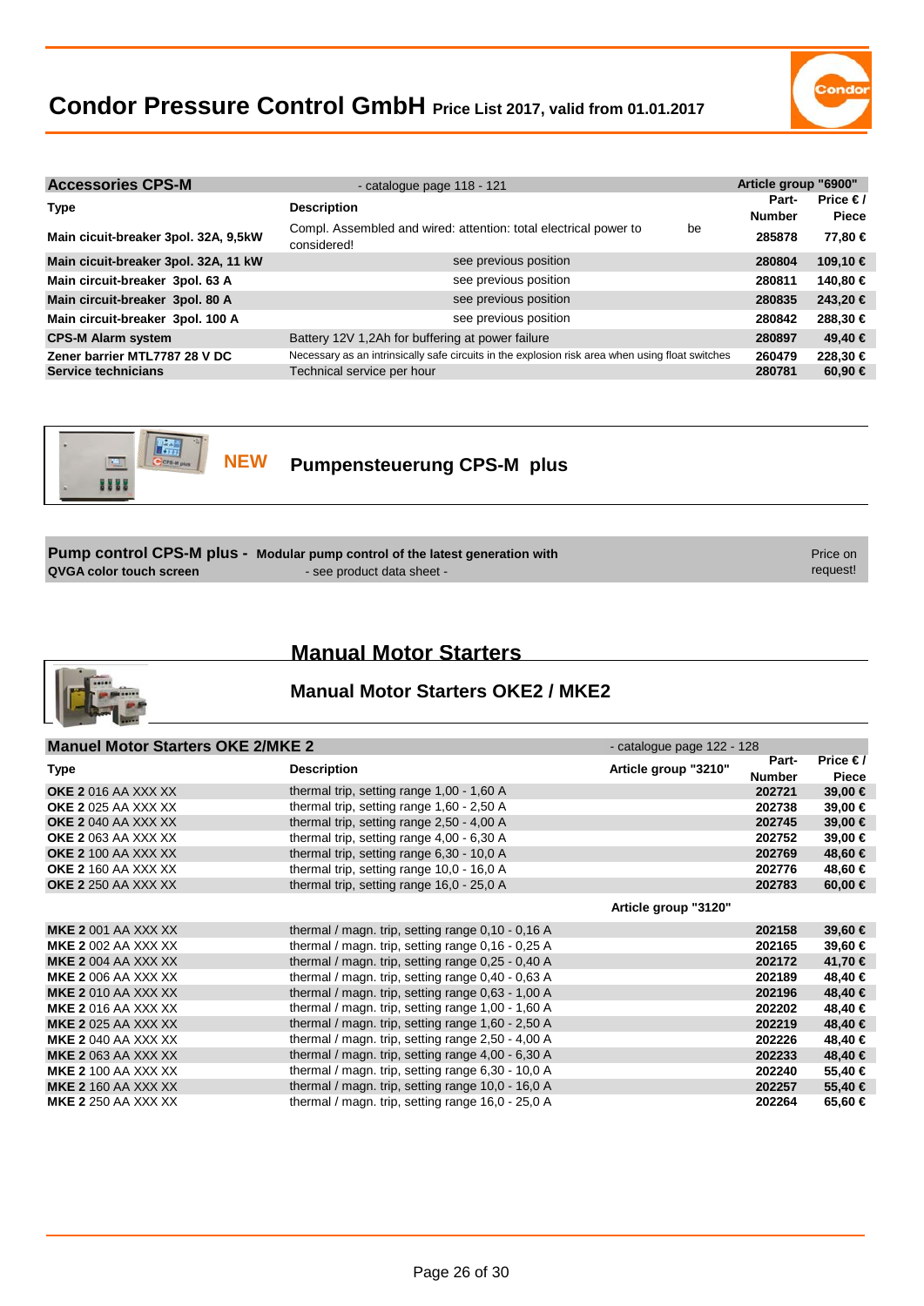## Accessories CPS-M

- catalogue page 118 - 121

Article group "6900"

| Type | Description | Part-Number | Price € / Piece |
|---|---|---|---|
| Main cicuit-breaker 3pol. 32A, 9,5kW | Compl. Assembled and wired: attention: total electrical power to be considered! | 285878 | 77,80 € |
| Main cicuit-breaker 3pol. 32A, 11 kW | see previous position | 280804 | 109,10 € |
| Main circuit-breaker 3pol. 63 A | see previous position | 280811 | 140,80 € |
| Main circuit-breaker 3pol. 80 A | see previous position | 280835 | 243,20 € |
| Main circuit-breaker 3pol. 100 A | see previous position | 280842 | 288,30 € |
| CPS-M Alarm system | Battery 12V 1,2Ah for buffering at power failure | 280897 | 49,40 € |
| Zener barrier MTL7787 28 V DC | Necessary as an intrinsically safe circuits in the explosion risk area when using float switches | 260479 | 228,30 € |
| Service technicians | Technical service per hour | 280781 | 60,90 € |

**NEW** **Pumpensteuerung CPS-M plus**

| | | |
|---|---|---|
| **Pump control CPS-M plus - QVGA color touch screen** | **Modular pump control of the latest generation with** - see product data sheet - | Price on request! |

# Manual Motor Starters

## Manual Motor Starters OKE2 / MKE2

### Manuel Motor Starters OKE 2/MKE 2

- catalogue page 122 - 128

| Type | Description | Article group "3210" | Part-Number | Price € / Piece |
|---|---|---|---|---|
| **OKE 2** 016 AA XXX XX | thermal trip, setting range 1,00 - 1,60 A | | 202721 | 39,00 € |
| **OKE 2** 025 AA XXX XX | thermal trip, setting range 1,60 - 2,50 A | | 202738 | 39,00 € |
| **OKE 2** 040 AA XXX XX | thermal trip, setting range 2,50 - 4,00 A | | 202745 | 39,00 € |
| **OKE 2** 063 AA XXX XX | thermal trip, setting range 4,00 - 6,30 A | | 202752 | 39,00 € |
| **OKE 2** 100 AA XXX XX | thermal trip, setting range 6,30 - 10,0 A | | 202769 | 48,60 € |
| **OKE 2** 160 AA XXX XX | thermal trip, setting range 10,0 - 16,0 A | | 202776 | 48,60 € |
| **OKE 2** 250 AA XXX XX | thermal trip, setting range 16,0 - 25,0 A | | 202783 | 60,00 € |
| | | **Article group "3120"** | | |
| **MKE 2** 001 AA XXX XX | thermal / magn. trip, setting range 0,10 - 0,16 A | | 202158 | 39,60 € |
| **MKE 2** 002 AA XXX XX | thermal / magn. trip, setting range 0,16 - 0,25 A | | 202165 | 39,60 € |
| **MKE 2** 004 AA XXX XX | thermal / magn. trip, setting range 0,25 - 0,40 A | | 202172 | 41,70 € |
| **MKE 2** 006 AA XXX XX | thermal / magn. trip, setting range 0,40 - 0,63 A | | 202189 | 48,40 € |
| **MKE 2** 010 AA XXX XX | thermal / magn. trip, setting range 0,63 - 1,00 A | | 202196 | 48,40 € |
| **MKE 2** 016 AA XXX XX | thermal / magn. trip, setting range 1,00 - 1,60 A | | 202202 | 48,40 € |
| **MKE 2** 025 AA XXX XX | thermal / magn. trip, setting range 1,60 - 2,50 A | | 202219 | 48,40 € |
| **MKE 2** 040 AA XXX XX | thermal / magn. trip, setting range 2,50 - 4,00 A | | 202226 | 48,40 € |
| **MKE 2** 063 AA XXX XX | thermal / magn. trip, setting range 4,00 - 6,30 A | | 202233 | 48,40 € |
| **MKE 2** 100 AA XXX XX | thermal / magn. trip, setting range 6,30 - 10,0 A | | 202240 | 55,40 € |
| **MKE 2** 160 AA XXX XX | thermal / magn. trip, setting range 10,0 - 16,0 A | | 202257 | 55,40 € |
| **MKE 2** 250 AA XXX XX | thermal / magn. trip, setting range 16,0 - 25,0 A | | 202264 | 65,60 € |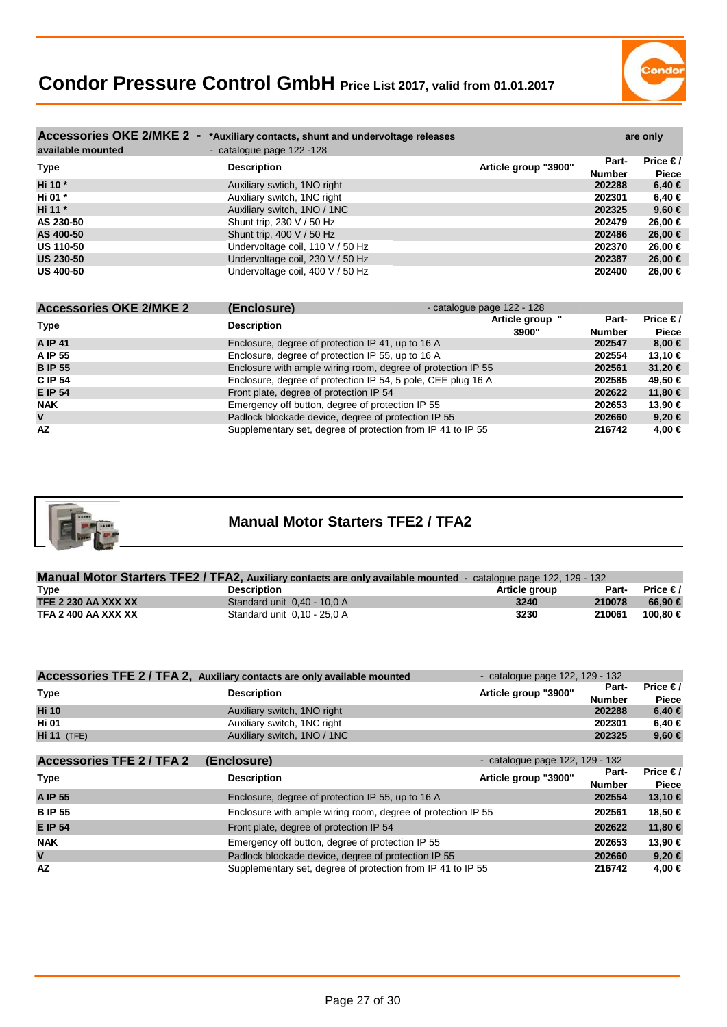# Condor Pressure Control GmbH Price List 2017, valid from 01.01.2017

## Accessories OKE 2/MKE 2 - *Auxiliary contacts, shunt and undervoltage releases are only available mounted - catalogue page 122 -128

| Type | Description | Article group "3900" | Part-Number | Price € / Piece |
|---|---|---|---|---|
| Hi 10 * | Auxiliary swtich, 1NO right | | 202288 | 6,40 € |
| Hi 01 * | Auxiliary switch, 1NC right | | 202301 | 6,40 € |
| Hi 11 * | Auxiliary switch, 1NO / 1NC | | 202325 | 9,60 € |
| AS 230-50 | Shunt trip, 230 V / 50 Hz | | 202479 | 26,00 € |
| AS 400-50 | Shunt trip, 400 V / 50 Hz | | 202486 | 26,00 € |
| US 110-50 | Undervoltage coil, 110 V / 50 Hz | | 202370 | 26,00 € |
| US 230-50 | Undervoltage coil, 230 V / 50 Hz | | 202387 | 26,00 € |
| US 400-50 | Undervoltage coil, 400 V / 50 Hz | | 202400 | 26,00 € |

## Accessories OKE 2/MKE 2 (Enclosure) - catalogue page 122 - 128

| Type | Description | Article group "3900" | Part-Number | Price € / Piece |
|---|---|---|---|---|
| A IP 41 | Enclosure, degree of protection IP 41, up to 16 A | | 202547 | 8,00 € |
| A IP 55 | Enclosure, degree of protection IP 55, up to 16 A | | 202554 | 13,10 € |
| B IP 55 | Enclosure with ample wiring room, degree of protection IP 55 | | 202561 | 31,20 € |
| C IP 54 | Enclosure, degree of protection IP 54, 5 pole, CEE plug 16 A | | 202585 | 49,50 € |
| E IP 54 | Front plate, degree of protection IP 54 | | 202622 | 11,80 € |
| NAK | Emergency off button, degree of protection IP 55 | | 202653 | 13,90 € |
| V | Padlock blockade device, degree of protection IP 55 | | 202660 | 9,20 € |
| AZ | Supplementary set, degree of protection from IP 41 to IP 55 | | 216742 | 4,00 € |

## Manual Motor Starters TFE2 / TFA2

### Manual Motor Starters TFE2 / TFA2, Auxiliary contacts are only available mounted - catalogue page 122, 129 - 132

| Type | Description | Article group | Part- | Price € / |
|---|---|---|---|---|
| TFE 2 230 AA XXX XX | Standard unit 0,40 - 10,0 A | 3240 | 210078 | 66,90 € |
| TFA 2 400 AA XXX XX | Standard unit 0,10 - 25,0 A | 3230 | 210061 | 100,80 € |

### Accessories TFE 2 / TFA 2, Auxiliary contacts are only available mounted - catalogue page 122, 129 - 132

| Type | Description | Article group "3900" | Part-Number | Price € / Piece |
|---|---|---|---|---|
| Hi 10 | Auxiliary switch, 1NO right | | 202288 | 6,40 € |
| Hi 01 | Auxiliary switch, 1NC right | | 202301 | 6,40 € |
| Hi 11 (TFE) | Auxiliary switch, 1NO / 1NC | | 202325 | 9,60 € |

### Accessories TFE 2 / TFA 2 (Enclosure) - catalogue page 122, 129 - 132

| Type | Description | Article group "3900" | Part-Number | Price € / Piece |
|---|---|---|---|---|
| A IP 55 | Enclosure, degree of protection IP 55, up to 16 A | | 202554 | 13,10 € |
| B IP 55 | Enclosure with ample wiring room, degree of protection IP 55 | | 202561 | 18,50 € |
| E IP 54 | Front plate, degree of protection IP 54 | | 202622 | 11,80 € |
| NAK | Emergency off button, degree of protection IP 55 | | 202653 | 13,90 € |
| V | Padlock blockade device, degree of protection IP 55 | | 202660 | 9,20 € |
| AZ | Supplementary set, degree of protection from IP 41 to IP 55 | | 216742 | 4,00 € |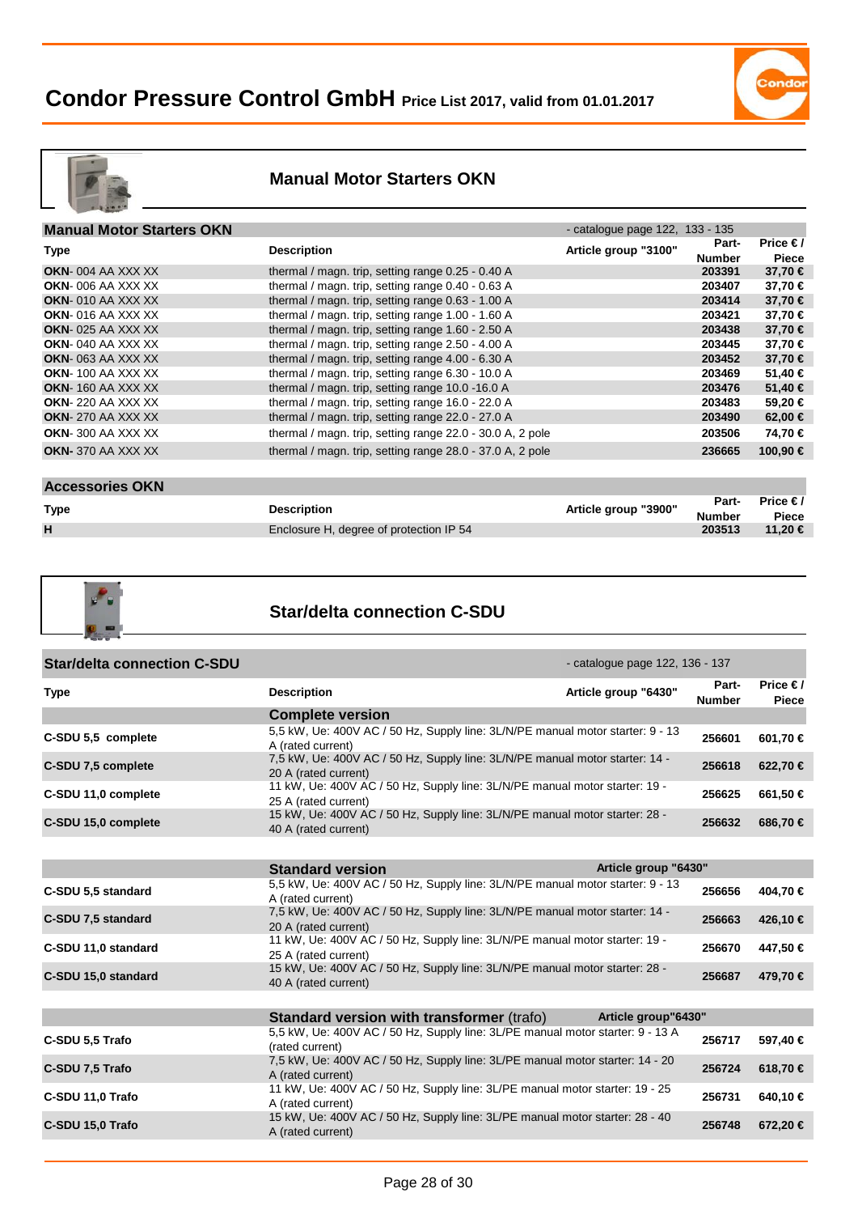# Condor Pressure Control GmbH Price List 2017, valid from 01.01.2017

## Manual Motor Starters OKN

| Manual Motor Starters OKN | | - catalogue page 122, 133 - 135 | | |
|---|---|---|---|---|
| **Type** | **Description** | **Article group "3100"** | **Part-Number** | **Price € / Piece** |
| **OKN**- 004 AA XXX XX | thermal / magn. trip, setting range 0.25 - 0.40 A | | **203391** | **37,70 €** |
| **OKN**- 006 AA XXX XX | thermal / magn. trip, setting range 0.40 - 0.63 A | | **203407** | **37,70 €** |
| **OKN**- 010 AA XXX XX | thermal / magn. trip, setting range 0.63 - 1.00 A | | **203414** | **37,70 €** |
| **OKN**- 016 AA XXX XX | thermal / magn. trip, setting range 1.00 - 1.60 A | | **203421** | **37,70 €** |
| **OKN**- 025 AA XXX XX | thermal / magn. trip, setting range 1.60 - 2.50 A | | **203438** | **37,70 €** |
| **OKN**- 040 AA XXX XX | thermal / magn. trip, setting range 2.50 - 4.00 A | | **203445** | **37,70 €** |
| **OKN**- 063 AA XXX XX | thermal / magn. trip, setting range 4.00 - 6.30 A | | **203452** | **37,70 €** |
| **OKN**- 100 AA XXX XX | thermal / magn. trip, setting range 6.30 - 10.0 A | | **203469** | **51,40 €** |
| **OKN**- 160 AA XXX XX | thermal / magn. trip, setting range 10.0 -16.0 A | | **203476** | **51,40 €** |
| **OKN**- 220 AA XXX XX | thermal / magn. trip, setting range 16.0 - 22.0 A | | **203483** | **59,20 €** |
| **OKN**- 270 AA XXX XX | thermal / magn. trip, setting range 22.0 - 27.0 A | | **203490** | **62,00 €** |
| **OKN**- 300 AA XXX XX | thermal / magn. trip, setting range 22.0 - 30.0 A, 2 pole | | **203506** | **74,70 €** |
| **OKN**- 370 AA XXX XX | thermal / magn. trip, setting range 28.0 - 37.0 A, 2 pole | | **236665** | **100,90 €** |

| Accessories OKN | | | | |
|---|---|---|---|---|
| **Type** | **Description** | **Article group "3900"** | **Part-Number** | **Price € / Piece** |
| **H** | Enclosure H, degree of protection IP 54 | | **203513** | **11,20 €** |

## Star/delta connection C-SDU

| Star/delta connection C-SDU | | - catalogue page 122, 136 - 137 | | |
|---|---|---|---|---|
| **Type** | **Description** | **Article group "6430"** | **Part-Number** | **Price € / Piece** |
| | **Complete version** | | | |
| **C-SDU 5,5 complete** | 5,5 kW, Ue: 400V AC / 50 Hz, Supply line: 3L/N/PE manual motor starter: 9 - 13 A (rated current) | | **256601** | **601,70 €** |
| **C-SDU 7,5 complete** | 7,5 kW, Ue: 400V AC / 50 Hz, Supply line: 3L/N/PE manual motor starter: 14 - 20 A (rated current) | | **256618** | **622,70 €** |
| **C-SDU 11,0 complete** | 11 kW, Ue: 400V AC / 50 Hz, Supply line: 3L/N/PE manual motor starter: 19 - 25 A (rated current) | | **256625** | **661,50 €** |
| **C-SDU 15,0 complete** | 15 kW, Ue: 400V AC / 50 Hz, Supply line: 3L/N/PE manual motor starter: 28 - 40 A (rated current) | | **256632** | **686,70 €** |

| | **Standard version** | **Article group "6430"** | | |
|---|---|---|---|---|
| **C-SDU 5,5 standard** | 5,5 kW, Ue: 400V AC / 50 Hz, Supply line: 3L/N/PE manual motor starter: 9 - 13 A (rated current) | | **256656** | **404,70 €** |
| **C-SDU 7,5 standard** | 7,5 kW, Ue: 400V AC / 50 Hz, Supply line: 3L/N/PE manual motor starter: 14 - 20 A (rated current) | | **256663** | **426,10 €** |
| **C-SDU 11,0 standard** | 11 kW, Ue: 400V AC / 50 Hz, Supply line: 3L/N/PE manual motor starter: 19 - 25 A (rated current) | | **256670** | **447,50 €** |
| **C-SDU 15,0 standard** | 15 kW, Ue: 400V AC / 50 Hz, Supply line: 3L/N/PE manual motor starter: 28 - 40 A (rated current) | | **256687** | **479,70 €** |

| | **Standard version with transformer** (trafo) | **Article group"6430"** | | |
|---|---|---|---|---|
| **C-SDU 5,5 Trafo** | 5,5 kW, Ue: 400V AC / 50 Hz, Supply line: 3L/PE manual motor starter: 9 - 13 A (rated current) | | **256717** | **597,40 €** |
| **C-SDU 7,5 Trafo** | 7,5 kW, Ue: 400V AC / 50 Hz, Supply line: 3L/PE manual motor starter: 14 - 20 A (rated current) | | **256724** | **618,70 €** |
| **C-SDU 11,0 Trafo** | 11 kW, Ue: 400V AC / 50 Hz, Supply line: 3L/PE manual motor starter: 19 - 25 A (rated current) | | **256731** | **640,10 €** |
| **C-SDU 15,0 Trafo** | 15 kW, Ue: 400V AC / 50 Hz, Supply line: 3L/PE manual motor starter: 28 - 40 A (rated current) | | **256748** | **672,20 €** |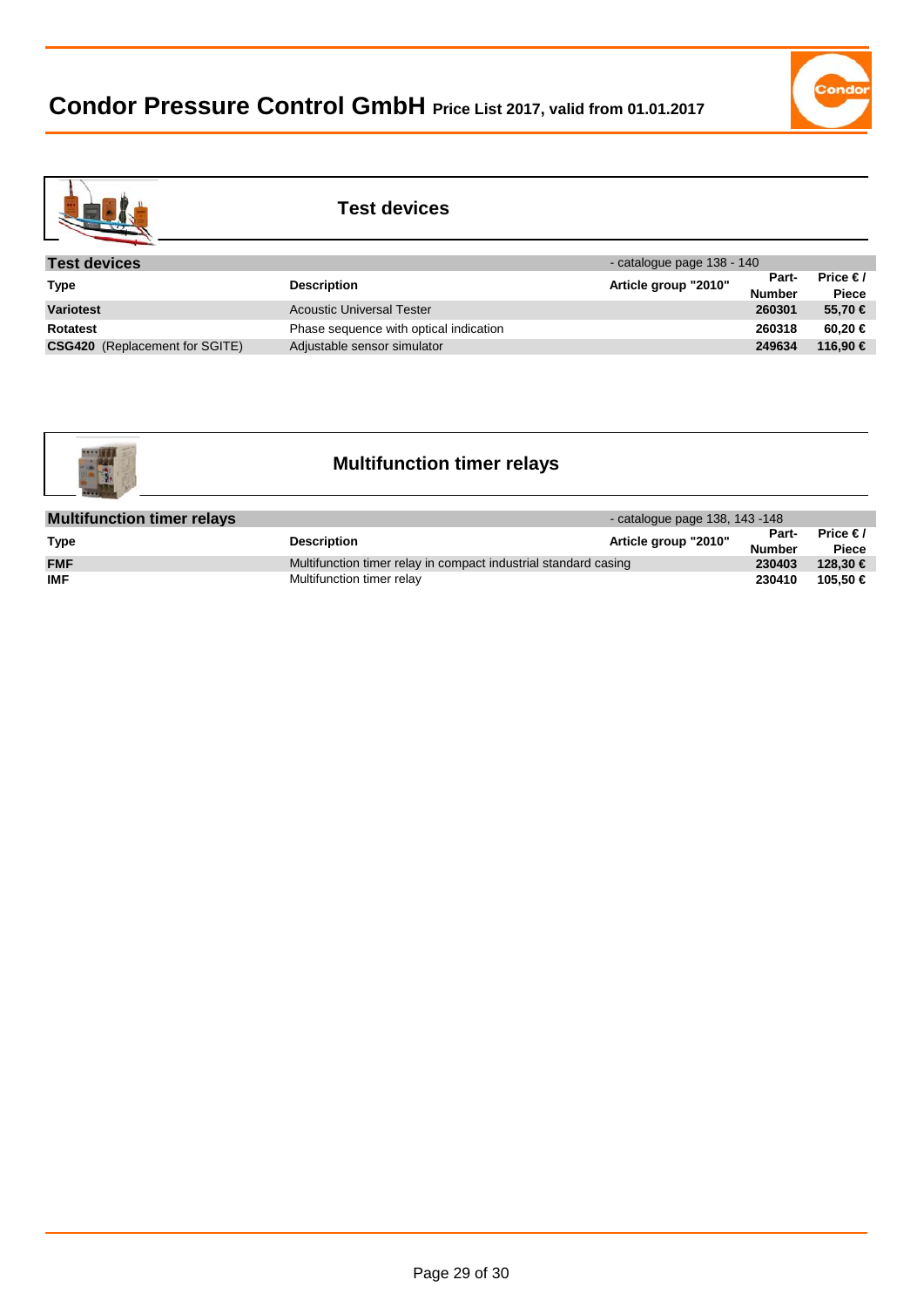## Test devices

| Test devices | | - catalogue page 138 - 140 | | |
|---|---|---|---|---|
| **Type** | **Description** | **Article group "2010"** | **Part-Number** | **Price € / Piece** |
| **Variotest** | Acoustic Universal Tester | | **260301** | **55,70 €** |
| **Rotatest** | Phase sequence with optical indication | | **260318** | **60,20 €** |
| **CSG420** (Replacement for SGITE) | Adjustable sensor simulator | | **249634** | **116,90 €** |

## Multifunction timer relays

| Multifunction timer relays | | - catalogue page 138, 143 -148 | | |
|---|---|---|---|---|
| **Type** | **Description** | **Article group "2010"** | **Part-Number** | **Price € / Piece** |
| **FMF** | Multifunction timer relay in compact industrial standard casing | | **230403** | **128,30 €** |
| **IMF** | Multifunction timer relay | | **230410** | **105,50 €** |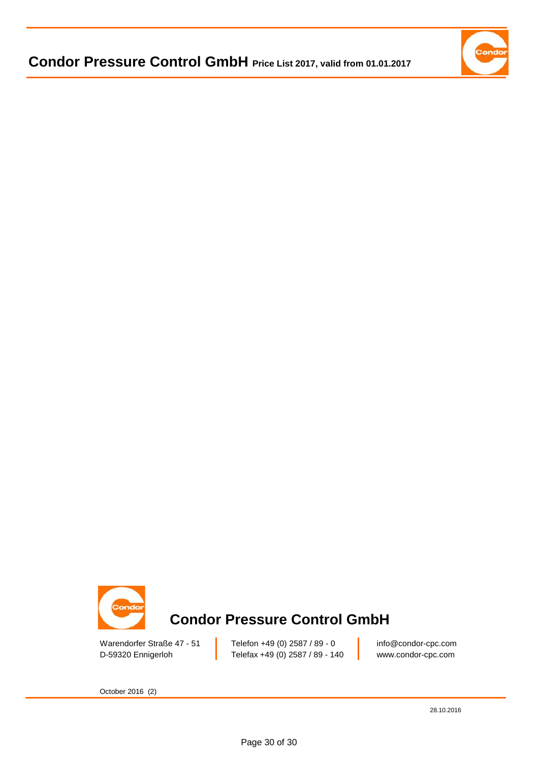## Condor Pressure Control GmbH

Warendorfer Straße 47 - 51
D-59320 Ennigerloh

Telefon +49 (0) 2587 / 89 - 0
Telefax +49 (0) 2587 / 89 - 140

info@condor-cpc.com
www.condor-cpc.com

October 2016 (2)

28.10.2016